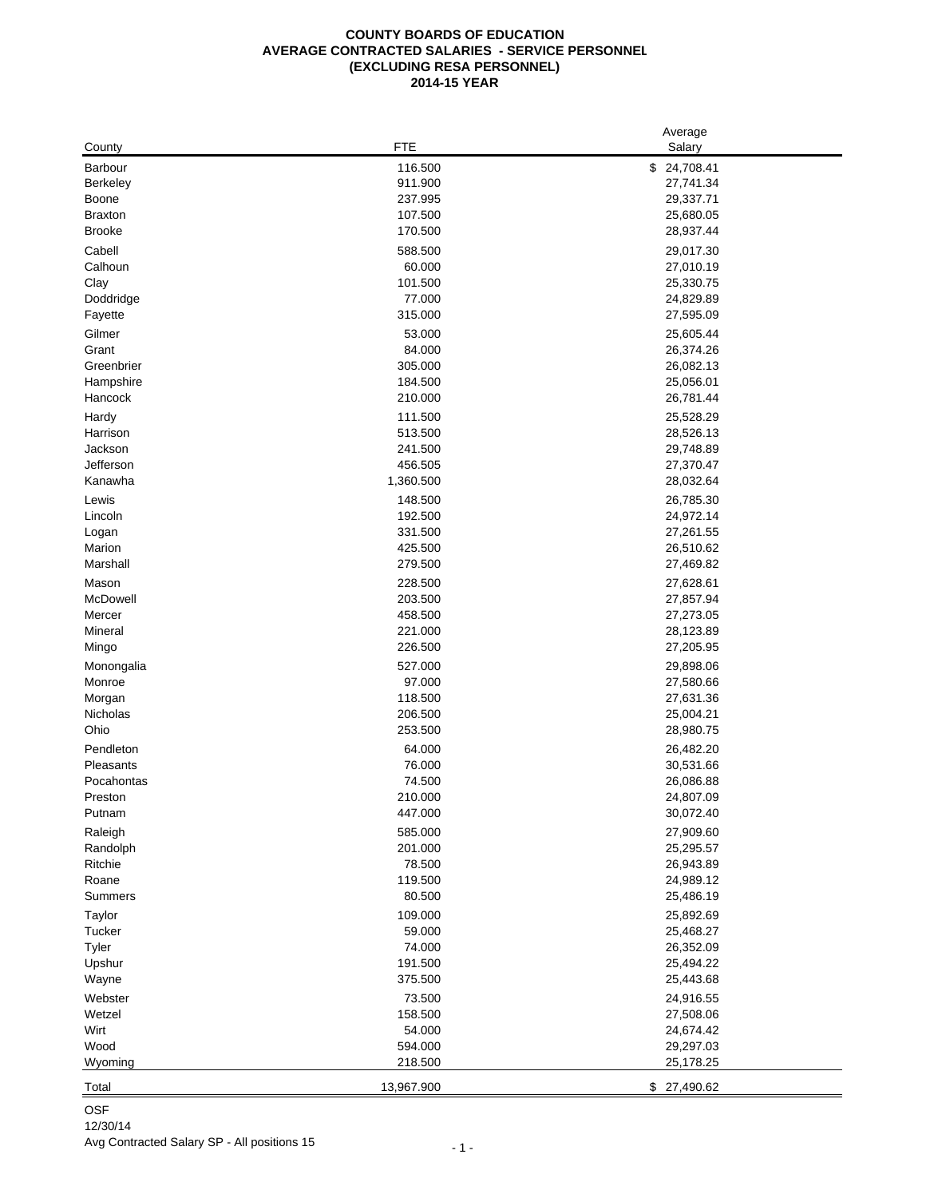**COUNTY BOARDS OF EDUCATION**
**AVERAGE CONTRACTED SALARIES - SERVICE PERSONNEL**
**(EXCLUDING RESA PERSONNEL)**
**2014-15 YEAR**

| County | FTE | Average Salary |
|---|---|---|
| Barbour | 116.500 | $ 24,708.41 |
| Berkeley | 911.900 | 27,741.34 |
| Boone | 237.995 | 29,337.71 |
| Braxton | 107.500 | 25,680.05 |
| Brooke | 170.500 | 28,937.44 |
| Cabell | 588.500 | 29,017.30 |
| Calhoun | 60.000 | 27,010.19 |
| Clay | 101.500 | 25,330.75 |
| Doddridge | 77.000 | 24,829.89 |
| Fayette | 315.000 | 27,595.09 |
| Gilmer | 53.000 | 25,605.44 |
| Grant | 84.000 | 26,374.26 |
| Greenbrier | 305.000 | 26,082.13 |
| Hampshire | 184.500 | 25,056.01 |
| Hancock | 210.000 | 26,781.44 |
| Hardy | 111.500 | 25,528.29 |
| Harrison | 513.500 | 28,526.13 |
| Jackson | 241.500 | 29,748.89 |
| Jefferson | 456.505 | 27,370.47 |
| Kanawha | 1,360.500 | 28,032.64 |
| Lewis | 148.500 | 26,785.30 |
| Lincoln | 192.500 | 24,972.14 |
| Logan | 331.500 | 27,261.55 |
| Marion | 425.500 | 26,510.62 |
| Marshall | 279.500 | 27,469.82 |
| Mason | 228.500 | 27,628.61 |
| McDowell | 203.500 | 27,857.94 |
| Mercer | 458.500 | 27,273.05 |
| Mineral | 221.000 | 28,123.89 |
| Mingo | 226.500 | 27,205.95 |
| Monongalia | 527.000 | 29,898.06 |
| Monroe | 97.000 | 27,580.66 |
| Morgan | 118.500 | 27,631.36 |
| Nicholas | 206.500 | 25,004.21 |
| Ohio | 253.500 | 28,980.75 |
| Pendleton | 64.000 | 26,482.20 |
| Pleasants | 76.000 | 30,531.66 |
| Pocahontas | 74.500 | 26,086.88 |
| Preston | 210.000 | 24,807.09 |
| Putnam | 447.000 | 30,072.40 |
| Raleigh | 585.000 | 27,909.60 |
| Randolph | 201.000 | 25,295.57 |
| Ritchie | 78.500 | 26,943.89 |
| Roane | 119.500 | 24,989.12 |
| Summers | 80.500 | 25,486.19 |
| Taylor | 109.000 | 25,892.69 |
| Tucker | 59.000 | 25,468.27 |
| Tyler | 74.000 | 26,352.09 |
| Upshur | 191.500 | 25,494.22 |
| Wayne | 375.500 | 25,443.68 |
| Webster | 73.500 | 24,916.55 |
| Wetzel | 158.500 | 27,508.06 |
| Wirt | 54.000 | 24,674.42 |
| Wood | 594.000 | 29,297.03 |
| Wyoming | 218.500 | 25,178.25 |
| Total | 13,967.900 | $ 27,490.62 |

OSF
12/30/14
Avg Contracted Salary SP - All positions 15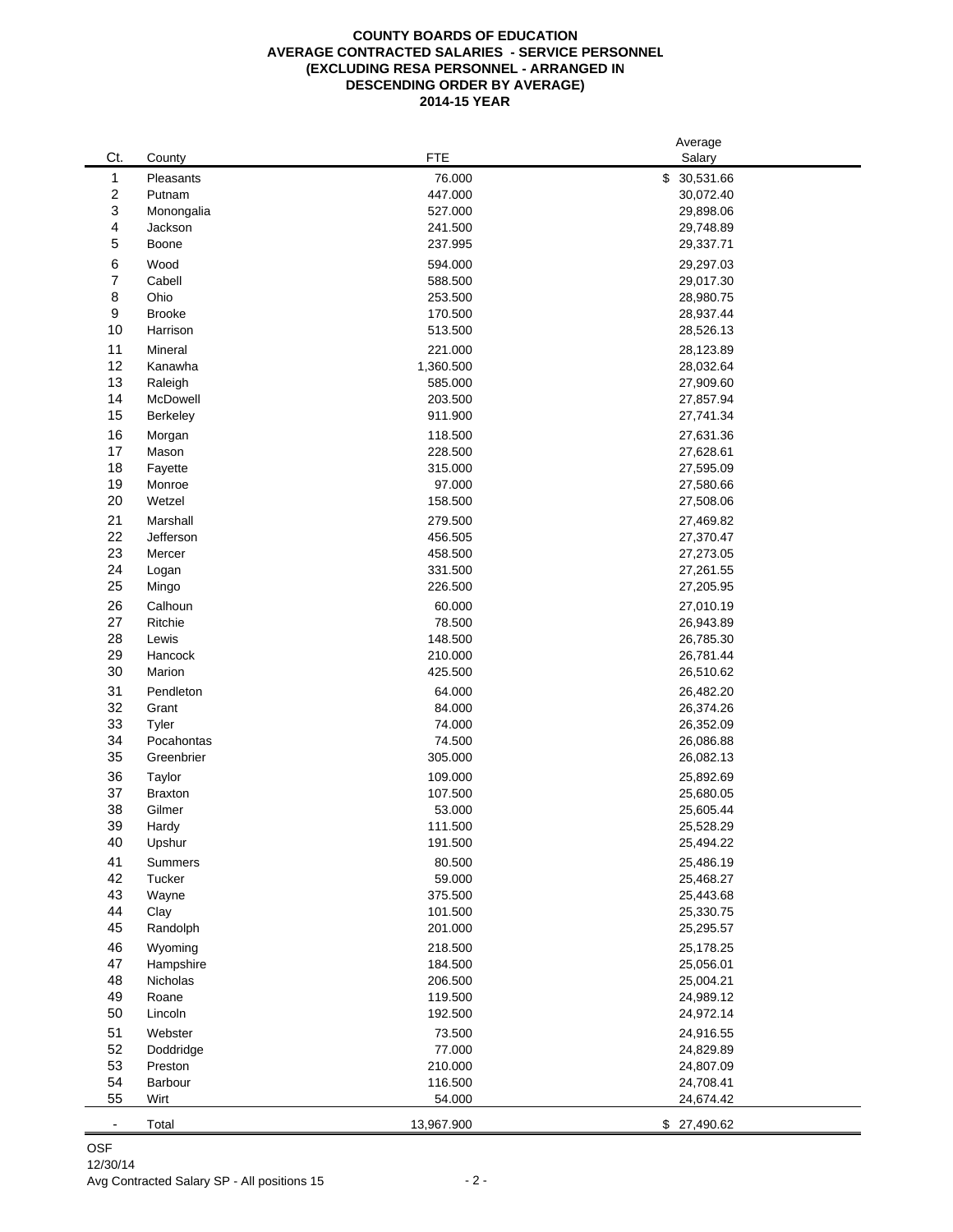**COUNTY BOARDS OF EDUCATION**
**AVERAGE CONTRACTED SALARIES - SERVICE PERSONNEL**
**(EXCLUDING RESA PERSONNEL - ARRANGED IN**
**DESCENDING ORDER BY AVERAGE)**
**2014-15 YEAR**

| Ct. | County | FTE | Average Salary |
|---|---|---|---|
| 1 | Pleasants | 76.000 | $ 30,531.66 |
| 2 | Putnam | 447.000 | 30,072.40 |
| 3 | Monongalia | 527.000 | 29,898.06 |
| 4 | Jackson | 241.500 | 29,748.89 |
| 5 | Boone | 237.995 | 29,337.71 |
| 6 | Wood | 594.000 | 29,297.03 |
| 7 | Cabell | 588.500 | 29,017.30 |
| 8 | Ohio | 253.500 | 28,980.75 |
| 9 | Brooke | 170.500 | 28,937.44 |
| 10 | Harrison | 513.500 | 28,526.13 |
| 11 | Mineral | 221.000 | 28,123.89 |
| 12 | Kanawha | 1,360.500 | 28,032.64 |
| 13 | Raleigh | 585.000 | 27,909.60 |
| 14 | McDowell | 203.500 | 27,857.94 |
| 15 | Berkeley | 911.900 | 27,741.34 |
| 16 | Morgan | 118.500 | 27,631.36 |
| 17 | Mason | 228.500 | 27,628.61 |
| 18 | Fayette | 315.000 | 27,595.09 |
| 19 | Monroe | 97.000 | 27,580.66 |
| 20 | Wetzel | 158.500 | 27,508.06 |
| 21 | Marshall | 279.500 | 27,469.82 |
| 22 | Jefferson | 456.505 | 27,370.47 |
| 23 | Mercer | 458.500 | 27,273.05 |
| 24 | Logan | 331.500 | 27,261.55 |
| 25 | Mingo | 226.500 | 27,205.95 |
| 26 | Calhoun | 60.000 | 27,010.19 |
| 27 | Ritchie | 78.500 | 26,943.89 |
| 28 | Lewis | 148.500 | 26,785.30 |
| 29 | Hancock | 210.000 | 26,781.44 |
| 30 | Marion | 425.500 | 26,510.62 |
| 31 | Pendleton | 64.000 | 26,482.20 |
| 32 | Grant | 84.000 | 26,374.26 |
| 33 | Tyler | 74.000 | 26,352.09 |
| 34 | Pocahontas | 74.500 | 26,086.88 |
| 35 | Greenbrier | 305.000 | 26,082.13 |
| 36 | Taylor | 109.000 | 25,892.69 |
| 37 | Braxton | 107.500 | 25,680.05 |
| 38 | Gilmer | 53.000 | 25,605.44 |
| 39 | Hardy | 111.500 | 25,528.29 |
| 40 | Upshur | 191.500 | 25,494.22 |
| 41 | Summers | 80.500 | 25,486.19 |
| 42 | Tucker | 59.000 | 25,468.27 |
| 43 | Wayne | 375.500 | 25,443.68 |
| 44 | Clay | 101.500 | 25,330.75 |
| 45 | Randolph | 201.000 | 25,295.57 |
| 46 | Wyoming | 218.500 | 25,178.25 |
| 47 | Hampshire | 184.500 | 25,056.01 |
| 48 | Nicholas | 206.500 | 25,004.21 |
| 49 | Roane | 119.500 | 24,989.12 |
| 50 | Lincoln | 192.500 | 24,972.14 |
| 51 | Webster | 73.500 | 24,916.55 |
| 52 | Doddridge | 77.000 | 24,829.89 |
| 53 | Preston | 210.000 | 24,807.09 |
| 54 | Barbour | 116.500 | 24,708.41 |
| 55 | Wirt | 54.000 | 24,674.42 |
| - | Total | 13,967.900 | $ 27,490.62 |

OSF
12/30/14
Avg Contracted Salary SP - All positions 15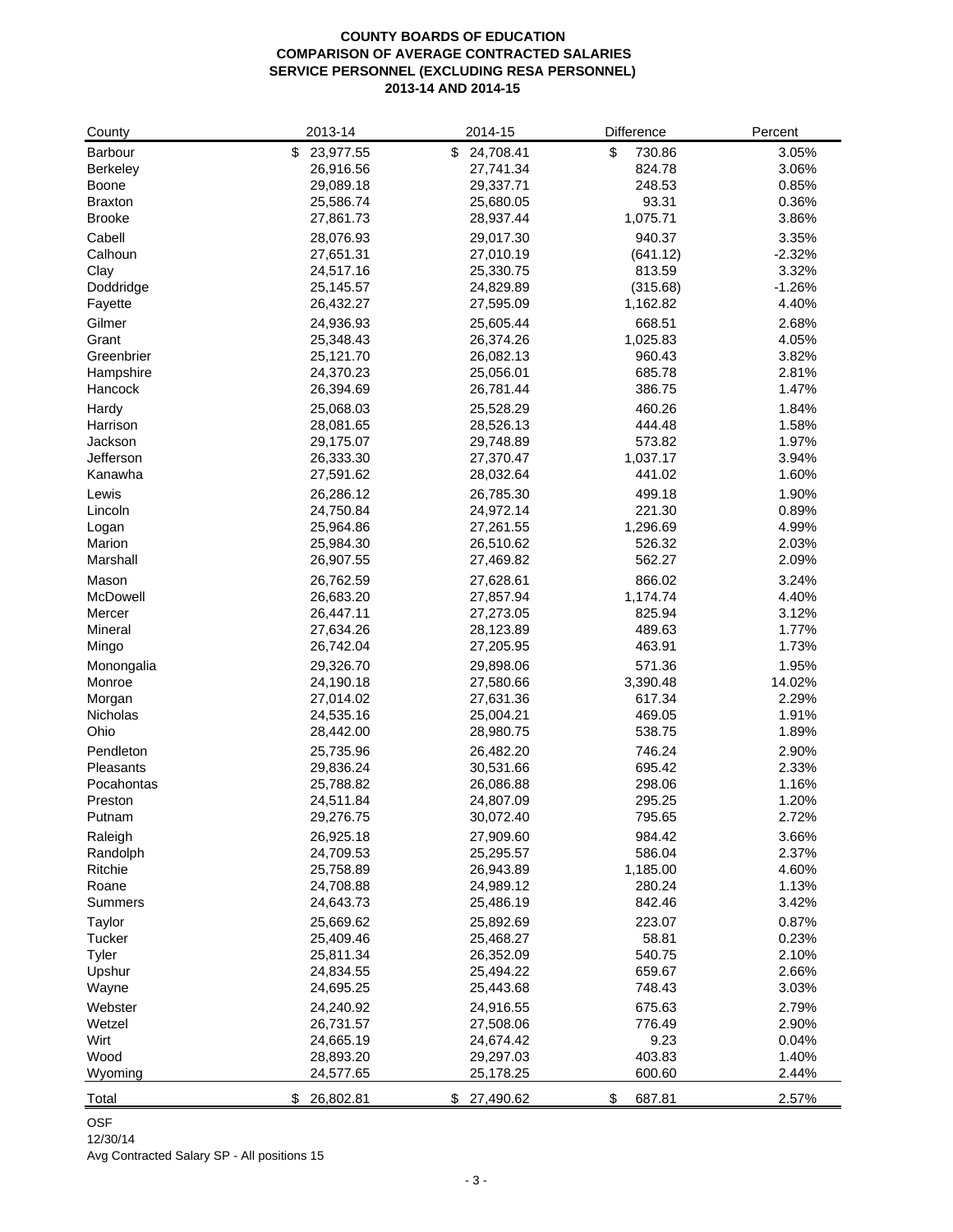# COUNTY BOARDS OF EDUCATION
## COMPARISON OF AVERAGE CONTRACTED SALARIES
## SERVICE PERSONNEL (EXCLUDING RESA PERSONNEL)
## 2013-14 AND 2014-15

| County | 2013-14 | 2014-15 | Difference | Percent |
|---|---|---|---|---|
| Barbour | $ 23,977.55 | $ 24,708.41 | $ 730.86 | 3.05% |
| Berkeley | 26,916.56 | 27,741.34 | 824.78 | 3.06% |
| Boone | 29,089.18 | 29,337.71 | 248.53 | 0.85% |
| Braxton | 25,586.74 | 25,680.05 | 93.31 | 0.36% |
| Brooke | 27,861.73 | 28,937.44 | 1,075.71 | 3.86% |
| Cabell | 28,076.93 | 29,017.30 | 940.37 | 3.35% |
| Calhoun | 27,651.31 | 27,010.19 | (641.12) | -2.32% |
| Clay | 24,517.16 | 25,330.75 | 813.59 | 3.32% |
| Doddridge | 25,145.57 | 24,829.89 | (315.68) | -1.26% |
| Fayette | 26,432.27 | 27,595.09 | 1,162.82 | 4.40% |
| Gilmer | 24,936.93 | 25,605.44 | 668.51 | 2.68% |
| Grant | 25,348.43 | 26,374.26 | 1,025.83 | 4.05% |
| Greenbrier | 25,121.70 | 26,082.13 | 960.43 | 3.82% |
| Hampshire | 24,370.23 | 25,056.01 | 685.78 | 2.81% |
| Hancock | 26,394.69 | 26,781.44 | 386.75 | 1.47% |
| Hardy | 25,068.03 | 25,528.29 | 460.26 | 1.84% |
| Harrison | 28,081.65 | 28,526.13 | 444.48 | 1.58% |
| Jackson | 29,175.07 | 29,748.89 | 573.82 | 1.97% |
| Jefferson | 26,333.30 | 27,370.47 | 1,037.17 | 3.94% |
| Kanawha | 27,591.62 | 28,032.64 | 441.02 | 1.60% |
| Lewis | 26,286.12 | 26,785.30 | 499.18 | 1.90% |
| Lincoln | 24,750.84 | 24,972.14 | 221.30 | 0.89% |
| Logan | 25,964.86 | 27,261.55 | 1,296.69 | 4.99% |
| Marion | 25,984.30 | 26,510.62 | 526.32 | 2.03% |
| Marshall | 26,907.55 | 27,469.82 | 562.27 | 2.09% |
| Mason | 26,762.59 | 27,628.61 | 866.02 | 3.24% |
| McDowell | 26,683.20 | 27,857.94 | 1,174.74 | 4.40% |
| Mercer | 26,447.11 | 27,273.05 | 825.94 | 3.12% |
| Mineral | 27,634.26 | 28,123.89 | 489.63 | 1.77% |
| Mingo | 26,742.04 | 27,205.95 | 463.91 | 1.73% |
| Monongalia | 29,326.70 | 29,898.06 | 571.36 | 1.95% |
| Monroe | 24,190.18 | 27,580.66 | 3,390.48 | 14.02% |
| Morgan | 27,014.02 | 27,631.36 | 617.34 | 2.29% |
| Nicholas | 24,535.16 | 25,004.21 | 469.05 | 1.91% |
| Ohio | 28,442.00 | 28,980.75 | 538.75 | 1.89% |
| Pendleton | 25,735.96 | 26,482.20 | 746.24 | 2.90% |
| Pleasants | 29,836.24 | 30,531.66 | 695.42 | 2.33% |
| Pocahontas | 25,788.82 | 26,086.88 | 298.06 | 1.16% |
| Preston | 24,511.84 | 24,807.09 | 295.25 | 1.20% |
| Putnam | 29,276.75 | 30,072.40 | 795.65 | 2.72% |
| Raleigh | 26,925.18 | 27,909.60 | 984.42 | 3.66% |
| Randolph | 24,709.53 | 25,295.57 | 586.04 | 2.37% |
| Ritchie | 25,758.89 | 26,943.89 | 1,185.00 | 4.60% |
| Roane | 24,708.88 | 24,989.12 | 280.24 | 1.13% |
| Summers | 24,643.73 | 25,486.19 | 842.46 | 3.42% |
| Taylor | 25,669.62 | 25,892.69 | 223.07 | 0.87% |
| Tucker | 25,409.46 | 25,468.27 | 58.81 | 0.23% |
| Tyler | 25,811.34 | 26,352.09 | 540.75 | 2.10% |
| Upshur | 24,834.55 | 25,494.22 | 659.67 | 2.66% |
| Wayne | 24,695.25 | 25,443.68 | 748.43 | 3.03% |
| Webster | 24,240.92 | 24,916.55 | 675.63 | 2.79% |
| Wetzel | 26,731.57 | 27,508.06 | 776.49 | 2.90% |
| Wirt | 24,665.19 | 24,674.42 | 9.23 | 0.04% |
| Wood | 28,893.20 | 29,297.03 | 403.83 | 1.40% |
| Wyoming | 24,577.65 | 25,178.25 | 600.60 | 2.44% |
| Total | $ 26,802.81 | $ 27,490.62 | $ 687.81 | 2.57% |

OSF
12/30/14
Avg Contracted Salary SP - All positions 15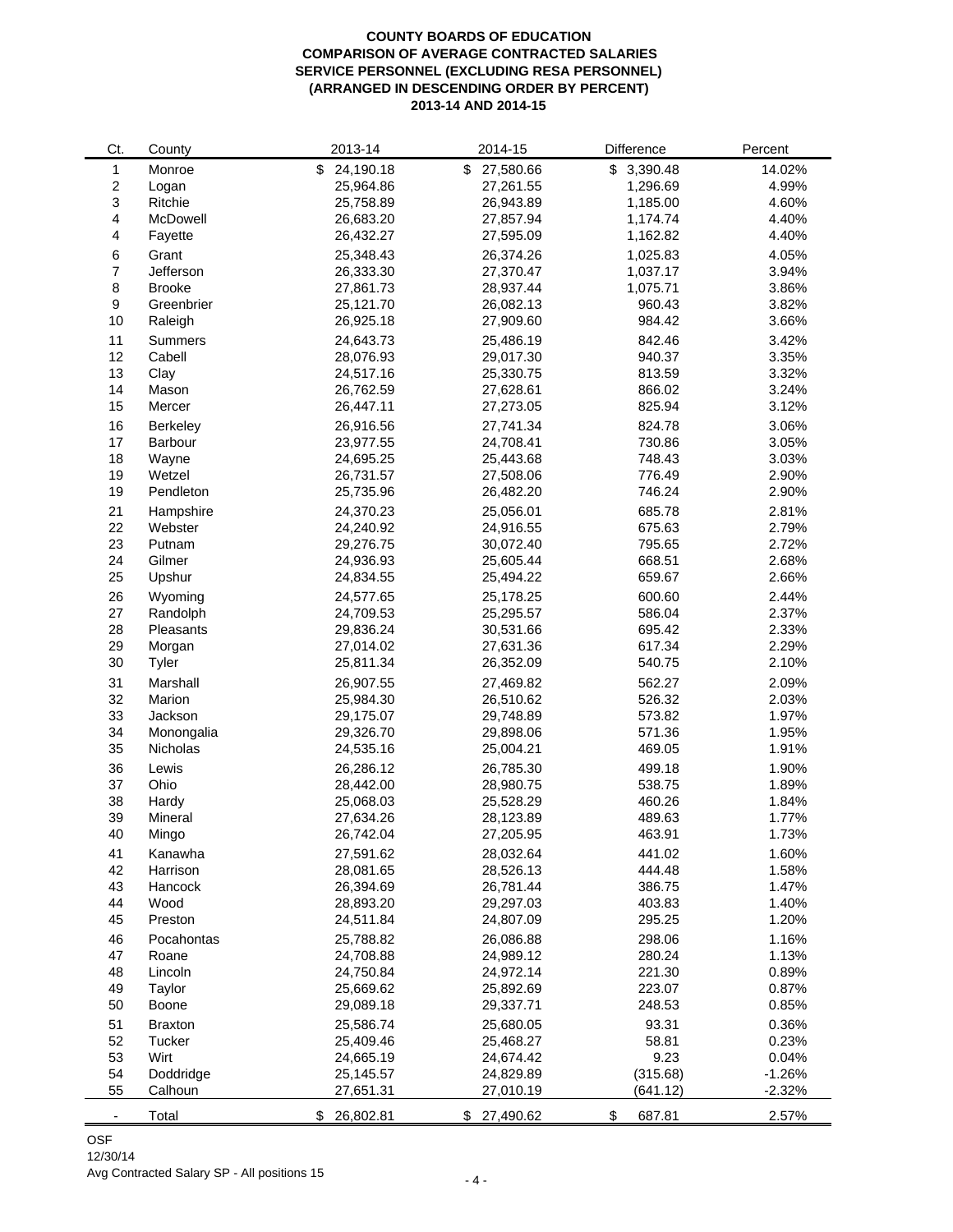**COUNTY BOARDS OF EDUCATION**
**COMPARISON OF AVERAGE CONTRACTED SALARIES**
**SERVICE PERSONNEL (EXCLUDING RESA PERSONNEL)**
**(ARRANGED IN DESCENDING ORDER BY PERCENT)**
**2013-14 AND 2014-15**

| Ct. | County | 2013-14 | 2014-15 | Difference | Percent |
|---|---|---|---|---|---|
| 1 | Monroe | $ 24,190.18 | $ 27,580.66 | $ 3,390.48 | 14.02% |
| 2 | Logan | 25,964.86 | 27,261.55 | 1,296.69 | 4.99% |
| 3 | Ritchie | 25,758.89 | 26,943.89 | 1,185.00 | 4.60% |
| 4 | McDowell | 26,683.20 | 27,857.94 | 1,174.74 | 4.40% |
| 4 | Fayette | 26,432.27 | 27,595.09 | 1,162.82 | 4.40% |
| 6 | Grant | 25,348.43 | 26,374.26 | 1,025.83 | 4.05% |
| 7 | Jefferson | 26,333.30 | 27,370.47 | 1,037.17 | 3.94% |
| 8 | Brooke | 27,861.73 | 28,937.44 | 1,075.71 | 3.86% |
| 9 | Greenbrier | 25,121.70 | 26,082.13 | 960.43 | 3.82% |
| 10 | Raleigh | 26,925.18 | 27,909.60 | 984.42 | 3.66% |
| 11 | Summers | 24,643.73 | 25,486.19 | 842.46 | 3.42% |
| 12 | Cabell | 28,076.93 | 29,017.30 | 940.37 | 3.35% |
| 13 | Clay | 24,517.16 | 25,330.75 | 813.59 | 3.32% |
| 14 | Mason | 26,762.59 | 27,628.61 | 866.02 | 3.24% |
| 15 | Mercer | 26,447.11 | 27,273.05 | 825.94 | 3.12% |
| 16 | Berkeley | 26,916.56 | 27,741.34 | 824.78 | 3.06% |
| 17 | Barbour | 23,977.55 | 24,708.41 | 730.86 | 3.05% |
| 18 | Wayne | 24,695.25 | 25,443.68 | 748.43 | 3.03% |
| 19 | Wetzel | 26,731.57 | 27,508.06 | 776.49 | 2.90% |
| 19 | Pendleton | 25,735.96 | 26,482.20 | 746.24 | 2.90% |
| 21 | Hampshire | 24,370.23 | 25,056.01 | 685.78 | 2.81% |
| 22 | Webster | 24,240.92 | 24,916.55 | 675.63 | 2.79% |
| 23 | Putnam | 29,276.75 | 30,072.40 | 795.65 | 2.72% |
| 24 | Gilmer | 24,936.93 | 25,605.44 | 668.51 | 2.68% |
| 25 | Upshur | 24,834.55 | 25,494.22 | 659.67 | 2.66% |
| 26 | Wyoming | 24,577.65 | 25,178.25 | 600.60 | 2.44% |
| 27 | Randolph | 24,709.53 | 25,295.57 | 586.04 | 2.37% |
| 28 | Pleasants | 29,836.24 | 30,531.66 | 695.42 | 2.33% |
| 29 | Morgan | 27,014.02 | 27,631.36 | 617.34 | 2.29% |
| 30 | Tyler | 25,811.34 | 26,352.09 | 540.75 | 2.10% |
| 31 | Marshall | 26,907.55 | 27,469.82 | 562.27 | 2.09% |
| 32 | Marion | 25,984.30 | 26,510.62 | 526.32 | 2.03% |
| 33 | Jackson | 29,175.07 | 29,748.89 | 573.82 | 1.97% |
| 34 | Monongalia | 29,326.70 | 29,898.06 | 571.36 | 1.95% |
| 35 | Nicholas | 24,535.16 | 25,004.21 | 469.05 | 1.91% |
| 36 | Lewis | 26,286.12 | 26,785.30 | 499.18 | 1.90% |
| 37 | Ohio | 28,442.00 | 28,980.75 | 538.75 | 1.89% |
| 38 | Hardy | 25,068.03 | 25,528.29 | 460.26 | 1.84% |
| 39 | Mineral | 27,634.26 | 28,123.89 | 489.63 | 1.77% |
| 40 | Mingo | 26,742.04 | 27,205.95 | 463.91 | 1.73% |
| 41 | Kanawha | 27,591.62 | 28,032.64 | 441.02 | 1.60% |
| 42 | Harrison | 28,081.65 | 28,526.13 | 444.48 | 1.58% |
| 43 | Hancock | 26,394.69 | 26,781.44 | 386.75 | 1.47% |
| 44 | Wood | 28,893.20 | 29,297.03 | 403.83 | 1.40% |
| 45 | Preston | 24,511.84 | 24,807.09 | 295.25 | 1.20% |
| 46 | Pocahontas | 25,788.82 | 26,086.88 | 298.06 | 1.16% |
| 47 | Roane | 24,708.88 | 24,989.12 | 280.24 | 1.13% |
| 48 | Lincoln | 24,750.84 | 24,972.14 | 221.30 | 0.89% |
| 49 | Taylor | 25,669.62 | 25,892.69 | 223.07 | 0.87% |
| 50 | Boone | 29,089.18 | 29,337.71 | 248.53 | 0.85% |
| 51 | Braxton | 25,586.74 | 25,680.05 | 93.31 | 0.36% |
| 52 | Tucker | 25,409.46 | 25,468.27 | 58.81 | 0.23% |
| 53 | Wirt | 24,665.19 | 24,674.42 | 9.23 | 0.04% |
| 54 | Doddridge | 25,145.57 | 24,829.89 | (315.68) | -1.26% |
| 55 | Calhoun | 27,651.31 | 27,010.19 | (641.12) | -2.32% |
| - | Total | $ 26,802.81 | $ 27,490.62 | $ 687.81 | 2.57% |

OSF
12/30/14
Avg Contracted Salary SP - All positions 15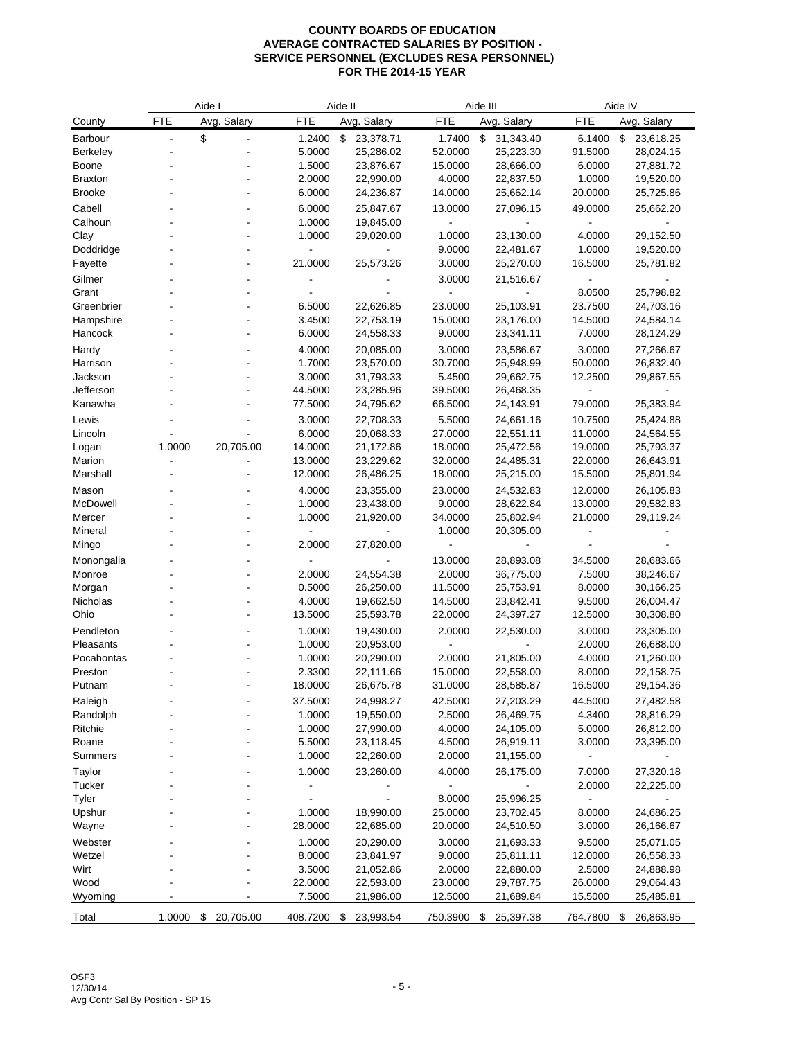# COUNTY BOARDS OF EDUCATION
## AVERAGE CONTRACTED SALARIES BY POSITION - SERVICE PERSONNEL (EXCLUDES RESA PERSONNEL)
## FOR THE 2014-15 YEAR

| | Aide I | | Aide II | | Aide III | | Aide IV | |
|---|---|---|---|---|---|---|---|---|
| County | FTE | Avg. Salary | FTE | Avg. Salary | FTE | Avg. Salary | FTE | Avg. Salary |
| Barbour | - | $ - | 1.2400 | $ 23,378.71 | 1.7400 | $ 31,343.40 | 6.1400 | $ 23,618.25 |
| Berkeley | - | - | 5.0000 | 25,286.02 | 52.0000 | 25,223.30 | 91.5000 | 28,024.15 |
| Boone | - | - | 1.5000 | 23,876.67 | 15.0000 | 28,666.00 | 6.0000 | 27,881.72 |
| Braxton | - | - | 2.0000 | 22,990.00 | 4.0000 | 22,837.50 | 1.0000 | 19,520.00 |
| Brooke | - | - | 6.0000 | 24,236.87 | 14.0000 | 25,662.14 | 20.0000 | 25,725.86 |
| Cabell | - | - | 6.0000 | 25,847.67 | 13.0000 | 27,096.15 | 49.0000 | 25,662.20 |
| Calhoun | - | - | 1.0000 | 19,845.00 | - | - | - | - |
| Clay | - | - | 1.0000 | 29,020.00 | 1.0000 | 23,130.00 | 4.0000 | 29,152.50 |
| Doddridge | - | - | - | - | 9.0000 | 22,481.67 | 1.0000 | 19,520.00 |
| Fayette | - | - | 21.0000 | 25,573.26 | 3.0000 | 25,270.00 | 16.5000 | 25,781.82 |
| Gilmer | - | - | - | - | 3.0000 | 21,516.67 | - | - |
| Grant | - | - | - | - | - | - | 8.0500 | 25,798.82 |
| Greenbrier | - | - | 6.5000 | 22,626.85 | 23.0000 | 25,103.91 | 23.7500 | 24,703.16 |
| Hampshire | - | - | 3.4500 | 22,753.19 | 15.0000 | 23,176.00 | 14.5000 | 24,584.14 |
| Hancock | - | - | 6.0000 | 24,558.33 | 9.0000 | 23,341.11 | 7.0000 | 28,124.29 |
| Hardy | - | - | 4.0000 | 20,085.00 | 3.0000 | 23,586.67 | 3.0000 | 27,266.67 |
| Harrison | - | - | 1.7000 | 23,570.00 | 30.7000 | 25,948.99 | 50.0000 | 26,832.40 |
| Jackson | - | - | 3.0000 | 31,793.33 | 5.4500 | 29,662.75 | 12.2500 | 29,867.55 |
| Jefferson | - | - | 44.5000 | 23,285.96 | 39.5000 | 26,468.35 | - | - |
| Kanawha | - | - | 77.5000 | 24,795.62 | 66.5000 | 24,143.91 | 79.0000 | 25,383.94 |
| Lewis | - | - | 3.0000 | 22,708.33 | 5.5000 | 24,661.16 | 10.7500 | 25,424.88 |
| Lincoln | - | - | 6.0000 | 20,068.33 | 27.0000 | 22,551.11 | 11.0000 | 24,564.55 |
| Logan | 1.0000 | 20,705.00 | 14.0000 | 21,172.86 | 18.0000 | 25,472.56 | 19.0000 | 25,793.37 |
| Marion | - | - | 13.0000 | 23,229.62 | 32.0000 | 24,485.31 | 22.0000 | 26,643.91 |
| Marshall | - | - | 12.0000 | 26,486.25 | 18.0000 | 25,215.00 | 15.5000 | 25,801.94 |
| Mason | - | - | 4.0000 | 23,355.00 | 23.0000 | 24,532.83 | 12.0000 | 26,105.83 |
| McDowell | - | - | 1.0000 | 23,438.00 | 9.0000 | 28,622.84 | 13.0000 | 29,582.83 |
| Mercer | - | - | 1.0000 | 21,920.00 | 34.0000 | 25,802.94 | 21.0000 | 29,119.24 |
| Mineral | - | - | - | - | 1.0000 | 20,305.00 | - | - |
| Mingo | - | - | 2.0000 | 27,820.00 | - | - | - | - |
| Monongalia | - | - | - | - | 13.0000 | 28,893.08 | 34.5000 | 28,683.66 |
| Monroe | - | - | 2.0000 | 24,554.38 | 2.0000 | 36,775.00 | 7.5000 | 38,246.67 |
| Morgan | - | - | 0.5000 | 26,250.00 | 11.5000 | 25,753.91 | 8.0000 | 30,166.25 |
| Nicholas | - | - | 4.0000 | 19,662.50 | 14.5000 | 23,842.41 | 9.5000 | 26,004.47 |
| Ohio | - | - | 13.5000 | 25,593.78 | 22.0000 | 24,397.27 | 12.5000 | 30,308.80 |
| Pendleton | - | - | 1.0000 | 19,430.00 | 2.0000 | 22,530.00 | 3.0000 | 23,305.00 |
| Pleasants | - | - | 1.0000 | 20,953.00 | - | - | 2.0000 | 26,688.00 |
| Pocahontas | - | - | 1.0000 | 20,290.00 | 2.0000 | 21,805.00 | 4.0000 | 21,260.00 |
| Preston | - | - | 2.3300 | 22,111.66 | 15.0000 | 22,558.00 | 8.0000 | 22,158.75 |
| Putnam | - | - | 18.0000 | 26,675.78 | 31.0000 | 28,585.87 | 16.5000 | 29,154.36 |
| Raleigh | - | - | 37.5000 | 24,998.27 | 42.5000 | 27,203.29 | 44.5000 | 27,482.58 |
| Randolph | - | - | 1.0000 | 19,550.00 | 2.5000 | 26,469.75 | 4.3400 | 28,816.29 |
| Ritchie | - | - | 1.0000 | 27,990.00 | 4.0000 | 24,105.00 | 5.0000 | 26,812.00 |
| Roane | - | - | 5.5000 | 23,118.45 | 4.5000 | 26,919.11 | 3.0000 | 23,395.00 |
| Summers | - | - | 1.0000 | 22,260.00 | 2.0000 | 21,155.00 | - | - |
| Taylor | - | - | 1.0000 | 23,260.00 | 4.0000 | 26,175.00 | 7.0000 | 27,320.18 |
| Tucker | - | - | - | - | - | - | 2.0000 | 22,225.00 |
| Tyler | - | - | - | - | 8.0000 | 25,996.25 | - | - |
| Upshur | - | - | 1.0000 | 18,990.00 | 25.0000 | 23,702.45 | 8.0000 | 24,686.25 |
| Wayne | - | - | 28.0000 | 22,685.00 | 20.0000 | 24,510.50 | 3.0000 | 26,166.67 |
| Webster | - | - | 1.0000 | 20,290.00 | 3.0000 | 21,693.33 | 9.5000 | 25,071.05 |
| Wetzel | - | - | 8.0000 | 23,841.97 | 9.0000 | 25,811.11 | 12.0000 | 26,558.33 |
| Wirt | - | - | 3.5000 | 21,052.86 | 2.0000 | 22,880.00 | 2.5000 | 24,888.98 |
| Wood | - | - | 22.0000 | 22,593.00 | 23.0000 | 29,787.75 | 26.0000 | 29,064.43 |
| Wyoming | - | - | 7.5000 | 21,986.00 | 12.5000 | 21,689.84 | 15.5000 | 25,485.81 |
| Total | 1.0000 | $ 20,705.00 | 408.7200 | $ 23,993.54 | 750.3900 | $ 25,397.38 | 764.7800 | $ 26,863.95 |

OSF3
12/30/14
Avg Contr Sal By Position - SP 15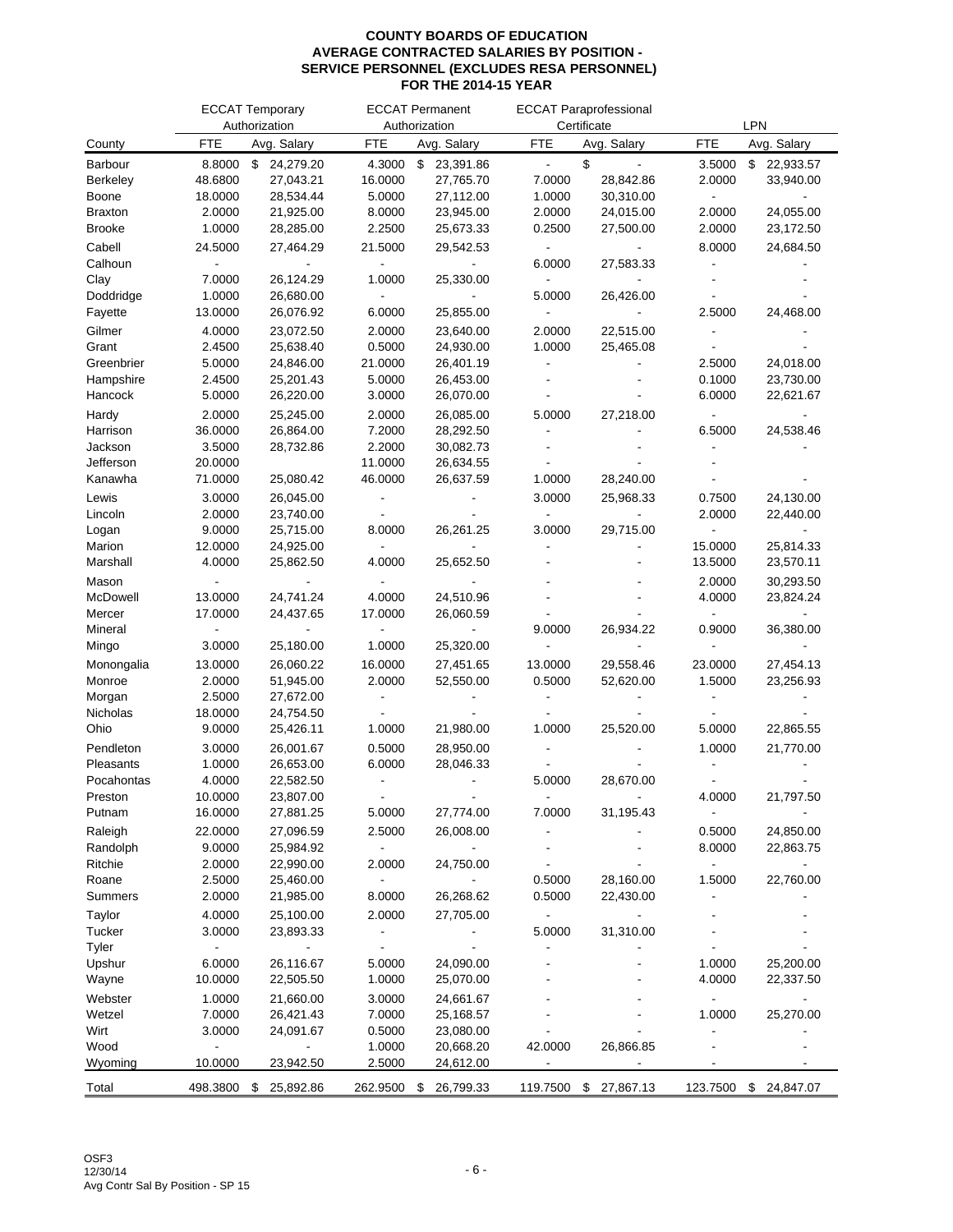# COUNTY BOARDS OF EDUCATION
## AVERAGE CONTRACTED SALARIES BY POSITION - SERVICE PERSONNEL (EXCLUDES RESA PERSONNEL)
## FOR THE 2014-15 YEAR

| | ECCAT Temporary Authorization | | ECCAT Permanent Authorization | | ECCAT Paraprofessional Certificate | | LPN | |
|---|---|---|---|---|---|---|---|---|
| County | FTE | Avg. Salary | FTE | Avg. Salary | FTE | Avg. Salary | FTE | Avg. Salary |
| Barbour | 8.8000 | $ 24,279.20 | 4.3000 | $ 23,391.86 | - | $ - | 3.5000 | $ 22,933.57 |
| Berkeley | 48.6800 | 27,043.21 | 16.0000 | 27,765.70 | 7.0000 | 28,842.86 | 2.0000 | 33,940.00 |
| Boone | 18.0000 | 28,534.44 | 5.0000 | 27,112.00 | 1.0000 | 30,310.00 | - | - |
| Braxton | 2.0000 | 21,925.00 | 8.0000 | 23,945.00 | 2.0000 | 24,015.00 | 2.0000 | 24,055.00 |
| Brooke | 1.0000 | 28,285.00 | 2.2500 | 25,673.33 | 0.2500 | 27,500.00 | 2.0000 | 23,172.50 |
| Cabell | 24.5000 | 27,464.29 | 21.5000 | 29,542.53 | - | - | 8.0000 | 24,684.50 |
| Calhoun | - | - | - | - | 6.0000 | 27,583.33 | - | - |
| Clay | 7.0000 | 26,124.29 | 1.0000 | 25,330.00 | - | - | - | - |
| Doddridge | 1.0000 | 26,680.00 | - | - | 5.0000 | 26,426.00 | - | - |
| Fayette | 13.0000 | 26,076.92 | 6.0000 | 25,855.00 | - | - | 2.5000 | 24,468.00 |
| Gilmer | 4.0000 | 23,072.50 | 2.0000 | 23,640.00 | 2.0000 | 22,515.00 | - | - |
| Grant | 2.4500 | 25,638.40 | 0.5000 | 24,930.00 | 1.0000 | 25,465.08 | - | - |
| Greenbrier | 5.0000 | 24,846.00 | 21.0000 | 26,401.19 | - | - | 2.5000 | 24,018.00 |
| Hampshire | 2.4500 | 25,201.43 | 5.0000 | 26,453.00 | - | - | 0.1000 | 23,730.00 |
| Hancock | 5.0000 | 26,220.00 | 3.0000 | 26,070.00 | - | - | 6.0000 | 22,621.67 |
| Hardy | 2.0000 | 25,245.00 | 2.0000 | 26,085.00 | 5.0000 | 27,218.00 | - | - |
| Harrison | 36.0000 | 26,864.00 | 7.2000 | 28,292.50 | - | - | 6.5000 | 24,538.46 |
| Jackson | 3.5000 | 28,732.86 | 2.2000 | 30,082.73 | - | - | - | - |
| Jefferson | 20.0000 | | 11.0000 | 26,634.55 | - | | - | |
| Kanawha | 71.0000 | 25,080.42 | 46.0000 | 26,637.59 | 1.0000 | 28,240.00 | - | - |
| Lewis | 3.0000 | 26,045.00 | - | - | 3.0000 | 25,968.33 | 0.7500 | 24,130.00 |
| Lincoln | 2.0000 | 23,740.00 | - | - | - | - | 2.0000 | 22,440.00 |
| Logan | 9.0000 | 25,715.00 | 8.0000 | 26,261.25 | 3.0000 | 29,715.00 | - | - |
| Marion | 12.0000 | 24,925.00 | - | - | - | - | 15.0000 | 25,814.33 |
| Marshall | 4.0000 | 25,862.50 | 4.0000 | 25,652.50 | - | - | 13.5000 | 23,570.11 |
| Mason | - | - | - | - | - | - | 2.0000 | 30,293.50 |
| McDowell | 13.0000 | 24,741.24 | 4.0000 | 24,510.96 | - | - | 4.0000 | 23,824.24 |
| Mercer | 17.0000 | 24,437.65 | 17.0000 | 26,060.59 | - | - | - | - |
| Mineral | - | - | - | - | 9.0000 | 26,934.22 | 0.9000 | 36,380.00 |
| Mingo | 3.0000 | 25,180.00 | 1.0000 | 25,320.00 | - | - | - | - |
| Monongalia | 13.0000 | 26,060.22 | 16.0000 | 27,451.65 | 13.0000 | 29,558.46 | 23.0000 | 27,454.13 |
| Monroe | 2.0000 | 51,945.00 | 2.0000 | 52,550.00 | 0.5000 | 52,620.00 | 1.5000 | 23,256.93 |
| Morgan | 2.5000 | 27,672.00 | - | - | - | - | - | - |
| Nicholas | 18.0000 | 24,754.50 | - | - | - | - | - | - |
| Ohio | 9.0000 | 25,426.11 | 1.0000 | 21,980.00 | 1.0000 | 25,520.00 | 5.0000 | 22,865.55 |
| Pendleton | 3.0000 | 26,001.67 | 0.5000 | 28,950.00 | - | - | 1.0000 | 21,770.00 |
| Pleasants | 1.0000 | 26,653.00 | 6.0000 | 28,046.33 | - | - | - | - |
| Pocahontas | 4.0000 | 22,582.50 | - | - | 5.0000 | 28,670.00 | - | - |
| Preston | 10.0000 | 23,807.00 | - | - | - | - | 4.0000 | 21,797.50 |
| Putnam | 16.0000 | 27,881.25 | 5.0000 | 27,774.00 | 7.0000 | 31,195.43 | - | - |
| Raleigh | 22.0000 | 27,096.59 | 2.5000 | 26,008.00 | - | - | 0.5000 | 24,850.00 |
| Randolph | 9.0000 | 25,984.92 | - | - | - | - | 8.0000 | 22,863.75 |
| Ritchie | 2.0000 | 22,990.00 | 2.0000 | 24,750.00 | - | - | - | - |
| Roane | 2.5000 | 25,460.00 | - | - | 0.5000 | 28,160.00 | 1.5000 | 22,760.00 |
| Summers | 2.0000 | 21,985.00 | 8.0000 | 26,268.62 | 0.5000 | 22,430.00 | - | - |
| Taylor | 4.0000 | 25,100.00 | 2.0000 | 27,705.00 | - | - | - | - |
| Tucker | 3.0000 | 23,893.33 | - | - | 5.0000 | 31,310.00 | - | - |
| Tyler | - | - | - | - | - | - | - | - |
| Upshur | 6.0000 | 26,116.67 | 5.0000 | 24,090.00 | - | - | 1.0000 | 25,200.00 |
| Wayne | 10.0000 | 22,505.50 | 1.0000 | 25,070.00 | - | - | 4.0000 | 22,337.50 |
| Webster | 1.0000 | 21,660.00 | 3.0000 | 24,661.67 | - | - | - | - |
| Wetzel | 7.0000 | 26,421.43 | 7.0000 | 25,168.57 | - | - | 1.0000 | 25,270.00 |
| Wirt | 3.0000 | 24,091.67 | 0.5000 | 23,080.00 | - | - | - | - |
| Wood | - | - | 1.0000 | 20,668.20 | 42.0000 | 26,866.85 | - | - |
| Wyoming | 10.0000 | 23,942.50 | 2.5000 | 24,612.00 | - | - | - | - |
| Total | 498.3800 | $ 25,892.86 | 262.9500 | $ 26,799.33 | 119.7500 | $ 27,867.13 | 123.7500 | $ 24,847.07 |

OSF3
12/30/14
Avg Contr Sal By Position - SP 15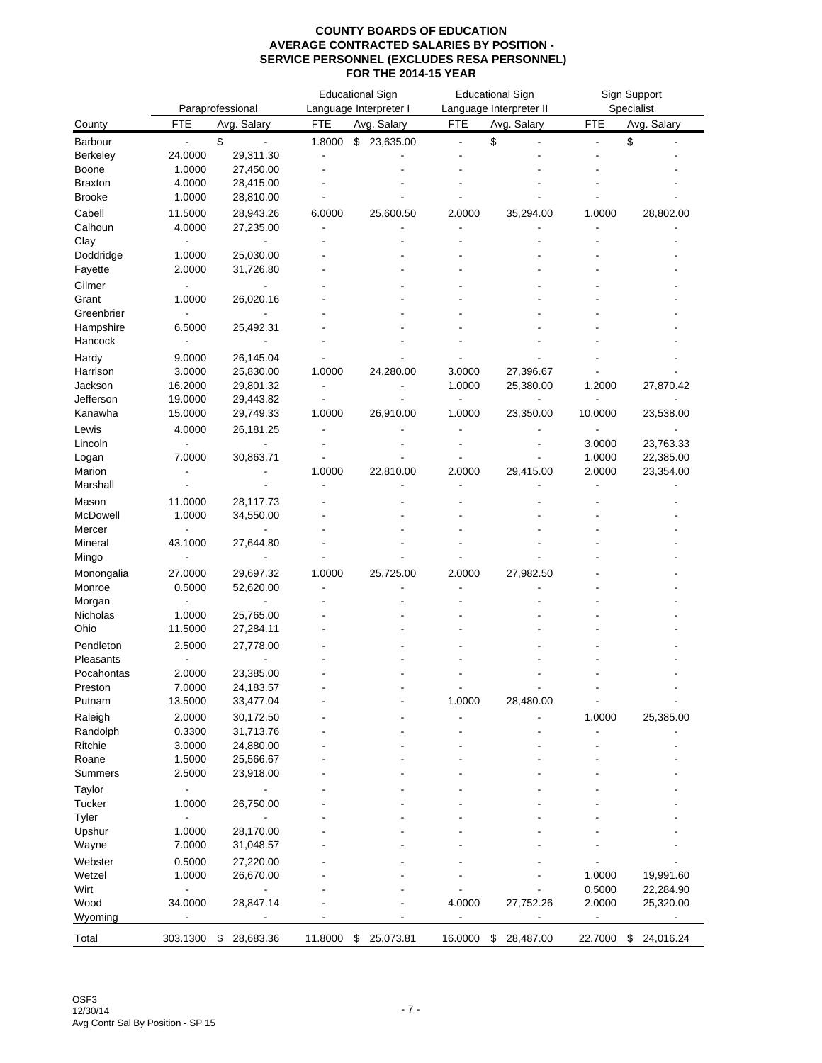**COUNTY BOARDS OF EDUCATION**
**AVERAGE CONTRACTED SALARIES BY POSITION -**
**SERVICE PERSONNEL (EXCLUDES RESA PERSONNEL)**
**FOR THE 2014-15 YEAR**

| | Paraprofessional | | Educational Sign Language Interpreter I | | Educational Sign Language Interpreter II | | Sign Support Specialist | |
|---|---|---|---|---|---|---|---|---|
| County | FTE | Avg. Salary | FTE | Avg. Salary | FTE | Avg. Salary | FTE | Avg. Salary |
| Barbour | - | $ - | 1.8000 | $ 23,635.00 | - | $ - | - | $ - |
| Berkeley | 24.0000 | 29,311.30 | - | - | - | - | - | - |
| Boone | 1.0000 | 27,450.00 | - | - | - | - | - | - |
| Braxton | 4.0000 | 28,415.00 | - | - | - | - | - | - |
| Brooke | 1.0000 | 28,810.00 | - | - | - | - | - | - |
| Cabell | 11.5000 | 28,943.26 | 6.0000 | 25,600.50 | 2.0000 | 35,294.00 | 1.0000 | 28,802.00 |
| Calhoun | 4.0000 | 27,235.00 | - | - | - | - | - | - |
| Clay | - | - | - | - | - | - | - | - |
| Doddridge | 1.0000 | 25,030.00 | - | - | - | - | - | - |
| Fayette | 2.0000 | 31,726.80 | - | - | - | - | - | - |
| Gilmer | - | - | - | - | - | - | - | - |
| Grant | 1.0000 | 26,020.16 | - | - | - | - | - | - |
| Greenbrier | - | - | - | - | - | - | - | - |
| Hampshire | 6.5000 | 25,492.31 | - | - | - | - | - | - |
| Hancock | - | - | - | - | - | - | - | - |
| Hardy | 9.0000 | 26,145.04 | - | - | - | - | - | - |
| Harrison | 3.0000 | 25,830.00 | 1.0000 | 24,280.00 | 3.0000 | 27,396.67 | - | - |
| Jackson | 16.2000 | 29,801.32 | - | - | 1.0000 | 25,380.00 | 1.2000 | 27,870.42 |
| Jefferson | 19.0000 | 29,443.82 | - | - | - | - | - | - |
| Kanawha | 15.0000 | 29,749.33 | 1.0000 | 26,910.00 | 1.0000 | 23,350.00 | 10.0000 | 23,538.00 |
| Lewis | 4.0000 | 26,181.25 | - | - | - | - | - | - |
| Lincoln | - | - | - | - | - | - | 3.0000 | 23,763.33 |
| Logan | 7.0000 | 30,863.71 | - | - | - | - | 1.0000 | 22,385.00 |
| Marion | - | - | 1.0000 | 22,810.00 | 2.0000 | 29,415.00 | 2.0000 | 23,354.00 |
| Marshall | - | - | - | - | - | - | - | - |
| Mason | 11.0000 | 28,117.73 | - | - | - | - | - | - |
| McDowell | 1.0000 | 34,550.00 | - | - | - | - | - | - |
| Mercer | - | - | - | - | - | - | - | - |
| Mineral | 43.1000 | 27,644.80 | - | - | - | - | - | - |
| Mingo | - | - | - | - | - | - | - | - |
| Monongalia | 27.0000 | 29,697.32 | 1.0000 | 25,725.00 | 2.0000 | 27,982.50 | - | - |
| Monroe | 0.5000 | 52,620.00 | - | - | - | - | - | - |
| Morgan | - | - | - | - | - | - | - | - |
| Nicholas | 1.0000 | 25,765.00 | - | - | - | - | - | - |
| Ohio | 11.5000 | 27,284.11 | - | - | - | - | - | - |
| Pendleton | 2.5000 | 27,778.00 | - | - | - | - | - | - |
| Pleasants | - | - | - | - | - | - | - | - |
| Pocahontas | 2.0000 | 23,385.00 | - | - | - | - | - | - |
| Preston | 7.0000 | 24,183.57 | - | - | - | - | - | - |
| Putnam | 13.5000 | 33,477.04 | - | - | 1.0000 | 28,480.00 | - | - |
| Raleigh | 2.0000 | 30,172.50 | - | - | - | - | 1.0000 | 25,385.00 |
| Randolph | 0.3300 | 31,713.76 | - | - | - | - | - | - |
| Ritchie | 3.0000 | 24,880.00 | - | - | - | - | - | - |
| Roane | 1.5000 | 25,566.67 | - | - | - | - | - | - |
| Summers | 2.5000 | 23,918.00 | - | - | - | - | - | - |
| Taylor | - | - | - | - | - | - | - | - |
| Tucker | 1.0000 | 26,750.00 | - | - | - | - | - | - |
| Tyler | - | - | - | - | - | - | - | - |
| Upshur | 1.0000 | 28,170.00 | - | - | - | - | - | - |
| Wayne | 7.0000 | 31,048.57 | - | - | - | - | - | - |
| Webster | 0.5000 | 27,220.00 | - | - | - | - | - | - |
| Wetzel | 1.0000 | 26,670.00 | - | - | - | - | 1.0000 | 19,991.60 |
| Wirt | - | - | - | - | - | - | 0.5000 | 22,284.90 |
| Wood | 34.0000 | 28,847.14 | - | - | 4.0000 | 27,752.26 | 2.0000 | 25,320.00 |
| Wyoming | - | - | - | - | - | - | - | - |
| Total | 303.1300 | $ 28,683.36 | 11.8000 | $ 25,073.81 | 16.0000 | $ 28,487.00 | 22.7000 | $ 24,016.24 |

OSF3
12/30/14
Avg Contr Sal By Position - SP 15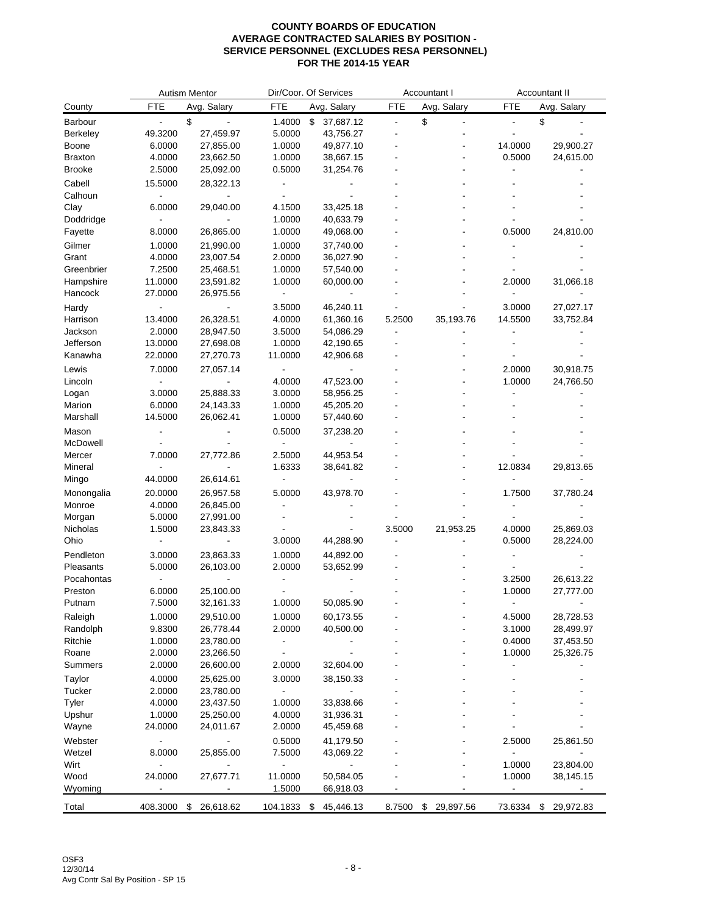**COUNTY BOARDS OF EDUCATION**
**AVERAGE CONTRACTED SALARIES BY POSITION -**
**SERVICE PERSONNEL (EXCLUDES RESA PERSONNEL)**
**FOR THE 2014-15 YEAR**

| | Autism Mentor | | Dir/Coor. Of Services | | Accountant I | | Accountant II | |
|---|---|---|---|---|---|---|---|---|
| County | FTE | Avg. Salary | FTE | Avg. Salary | FTE | Avg. Salary | FTE | Avg. Salary |
| Barbour | - | $ - | 1.4000 | $ 37,687.12 | - | $ - | - | $ - |
| Berkeley | 49.3200 | 27,459.97 | 5.0000 | 43,756.27 | - | - | - | - |
| Boone | 6.0000 | 27,855.00 | 1.0000 | 49,877.10 | - | - | 14.0000 | 29,900.27 |
| Braxton | 4.0000 | 23,662.50 | 1.0000 | 38,667.15 | - | - | 0.5000 | 24,615.00 |
| Brooke | 2.5000 | 25,092.00 | 0.5000 | 31,254.76 | - | - | - | - |
| Cabell | 15.5000 | 28,322.13 | - | - | - | - | - | - |
| Calhoun | - | - | - | - | - | - | - | - |
| Clay | 6.0000 | 29,040.00 | 4.1500 | 33,425.18 | - | - | - | - |
| Doddridge | - | - | 1.0000 | 40,633.79 | - | - | - | - |
| Fayette | 8.0000 | 26,865.00 | 1.0000 | 49,068.00 | - | - | 0.5000 | 24,810.00 |
| Gilmer | 1.0000 | 21,990.00 | 1.0000 | 37,740.00 | - | - | - | - |
| Grant | 4.0000 | 23,007.54 | 2.0000 | 36,027.90 | - | - | - | - |
| Greenbrier | 7.2500 | 25,468.51 | 1.0000 | 57,540.00 | - | - | - | - |
| Hampshire | 11.0000 | 23,591.82 | 1.0000 | 60,000.00 | - | - | 2.0000 | 31,066.18 |
| Hancock | 27.0000 | 26,975.56 | - | - | - | - | - | - |
| Hardy | - | - | 3.5000 | 46,240.11 | - | - | 3.0000 | 27,027.17 |
| Harrison | 13.4000 | 26,328.51 | 4.0000 | 61,360.16 | 5.2500 | 35,193.76 | 14.5500 | 33,752.84 |
| Jackson | 2.0000 | 28,947.50 | 3.5000 | 54,086.29 | - | - | - | - |
| Jefferson | 13.0000 | 27,698.08 | 1.0000 | 42,190.65 | - | - | - | - |
| Kanawha | 22.0000 | 27,270.73 | 11.0000 | 42,906.68 | - | - | - | - |
| Lewis | 7.0000 | 27,057.14 | - | - | - | - | 2.0000 | 30,918.75 |
| Lincoln | - | - | 4.0000 | 47,523.00 | - | - | 1.0000 | 24,766.50 |
| Logan | 3.0000 | 25,888.33 | 3.0000 | 58,956.25 | - | - | - | - |
| Marion | 6.0000 | 24,143.33 | 1.0000 | 45,205.20 | - | - | - | - |
| Marshall | 14.5000 | 26,062.41 | 1.0000 | 57,440.60 | - | - | - | - |
| Mason | - | - | 0.5000 | 37,238.20 | - | - | - | - |
| McDowell | - | - | - | - | - | - | - | - |
| Mercer | 7.0000 | 27,772.86 | 2.5000 | 44,953.54 | - | - | - | - |
| Mineral | - | - | 1.6333 | 38,641.82 | - | - | 12.0834 | 29,813.65 |
| Mingo | 44.0000 | 26,614.61 | - | - | - | - | - | - |
| Monongalia | 20.0000 | 26,957.58 | 5.0000 | 43,978.70 | - | - | 1.7500 | 37,780.24 |
| Monroe | 4.0000 | 26,845.00 | - | - | - | - | - | - |
| Morgan | 5.0000 | 27,991.00 | - | - | - | - | - | - |
| Nicholas | 1.5000 | 23,843.33 | - | - | 3.5000 | 21,953.25 | 4.0000 | 25,869.03 |
| Ohio | - | - | 3.0000 | 44,288.90 | - | - | 0.5000 | 28,224.00 |
| Pendleton | 3.0000 | 23,863.33 | 1.0000 | 44,892.00 | - | - | - | - |
| Pleasants | 5.0000 | 26,103.00 | 2.0000 | 53,652.99 | - | - | - | - |
| Pocahontas | - | - | - | - | - | - | 3.2500 | 26,613.22 |
| Preston | 6.0000 | 25,100.00 | - | - | - | - | 1.0000 | 27,777.00 |
| Putnam | 7.5000 | 32,161.33 | 1.0000 | 50,085.90 | - | - | - | - |
| Raleigh | 1.0000 | 29,510.00 | 1.0000 | 60,173.55 | - | - | 4.5000 | 28,728.53 |
| Randolph | 9.8300 | 26,778.44 | 2.0000 | 40,500.00 | - | - | 3.1000 | 28,499.97 |
| Ritchie | 1.0000 | 23,780.00 | - | - | - | - | 0.4000 | 37,453.50 |
| Roane | 2.0000 | 23,266.50 | - | - | - | - | 1.0000 | 25,326.75 |
| Summers | 2.0000 | 26,600.00 | 2.0000 | 32,604.00 | - | - | - | - |
| Taylor | 4.0000 | 25,625.00 | 3.0000 | 38,150.33 | - | - | - | - |
| Tucker | 2.0000 | 23,780.00 | - | - | - | - | - | - |
| Tyler | 4.0000 | 23,437.50 | 1.0000 | 33,838.66 | - | - | - | - |
| Upshur | 1.0000 | 25,250.00 | 4.0000 | 31,936.31 | - | - | - | - |
| Wayne | 24.0000 | 24,011.67 | 2.0000 | 45,459.68 | - | - | - | - |
| Webster | - | - | 0.5000 | 41,179.50 | - | - | 2.5000 | 25,861.50 |
| Wetzel | 8.0000 | 25,855.00 | 7.5000 | 43,069.22 | - | - | - | - |
| Wirt | - | - | - | - | - | - | 1.0000 | 23,804.00 |
| Wood | 24.0000 | 27,677.71 | 11.0000 | 50,584.05 | - | - | 1.0000 | 38,145.15 |
| Wyoming | - | - | 1.5000 | 66,918.03 | - | - | - | - |
| Total | 408.3000 | $ 26,618.62 | 104.1833 | $ 45,446.13 | 8.7500 | $ 29,897.56 | 73.6334 | $ 29,972.83 |

OSF3
12/30/14
Avg Contr Sal By Position - SP 15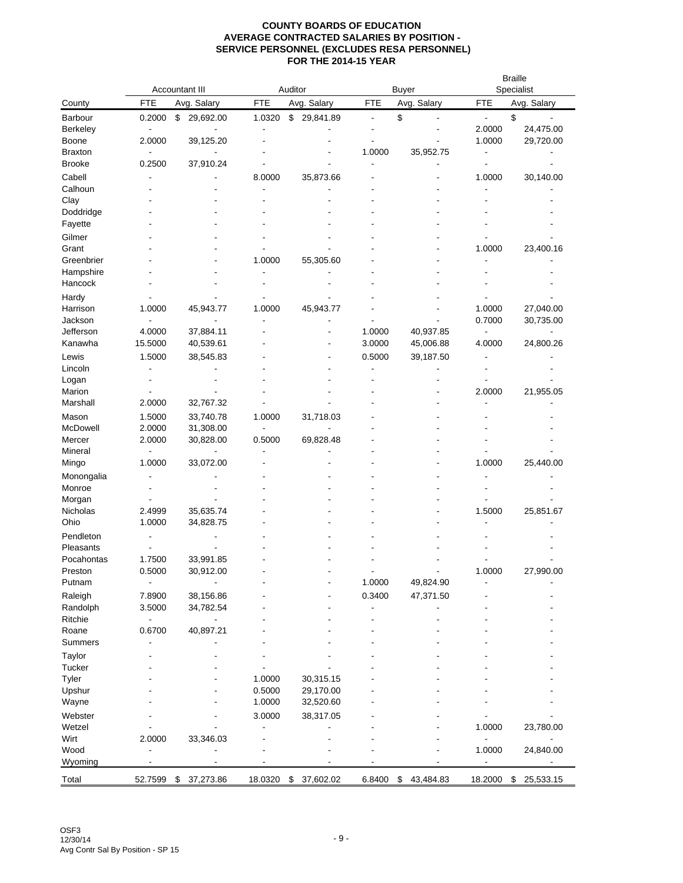# COUNTY BOARDS OF EDUCATION
## AVERAGE CONTRACTED SALARIES BY POSITION - SERVICE PERSONNEL (EXCLUDES RESA PERSONNEL)
## FOR THE 2014-15 YEAR

| County | Accountant III | | Auditor | | Buyer | | Braille Specialist | |
|---|---|---|---|---|---|---|---|---|
| | FTE | Avg. Salary | FTE | Avg. Salary | FTE | Avg. Salary | FTE | Avg. Salary |
| Barbour | 0.2000 | $ 29,692.00 | 1.0320 | $ 29,841.89 | - | $ - | - | $ - |
| Berkeley | - | - | - | - | - | - | 2.0000 | 24,475.00 |
| Boone | 2.0000 | 39,125.20 | - | - | - | - | 1.0000 | 29,720.00 |
| Braxton | - | - | - | - | 1.0000 | 35,952.75 | - | - |
| Brooke | 0.2500 | 37,910.24 | - | - | - | - | - | - |
| Cabell | - | - | 8.0000 | 35,873.66 | - | - | 1.0000 | 30,140.00 |
| Calhoun | - | - | - | - | - | - | - | - |
| Clay | - | - | - | - | - | - | - | - |
| Doddridge | - | - | - | - | - | - | - | - |
| Fayette | - | - | - | - | - | - | - | - |
| Gilmer | - | - | - | - | - | - | - | - |
| Grant | - | - | - | - | - | - | 1.0000 | 23,400.16 |
| Greenbrier | - | - | 1.0000 | 55,305.60 | - | - | - | - |
| Hampshire | - | - | - | - | - | - | - | - |
| Hancock | - | - | - | - | - | - | - | - |
| Hardy | - | - | - | - | - | - | - | - |
| Harrison | 1.0000 | 45,943.77 | 1.0000 | 45,943.77 | - | - | 1.0000 | 27,040.00 |
| Jackson | - | - | - | - | - | - | 0.7000 | 30,735.00 |
| Jefferson | 4.0000 | 37,884.11 | - | - | 1.0000 | 40,937.85 | - | - |
| Kanawha | 15.5000 | 40,539.61 | - | - | 3.0000 | 45,006.88 | 4.0000 | 24,800.26 |
| Lewis | 1.5000 | 38,545.83 | - | - | 0.5000 | 39,187.50 | - | - |
| Lincoln | - | - | - | - | - | - | - | - |
| Logan | - | - | - | - | - | - | - | - |
| Marion | - | - | - | - | - | - | 2.0000 | 21,955.05 |
| Marshall | 2.0000 | 32,767.32 | - | - | - | - | - | - |
| Mason | 1.5000 | 33,740.78 | 1.0000 | 31,718.03 | - | - | - | - |
| McDowell | 2.0000 | 31,308.00 | - | - | - | - | - | - |
| Mercer | 2.0000 | 30,828.00 | 0.5000 | 69,828.48 | - | - | - | - |
| Mineral | - | - | - | - | - | - | - | - |
| Mingo | 1.0000 | 33,072.00 | - | - | - | - | 1.0000 | 25,440.00 |
| Monongalia | - | - | - | - | - | - | - | - |
| Monroe | - | - | - | - | - | - | - | - |
| Morgan | - | - | - | - | - | - | - | - |
| Nicholas | 2.4999 | 35,635.74 | - | - | - | - | 1.5000 | 25,851.67 |
| Ohio | 1.0000 | 34,828.75 | - | - | - | - | - | - |
| Pendleton | - | - | - | - | - | - | - | - |
| Pleasants | - | - | - | - | - | - | - | - |
| Pocahontas | 1.7500 | 33,991.85 | - | - | - | - | - | - |
| Preston | 0.5000 | 30,912.00 | - | - | - | - | 1.0000 | 27,990.00 |
| Putnam | - | - | - | - | 1.0000 | 49,824.90 | - | - |
| Raleigh | 7.8900 | 38,156.86 | - | - | 0.3400 | 47,371.50 | - | - |
| Randolph | 3.5000 | 34,782.54 | - | - | - | - | - | - |
| Ritchie | - | - | - | - | - | - | - | - |
| Roane | 0.6700 | 40,897.21 | - | - | - | - | - | - |
| Summers | - | - | - | - | - | - | - | - |
| Taylor | - | - | - | - | - | - | - | - |
| Tucker | - | - | - | - | - | - | - | - |
| Tyler | - | - | 1.0000 | 30,315.15 | - | - | - | - |
| Upshur | - | - | 0.5000 | 29,170.00 | - | - | - | - |
| Wayne | - | - | 1.0000 | 32,520.60 | - | - | - | - |
| Webster | - | - | 3.0000 | 38,317.05 | - | - | - | - |
| Wetzel | - | - | - | - | - | - | 1.0000 | 23,780.00 |
| Wirt | 2.0000 | 33,346.03 | - | - | - | - | - | - |
| Wood | - | - | - | - | - | - | 1.0000 | 24,840.00 |
| Wyoming | - | - | - | - | - | - | - | - |
| Total | 52.7599 | $ 37,273.86 | 18.0320 | $ 37,602.02 | 6.8400 | $ 43,484.83 | 18.2000 | $ 25,533.15 |

OSF3
12/30/14
Avg Contr Sal By Position - SP 15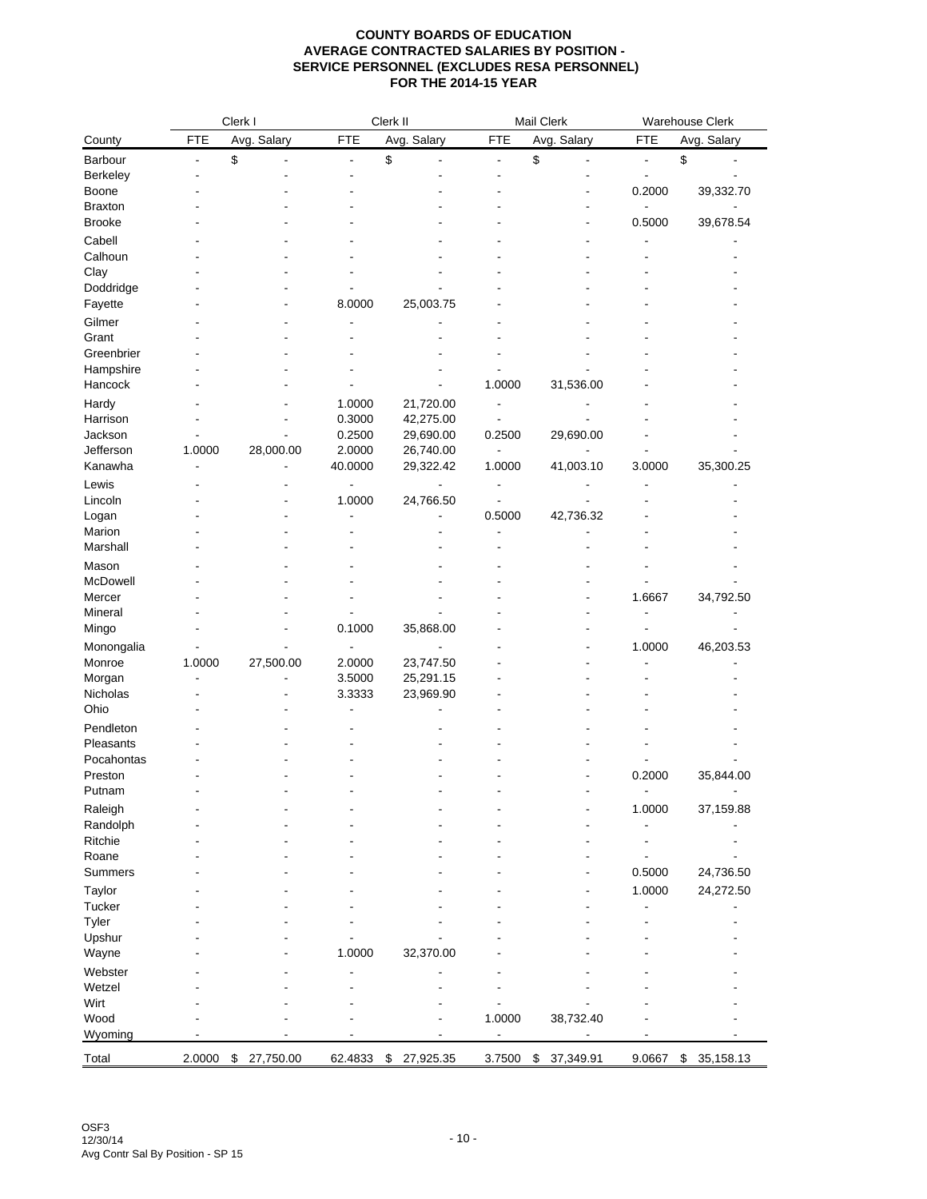**COUNTY BOARDS OF EDUCATION**
**AVERAGE CONTRACTED SALARIES BY POSITION -**
**SERVICE PERSONNEL (EXCLUDES RESA PERSONNEL)**
**FOR THE 2014-15 YEAR**

| | Clerk I | | Clerk II | | Mail Clerk | | Warehouse Clerk | |
|---|---|---|---|---|---|---|---|---|
| County | FTE | Avg. Salary | FTE | Avg. Salary | FTE | Avg. Salary | FTE | Avg. Salary |
| Barbour | - | $ - | - | $ - | - | $ - | - | $ - |
| Berkeley | - | - | - | - | - | - | - | - |
| Boone | - | - | - | - | - | - | 0.2000 | 39,332.70 |
| Braxton | - | - | - | - | - | - | - | - |
| Brooke | - | - | - | - | - | - | 0.5000 | 39,678.54 |
| Cabell | - | - | - | - | - | - | - | - |
| Calhoun | - | - | - | - | - | - | - | - |
| Clay | - | - | - | - | - | - | - | - |
| Doddridge | - | - | - | - | - | - | - | - |
| Fayette | - | - | 8.0000 | 25,003.75 | - | - | - | - |
| Gilmer | - | - | - | - | - | - | - | - |
| Grant | - | - | - | - | - | - | - | - |
| Greenbrier | - | - | - | - | - | - | - | - |
| Hampshire | - | - | - | - | - | - | - | - |
| Hancock | - | - | - | - | 1.0000 | 31,536.00 | - | - |
| Hardy | - | - | 1.0000 | 21,720.00 | - | - | - | - |
| Harrison | - | - | 0.3000 | 42,275.00 | - | - | - | - |
| Jackson | - | - | 0.2500 | 29,690.00 | 0.2500 | 29,690.00 | - | - |
| Jefferson | 1.0000 | 28,000.00 | 2.0000 | 26,740.00 | - | - | - | - |
| Kanawha | - | - | 40.0000 | 29,322.42 | 1.0000 | 41,003.10 | 3.0000 | 35,300.25 |
| Lewis | - | - | - | - | - | - | - | - |
| Lincoln | - | - | 1.0000 | 24,766.50 | - | - | - | - |
| Logan | - | - | - | - | 0.5000 | 42,736.32 | - | - |
| Marion | - | - | - | - | - | - | - | - |
| Marshall | - | - | - | - | - | - | - | - |
| Mason | - | - | - | - | - | - | - | - |
| McDowell | - | - | - | - | - | - | - | - |
| Mercer | - | - | - | - | - | - | 1.6667 | 34,792.50 |
| Mineral | - | - | - | - | - | - | - | - |
| Mingo | - | - | 0.1000 | 35,868.00 | - | - | - | - |
| Monongalia | - | - | - | - | - | - | 1.0000 | 46,203.53 |
| Monroe | 1.0000 | 27,500.00 | 2.0000 | 23,747.50 | - | - | - | - |
| Morgan | - | - | 3.5000 | 25,291.15 | - | - | - | - |
| Nicholas | - | - | 3.3333 | 23,969.90 | - | - | - | - |
| Ohio | - | - | - | - | - | - | - | - |
| Pendleton | - | - | - | - | - | - | - | - |
| Pleasants | - | - | - | - | - | - | - | - |
| Pocahontas | - | - | - | - | - | - | - | - |
| Preston | - | - | - | - | - | - | 0.2000 | 35,844.00 |
| Putnam | - | - | - | - | - | - | - | - |
| Raleigh | - | - | - | - | - | - | 1.0000 | 37,159.88 |
| Randolph | - | - | - | - | - | - | - | - |
| Ritchie | - | - | - | - | - | - | - | - |
| Roane | - | - | - | - | - | - | - | - |
| Summers | - | - | - | - | - | - | 0.5000 | 24,736.50 |
| Taylor | - | - | - | - | - | - | 1.0000 | 24,272.50 |
| Tucker | - | - | - | - | - | - | - | - |
| Tyler | - | - | - | - | - | - | - | - |
| Upshur | - | - | - | - | - | - | - | - |
| Wayne | - | - | 1.0000 | 32,370.00 | - | - | - | - |
| Webster | - | - | - | - | - | - | - | - |
| Wetzel | - | - | - | - | - | - | - | - |
| Wirt | - | - | - | - | - | - | - | - |
| Wood | - | - | - | - | 1.0000 | 38,732.40 | - | - |
| Wyoming | - | - | - | - | - | - | - | - |
| Total | 2.0000 | $ 27,750.00 | 62.4833 | $ 27,925.35 | 3.7500 | $ 37,349.91 | 9.0667 | $ 35,158.13 |

OSF3
12/30/14
Avg Contr Sal By Position - SP 15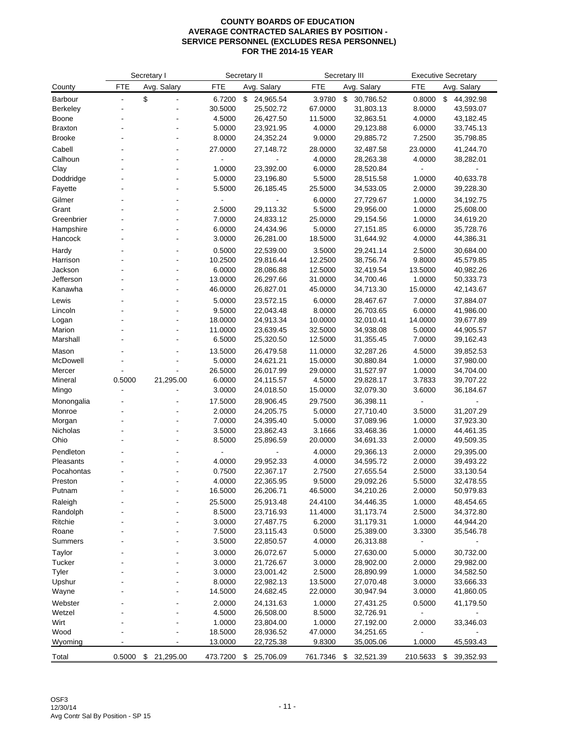**COUNTY BOARDS OF EDUCATION**
**AVERAGE CONTRACTED SALARIES BY POSITION -**
**SERVICE PERSONNEL (EXCLUDES RESA PERSONNEL)**
**FOR THE 2014-15 YEAR**

| | Secretary I | | Secretary II | | Secretary III | | Executive Secretary | |
|---|---|---|---|---|---|---|---|---|
| County | FTE | Avg. Salary | FTE | Avg. Salary | FTE | Avg. Salary | FTE | Avg. Salary |
| Barbour | - | $ - | 6.7200 | $ 24,965.54 | 3.9780 | $ 30,786.52 | 0.8000 | $ 44,392.98 |
| Berkeley | - | - | 30.5000 | 25,502.72 | 67.0000 | 31,803.13 | 8.0000 | 43,593.07 |
| Boone | - | - | 4.5000 | 26,427.50 | 11.5000 | 32,863.51 | 4.0000 | 43,182.45 |
| Braxton | - | - | 5.0000 | 23,921.95 | 4.0000 | 29,123.88 | 6.0000 | 33,745.13 |
| Brooke | - | - | 8.0000 | 24,352.24 | 9.0000 | 29,885.72 | 7.2500 | 35,798.85 |
| Cabell | - | - | 27.0000 | 27,148.72 | 28.0000 | 32,487.58 | 23.0000 | 41,244.70 |
| Calhoun | - | - | - | - | 4.0000 | 28,263.38 | 4.0000 | 38,282.01 |
| Clay | - | - | 1.0000 | 23,392.00 | 6.0000 | 28,520.84 | - | - |
| Doddridge | - | - | 5.0000 | 23,196.80 | 5.5000 | 28,515.58 | 1.0000 | 40,633.78 |
| Fayette | - | - | 5.5000 | 26,185.45 | 25.5000 | 34,533.05 | 2.0000 | 39,228.30 |
| Gilmer | - | - | - | - | 6.0000 | 27,729.67 | 1.0000 | 34,192.75 |
| Grant | - | - | 2.5000 | 29,113.32 | 5.5000 | 29,956.00 | 1.0000 | 25,608.00 |
| Greenbrier | - | - | 7.0000 | 24,833.12 | 25.0000 | 29,154.56 | 1.0000 | 34,619.20 |
| Hampshire | - | - | 6.0000 | 24,434.96 | 5.0000 | 27,151.85 | 6.0000 | 35,728.76 |
| Hancock | - | - | 3.0000 | 26,281.00 | 18.5000 | 31,644.92 | 4.0000 | 44,386.31 |
| Hardy | - | - | 0.5000 | 22,539.00 | 3.5000 | 29,241.14 | 2.5000 | 30,684.00 |
| Harrison | - | - | 10.2500 | 29,816.44 | 12.2500 | 38,756.74 | 9.8000 | 45,579.85 |
| Jackson | - | - | 6.0000 | 28,086.88 | 12.5000 | 32,419.54 | 13.5000 | 40,982.26 |
| Jefferson | - | - | 13.0000 | 26,297.66 | 31.0000 | 34,700.46 | 1.0000 | 50,333.73 |
| Kanawha | - | - | 46.0000 | 26,827.01 | 45.0000 | 34,713.30 | 15.0000 | 42,143.67 |
| Lewis | - | - | 5.0000 | 23,572.15 | 6.0000 | 28,467.67 | 7.0000 | 37,884.07 |
| Lincoln | - | - | 9.5000 | 22,043.48 | 8.0000 | 26,703.65 | 6.0000 | 41,986.00 |
| Logan | - | - | 18.0000 | 24,913.34 | 10.0000 | 32,010.41 | 14.0000 | 39,677.89 |
| Marion | - | - | 11.0000 | 23,639.45 | 32.5000 | 34,938.08 | 5.0000 | 44,905.57 |
| Marshall | - | - | 6.5000 | 25,320.50 | 12.5000 | 31,355.45 | 7.0000 | 39,162.43 |
| Mason | - | - | 13.5000 | 26,479.58 | 11.0000 | 32,287.26 | 4.5000 | 39,852.53 |
| McDowell | - | - | 5.0000 | 24,621.21 | 15.0000 | 30,880.84 | 1.0000 | 37,980.00 |
| Mercer | - | - | 26.5000 | 26,017.99 | 29.0000 | 31,527.97 | 1.0000 | 34,704.00 |
| Mineral | 0.5000 | 21,295.00 | 6.0000 | 24,115.57 | 4.5000 | 29,828.17 | 3.7833 | 39,707.22 |
| Mingo | - | - | 3.0000 | 24,018.50 | 15.0000 | 32,079.30 | 3.6000 | 36,184.67 |
| Monongalia | - | - | 17.5000 | 28,906.45 | 29.7500 | 36,398.11 | - | - |
| Monroe | - | - | 2.0000 | 24,205.75 | 5.0000 | 27,710.40 | 3.5000 | 31,207.29 |
| Morgan | - | - | 7.0000 | 24,395.40 | 5.0000 | 37,089.96 | 1.0000 | 37,923.30 |
| Nicholas | - | - | 3.5000 | 23,862.43 | 3.1666 | 33,468.36 | 1.0000 | 44,461.35 |
| Ohio | - | - | 8.5000 | 25,896.59 | 20.0000 | 34,691.33 | 2.0000 | 49,509.35 |
| Pendleton | - | - | - | - | 4.0000 | 29,366.13 | 2.0000 | 29,395.00 |
| Pleasants | - | - | 4.0000 | 29,952.33 | 4.0000 | 34,595.72 | 2.0000 | 39,493.22 |
| Pocahontas | - | - | 0.7500 | 22,367.17 | 2.7500 | 27,655.54 | 2.5000 | 33,130.54 |
| Preston | - | - | 4.0000 | 22,365.95 | 9.5000 | 29,092.26 | 5.5000 | 32,478.55 |
| Putnam | - | - | 16.5000 | 26,206.71 | 46.5000 | 34,210.26 | 2.0000 | 50,979.83 |
| Raleigh | - | - | 25.5000 | 25,913.48 | 24.4100 | 34,446.35 | 1.0000 | 48,454.65 |
| Randolph | - | - | 8.5000 | 23,716.93 | 11.4000 | 31,173.74 | 2.5000 | 34,372.80 |
| Ritchie | - | - | 3.0000 | 27,487.75 | 6.2000 | 31,179.31 | 1.0000 | 44,944.20 |
| Roane | - | - | 7.5000 | 23,115.43 | 0.5000 | 25,389.00 | 3.3300 | 35,546.78 |
| Summers | - | - | 3.5000 | 22,850.57 | 4.0000 | 26,313.88 | - | - |
| Taylor | - | - | 3.0000 | 26,072.67 | 5.0000 | 27,630.00 | 5.0000 | 30,732.00 |
| Tucker | - | - | 3.0000 | 21,726.67 | 3.0000 | 28,902.00 | 2.0000 | 29,982.00 |
| Tyler | - | - | 3.0000 | 23,001.42 | 2.5000 | 28,890.99 | 1.0000 | 34,582.50 |
| Upshur | - | - | 8.0000 | 22,982.13 | 13.5000 | 27,070.48 | 3.0000 | 33,666.33 |
| Wayne | - | - | 14.5000 | 24,682.45 | 22.0000 | 30,947.94 | 3.0000 | 41,860.05 |
| Webster | - | - | 2.0000 | 24,131.63 | 1.0000 | 27,431.25 | 0.5000 | 41,179.50 |
| Wetzel | - | - | 4.5000 | 26,508.00 | 8.5000 | 32,726.91 | - | - |
| Wirt | - | - | 1.0000 | 23,804.00 | 1.0000 | 27,192.00 | 2.0000 | 33,346.03 |
| Wood | - | - | 18.5000 | 28,936.52 | 47.0000 | 34,251.65 | - | - |
| Wyoming | - | - | 13.0000 | 22,725.38 | 9.8300 | 35,005.06 | 1.0000 | 45,593.43 |
| Total | 0.5000 | $ 21,295.00 | 473.7200 | $ 25,706.09 | 761.7346 | $ 32,521.39 | 210.5633 | $ 39,352.93 |

OSF3
12/30/14
Avg Contr Sal By Position - SP 15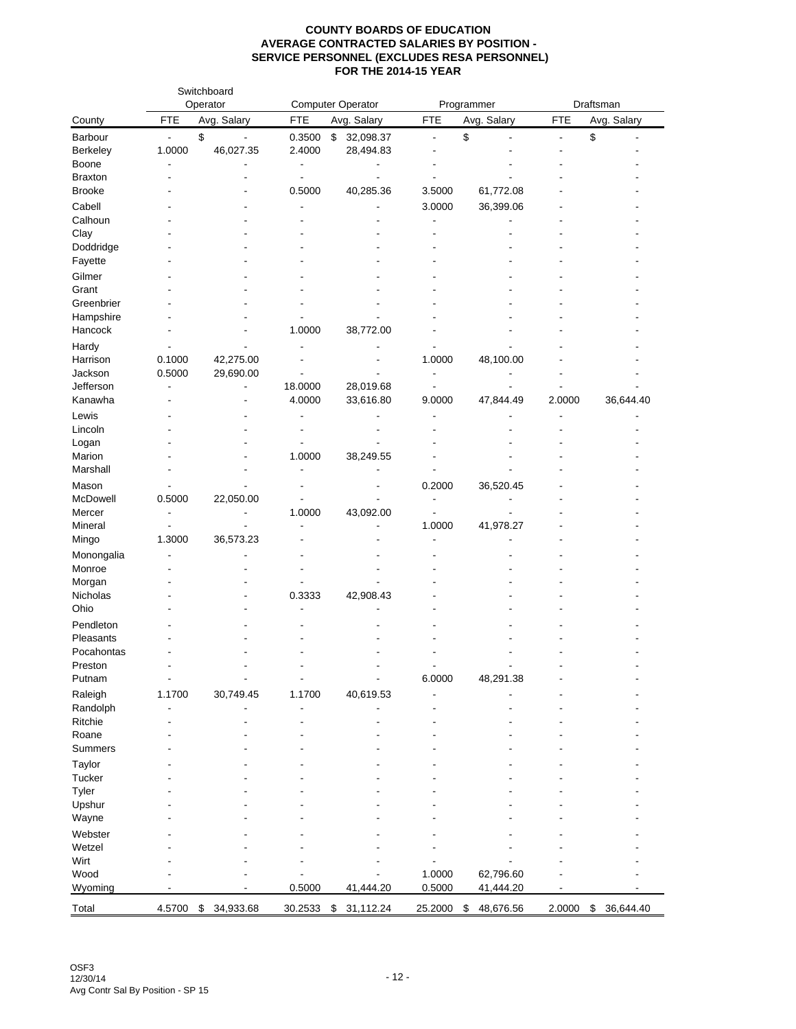**COUNTY BOARDS OF EDUCATION**
**AVERAGE CONTRACTED SALARIES BY POSITION -**
**SERVICE PERSONNEL (EXCLUDES RESA PERSONNEL)**
**FOR THE 2014-15 YEAR**

| County | Switchboard Operator | | Computer Operator | | Programmer | | Draftsman | |
|---|---|---|---|---|---|---|---|---|
| | FTE | Avg. Salary | FTE | Avg. Salary | FTE | Avg. Salary | FTE | Avg. Salary |
| Barbour | - | $ - | 0.3500 | $ 32,098.37 | - | $ - | - | $ - |
| Berkeley | 1.0000 | 46,027.35 | 2.4000 | 28,494.83 | - | - | - | - |
| Boone | - | - | - | - | - | - | - | - |
| Braxton | - | - | - | - | - | - | - | - |
| Brooke | - | - | 0.5000 | 40,285.36 | 3.5000 | 61,772.08 | - | - |
| Cabell | - | - | - | - | 3.0000 | 36,399.06 | - | - |
| Calhoun | - | - | - | - | - | - | - | - |
| Clay | - | - | - | - | - | - | - | - |
| Doddridge | - | - | - | - | - | - | - | - |
| Fayette | - | - | - | - | - | - | - | - |
| Gilmer | - | - | - | - | - | - | - | - |
| Grant | - | - | - | - | - | - | - | - |
| Greenbrier | - | - | - | - | - | - | - | - |
| Hampshire | - | - | - | - | - | - | - | - |
| Hancock | - | - | 1.0000 | 38,772.00 | - | - | - | - |
| Hardy | - | - | - | - | - | - | - | - |
| Harrison | 0.1000 | 42,275.00 | - | - | 1.0000 | 48,100.00 | - | - |
| Jackson | 0.5000 | 29,690.00 | - | - | - | - | - | - |
| Jefferson | - | - | 18.0000 | 28,019.68 | - | - | - | - |
| Kanawha | - | - | 4.0000 | 33,616.80 | 9.0000 | 47,844.49 | 2.0000 | 36,644.40 |
| Lewis | - | - | - | - | - | - | - | - |
| Lincoln | - | - | - | - | - | - | - | - |
| Logan | - | - | - | - | - | - | - | - |
| Marion | - | - | 1.0000 | 38,249.55 | - | - | - | - |
| Marshall | - | - | - | - | - | - | - | - |
| Mason | - | - | - | - | 0.2000 | 36,520.45 | - | - |
| McDowell | 0.5000 | 22,050.00 | - | - | - | - | - | - |
| Mercer | - | - | 1.0000 | 43,092.00 | - | - | - | - |
| Mineral | - | - | - | - | 1.0000 | 41,978.27 | - | - |
| Mingo | 1.3000 | 36,573.23 | - | - | - | - | - | - |
| Monongalia | - | - | - | - | - | - | - | - |
| Monroe | - | - | - | - | - | - | - | - |
| Morgan | - | - | - | - | - | - | - | - |
| Nicholas | - | - | 0.3333 | 42,908.43 | - | - | - | - |
| Ohio | - | - | - | - | - | - | - | - |
| Pendleton | - | - | - | - | - | - | - | - |
| Pleasants | - | - | - | - | - | - | - | - |
| Pocahontas | - | - | - | - | - | - | - | - |
| Preston | - | - | - | - | - | - | - | - |
| Putnam | - | - | - | - | 6.0000 | 48,291.38 | - | - |
| Raleigh | 1.1700 | 30,749.45 | 1.1700 | 40,619.53 | - | - | - | - |
| Randolph | - | - | - | - | - | - | - | - |
| Ritchie | - | - | - | - | - | - | - | - |
| Roane | - | - | - | - | - | - | - | - |
| Summers | - | - | - | - | - | - | - | - |
| Taylor | - | - | - | - | - | - | - | - |
| Tucker | - | - | - | - | - | - | - | - |
| Tyler | - | - | - | - | - | - | - | - |
| Upshur | - | - | - | - | - | - | - | - |
| Wayne | - | - | - | - | - | - | - | - |
| Webster | - | - | - | - | - | - | - | - |
| Wetzel | - | - | - | - | - | - | - | - |
| Wirt | - | - | - | - | - | - | - | - |
| Wood | - | - | - | - | 1.0000 | 62,796.60 | - | - |
| Wyoming | - | - | 0.5000 | 41,444.20 | 0.5000 | 41,444.20 | - | - |
| Total | 4.5700 | $ 34,933.68 | 30.2533 | $ 31,112.24 | 25.2000 | $ 48,676.56 | 2.0000 | $ 36,644.40 |

OSF3
12/30/14
Avg Contr Sal By Position - SP 15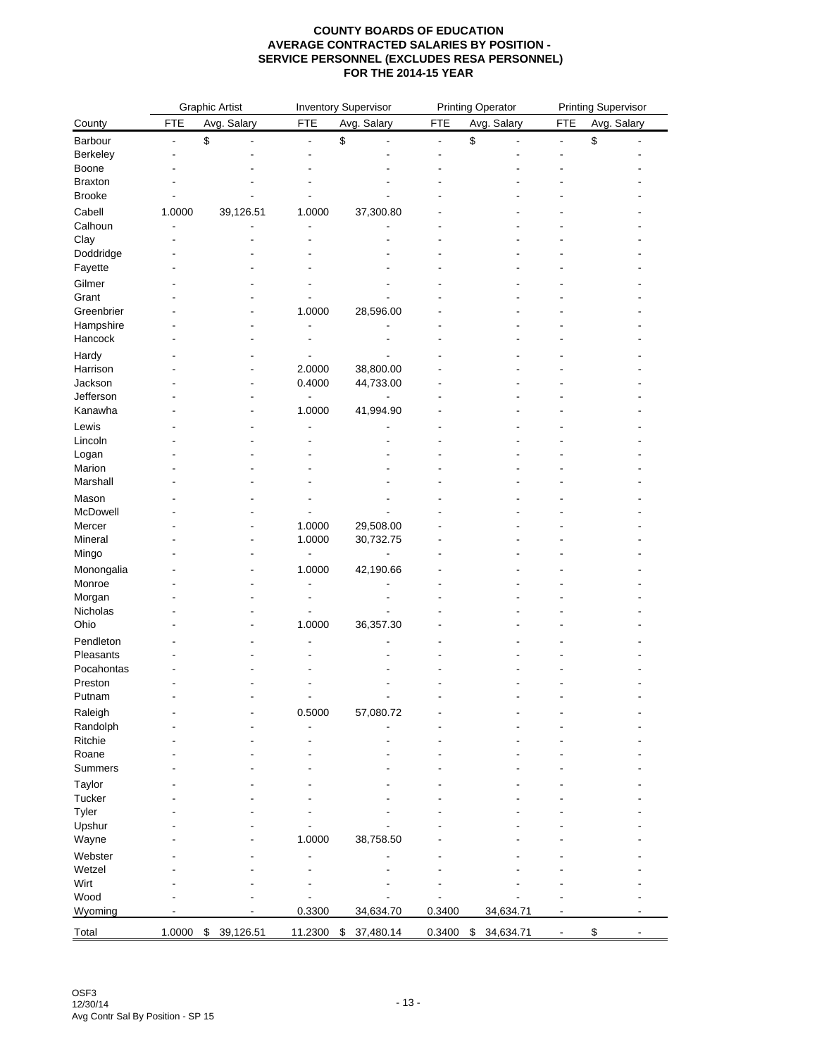**COUNTY BOARDS OF EDUCATION**
**AVERAGE CONTRACTED SALARIES BY POSITION -**
**SERVICE PERSONNEL (EXCLUDES RESA PERSONNEL)**
**FOR THE 2014-15 YEAR**

| | Graphic Artist | | Inventory Supervisor | | Printing Operator | | Printing Supervisor | |
|---|---|---|---|---|---|---|---|---|
| County | FTE | Avg. Salary | FTE | Avg. Salary | FTE | Avg. Salary | FTE | Avg. Salary |
| Barbour | - | $ - | - | $ - | - | $ - | - | $ - |
| Berkeley | - | - | - | - | - | - | - | - |
| Boone | - | - | - | - | - | - | - | - |
| Braxton | - | - | - | - | - | - | - | - |
| Brooke | - | - | - | - | - | - | - | - |
| Cabell | 1.0000 | 39,126.51 | 1.0000 | 37,300.80 | - | - | - | - |
| Calhoun | - | - | - | - | - | - | - | - |
| Clay | - | - | - | - | - | - | - | - |
| Doddridge | - | - | - | - | - | - | - | - |
| Fayette | - | - | - | - | - | - | - | - |
| Gilmer | - | - | - | - | - | - | - | - |
| Grant | - | - | - | - | - | - | - | - |
| Greenbrier | - | - | 1.0000 | 28,596.00 | - | - | - | - |
| Hampshire | - | - | - | - | - | - | - | - |
| Hancock | - | - | - | - | - | - | - | - |
| Hardy | - | - | - | - | - | - | - | - |
| Harrison | - | - | 2.0000 | 38,800.00 | - | - | - | - |
| Jackson | - | - | 0.4000 | 44,733.00 | - | - | - | - |
| Jefferson | - | - | - | - | - | - | - | - |
| Kanawha | - | - | 1.0000 | 41,994.90 | - | - | - | - |
| Lewis | - | - | - | - | - | - | - | - |
| Lincoln | - | - | - | - | - | - | - | - |
| Logan | - | - | - | - | - | - | - | - |
| Marion | - | - | - | - | - | - | - | - |
| Marshall | - | - | - | - | - | - | - | - |
| Mason | - | - | - | - | - | - | - | - |
| McDowell | - | - | - | - | - | - | - | - |
| Mercer | - | - | 1.0000 | 29,508.00 | - | - | - | - |
| Mineral | - | - | 1.0000 | 30,732.75 | - | - | - | - |
| Mingo | - | - | - | - | - | - | - | - |
| Monongalia | - | - | 1.0000 | 42,190.66 | - | - | - | - |
| Monroe | - | - | - | - | - | - | - | - |
| Morgan | - | - | - | - | - | - | - | - |
| Nicholas | - | - | - | - | - | - | - | - |
| Ohio | - | - | 1.0000 | 36,357.30 | - | - | - | - |
| Pendleton | - | - | - | - | - | - | - | - |
| Pleasants | - | - | - | - | - | - | - | - |
| Pocahontas | - | - | - | - | - | - | - | - |
| Preston | - | - | - | - | - | - | - | - |
| Putnam | - | - | - | - | - | - | - | - |
| Raleigh | - | - | 0.5000 | 57,080.72 | - | - | - | - |
| Randolph | - | - | - | - | - | - | - | - |
| Ritchie | - | - | - | - | - | - | - | - |
| Roane | - | - | - | - | - | - | - | - |
| Summers | - | - | - | - | - | - | - | - |
| Taylor | - | - | - | - | - | - | - | - |
| Tucker | - | - | - | - | - | - | - | - |
| Tyler | - | - | - | - | - | - | - | - |
| Upshur | - | - | - | - | - | - | - | - |
| Wayne | - | - | 1.0000 | 38,758.50 | - | - | - | - |
| Webster | - | - | - | - | - | - | - | - |
| Wetzel | - | - | - | - | - | - | - | - |
| Wirt | - | - | - | - | - | - | - | - |
| Wood | - | - | - | - | - | - | - | - |
| Wyoming | - | - | 0.3300 | 34,634.70 | 0.3400 | 34,634.71 | - | - |
| Total | 1.0000 | $ 39,126.51 | 11.2300 | $ 37,480.14 | 0.3400 | $ 34,634.71 | - | $ - |

OSF3
12/30/14
Avg Contr Sal By Position - SP 15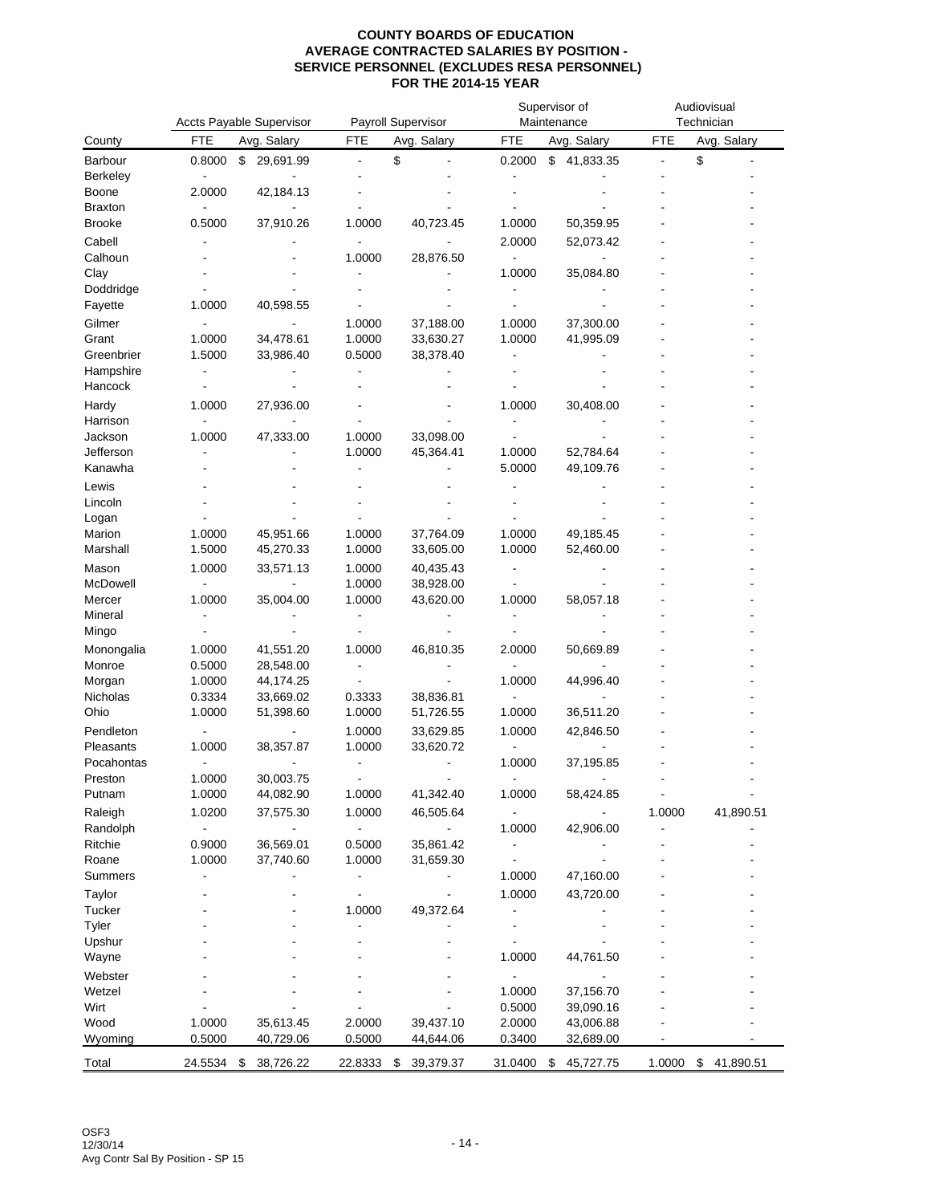# COUNTY BOARDS OF EDUCATION
## AVERAGE CONTRACTED SALARIES BY POSITION - SERVICE PERSONNEL (EXCLUDES RESA PERSONNEL)
## FOR THE 2014-15 YEAR

| County | Accts Payable Supervisor | | Payroll Supervisor | | Supervisor of Maintenance | | Audiovisual Technician | |
|---|---|---|---|---|---|---|---|---|
| | FTE | Avg. Salary | FTE | Avg. Salary | FTE | Avg. Salary | FTE | Avg. Salary |
| Barbour | 0.8000 | $ 29,691.99 | - | $ - | 0.2000 | $ 41,833.35 | - | $ - |
| Berkeley | - | - | - | - | - | - | - | - |
| Boone | 2.0000 | 42,184.13 | - | - | - | - | - | - |
| Braxton | - | - | - | - | - | - | - | - |
| Brooke | 0.5000 | 37,910.26 | 1.0000 | 40,723.45 | 1.0000 | 50,359.95 | - | - |
| Cabell | - | - | - | - | 2.0000 | 52,073.42 | - | - |
| Calhoun | - | - | 1.0000 | 28,876.50 | - | - | - | - |
| Clay | - | - | - | - | 1.0000 | 35,084.80 | - | - |
| Doddridge | - | - | - | - | - | - | - | - |
| Fayette | 1.0000 | 40,598.55 | - | - | - | - | - | - |
| Gilmer | - | - | 1.0000 | 37,188.00 | 1.0000 | 37,300.00 | - | - |
| Grant | 1.0000 | 34,478.61 | 1.0000 | 33,630.27 | 1.0000 | 41,995.09 | - | - |
| Greenbrier | 1.5000 | 33,986.40 | 0.5000 | 38,378.40 | - | - | - | - |
| Hampshire | - | - | - | - | - | - | - | - |
| Hancock | - | - | - | - | - | - | - | - |
| Hardy | 1.0000 | 27,936.00 | - | - | 1.0000 | 30,408.00 | - | - |
| Harrison | - | - | - | - | - | - | - | - |
| Jackson | 1.0000 | 47,333.00 | 1.0000 | 33,098.00 | - | - | - | - |
| Jefferson | - | - | 1.0000 | 45,364.41 | 1.0000 | 52,784.64 | - | - |
| Kanawha | - | - | - | - | 5.0000 | 49,109.76 | - | - |
| Lewis | - | - | - | - | - | - | - | - |
| Lincoln | - | - | - | - | - | - | - | - |
| Logan | - | - | - | - | - | - | - | - |
| Marion | 1.0000 | 45,951.66 | 1.0000 | 37,764.09 | 1.0000 | 49,185.45 | - | - |
| Marshall | 1.5000 | 45,270.33 | 1.0000 | 33,605.00 | 1.0000 | 52,460.00 | - | - |
| Mason | 1.0000 | 33,571.13 | 1.0000 | 40,435.43 | - | - | - | - |
| McDowell | - | - | 1.0000 | 38,928.00 | - | - | - | - |
| Mercer | 1.0000 | 35,004.00 | 1.0000 | 43,620.00 | 1.0000 | 58,057.18 | - | - |
| Mineral | - | - | - | - | - | - | - | - |
| Mingo | - | - | - | - | - | - | - | - |
| Monongalia | 1.0000 | 41,551.20 | 1.0000 | 46,810.35 | 2.0000 | 50,669.89 | - | - |
| Monroe | 0.5000 | 28,548.00 | - | - | - | - | - | - |
| Morgan | 1.0000 | 44,174.25 | - | - | 1.0000 | 44,996.40 | - | - |
| Nicholas | 0.3334 | 33,669.02 | 0.3333 | 38,836.81 | - | - | - | - |
| Ohio | 1.0000 | 51,398.60 | 1.0000 | 51,726.55 | 1.0000 | 36,511.20 | - | - |
| Pendleton | - | - | 1.0000 | 33,629.85 | 1.0000 | 42,846.50 | - | - |
| Pleasants | 1.0000 | 38,357.87 | 1.0000 | 33,620.72 | - | - | - | - |
| Pocahontas | - | - | - | - | 1.0000 | 37,195.85 | - | - |
| Preston | 1.0000 | 30,003.75 | - | - | - | - | - | - |
| Putnam | 1.0000 | 44,082.90 | 1.0000 | 41,342.40 | 1.0000 | 58,424.85 | - | - |
| Raleigh | 1.0200 | 37,575.30 | 1.0000 | 46,505.64 | - | - | 1.0000 | 41,890.51 |
| Randolph | - | - | - | - | 1.0000 | 42,906.00 | - | - |
| Ritchie | 0.9000 | 36,569.01 | 0.5000 | 35,861.42 | - | - | - | - |
| Roane | 1.0000 | 37,740.60 | 1.0000 | 31,659.30 | - | - | - | - |
| Summers | - | - | - | - | 1.0000 | 47,160.00 | - | - |
| Taylor | - | - | - | - | 1.0000 | 43,720.00 | - | - |
| Tucker | - | - | 1.0000 | 49,372.64 | - | - | - | - |
| Tyler | - | - | - | - | - | - | - | - |
| Upshur | - | - | - | - | - | - | - | - |
| Wayne | - | - | - | - | 1.0000 | 44,761.50 | - | - |
| Webster | - | - | - | - | - | - | - | - |
| Wetzel | - | - | - | - | 1.0000 | 37,156.70 | - | - |
| Wirt | - | - | - | - | 0.5000 | 39,090.16 | - | - |
| Wood | 1.0000 | 35,613.45 | 2.0000 | 39,437.10 | 2.0000 | 43,006.88 | - | - |
| Wyoming | 0.5000 | 40,729.06 | 0.5000 | 44,644.06 | 0.3400 | 32,689.00 | - | - |
| Total | 24.5534 | $ 38,726.22 | 22.8333 | $ 39,379.37 | 31.0400 | $ 45,727.75 | 1.0000 | $ 41,890.51 |

OSF3
12/30/14
Avg Contr Sal By Position - SP 15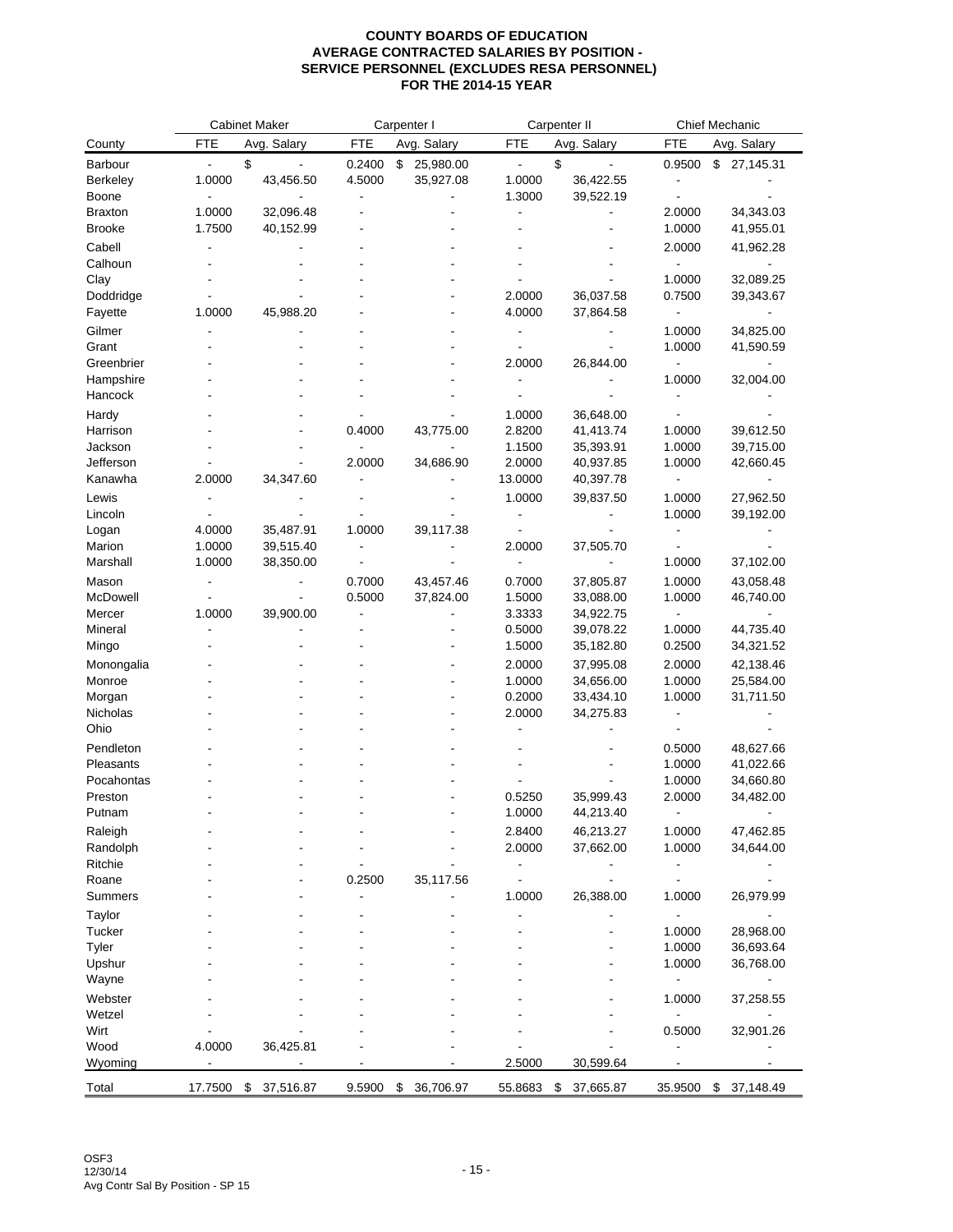# COUNTY BOARDS OF EDUCATION
## AVERAGE CONTRACTED SALARIES BY POSITION - SERVICE PERSONNEL (EXCLUDES RESA PERSONNEL)
## FOR THE 2014-15 YEAR

| | Cabinet Maker | | Carpenter I | | Carpenter II | | Chief Mechanic | |
|---|---|---|---|---|---|---|---|---|
| County | FTE | Avg. Salary | FTE | Avg. Salary | FTE | Avg. Salary | FTE | Avg. Salary |
| Barbour | - | $ - | 0.2400 | $ 25,980.00 | - | $ - | 0.9500 | $ 27,145.31 |
| Berkeley | 1.0000 | 43,456.50 | 4.5000 | 35,927.08 | 1.0000 | 36,422.55 | - | - |
| Boone | - | - | - | - | 1.3000 | 39,522.19 | - | - |
| Braxton | 1.0000 | 32,096.48 | - | - | - | - | 2.0000 | 34,343.03 |
| Brooke | 1.7500 | 40,152.99 | - | - | - | - | 1.0000 | 41,955.01 |
| Cabell | - | - | - | - | - | - | 2.0000 | 41,962.28 |
| Calhoun | - | - | - | - | - | - | - | - |
| Clay | - | - | - | - | - | - | 1.0000 | 32,089.25 |
| Doddridge | - | - | - | - | 2.0000 | 36,037.58 | 0.7500 | 39,343.67 |
| Fayette | 1.0000 | 45,988.20 | - | - | 4.0000 | 37,864.58 | - | - |
| Gilmer | - | - | - | - | - | - | 1.0000 | 34,825.00 |
| Grant | - | - | - | - | - | - | 1.0000 | 41,590.59 |
| Greenbrier | - | - | - | - | 2.0000 | 26,844.00 | - | - |
| Hampshire | - | - | - | - | - | - | 1.0000 | 32,004.00 |
| Hancock | - | - | - | - | - | - | - | - |
| Hardy | - | - | - | - | 1.0000 | 36,648.00 | - | - |
| Harrison | - | - | 0.4000 | 43,775.00 | 2.8200 | 41,413.74 | 1.0000 | 39,612.50 |
| Jackson | - | - | - | - | 1.1500 | 35,393.91 | 1.0000 | 39,715.00 |
| Jefferson | - | - | 2.0000 | 34,686.90 | 2.0000 | 40,937.85 | 1.0000 | 42,660.45 |
| Kanawha | 2.0000 | 34,347.60 | - | - | 13.0000 | 40,397.78 | - | - |
| Lewis | - | - | - | - | 1.0000 | 39,837.50 | 1.0000 | 27,962.50 |
| Lincoln | - | - | - | - | - | - | 1.0000 | 39,192.00 |
| Logan | 4.0000 | 35,487.91 | 1.0000 | 39,117.38 | - | - | - | - |
| Marion | 1.0000 | 39,515.40 | - | - | 2.0000 | 37,505.70 | - | - |
| Marshall | 1.0000 | 38,350.00 | - | - | - | - | 1.0000 | 37,102.00 |
| Mason | - | - | 0.7000 | 43,457.46 | 0.7000 | 37,805.87 | 1.0000 | 43,058.48 |
| McDowell | - | - | 0.5000 | 37,824.00 | 1.5000 | 33,088.00 | 1.0000 | 46,740.00 |
| Mercer | 1.0000 | 39,900.00 | - | - | 3.3333 | 34,922.75 | - | - |
| Mineral | - | - | - | - | 0.5000 | 39,078.22 | 1.0000 | 44,735.40 |
| Mingo | - | - | - | - | 1.5000 | 35,182.80 | 0.2500 | 34,321.52 |
| Monongalia | - | - | - | - | 2.0000 | 37,995.08 | 2.0000 | 42,138.46 |
| Monroe | - | - | - | - | 1.0000 | 34,656.00 | 1.0000 | 25,584.00 |
| Morgan | - | - | - | - | 0.2000 | 33,434.10 | 1.0000 | 31,711.50 |
| Nicholas | - | - | - | - | 2.0000 | 34,275.83 | - | - |
| Ohio | - | - | - | - | - | - | - | - |
| Pendleton | - | - | - | - | - | - | 0.5000 | 48,627.66 |
| Pleasants | - | - | - | - | - | - | 1.0000 | 41,022.66 |
| Pocahontas | - | - | - | - | - | - | 1.0000 | 34,660.80 |
| Preston | - | - | - | - | 0.5250 | 35,999.43 | 2.0000 | 34,482.00 |
| Putnam | - | - | - | - | 1.0000 | 44,213.40 | - | - |
| Raleigh | - | - | - | - | 2.8400 | 46,213.27 | 1.0000 | 47,462.85 |
| Randolph | - | - | - | - | 2.0000 | 37,662.00 | 1.0000 | 34,644.00 |
| Ritchie | - | - | - | - | - | - | - | - |
| Roane | - | - | 0.2500 | 35,117.56 | - | - | - | - |
| Summers | - | - | - | - | 1.0000 | 26,388.00 | 1.0000 | 26,979.99 |
| Taylor | - | - | - | - | - | - | - | - |
| Tucker | - | - | - | - | - | - | 1.0000 | 28,968.00 |
| Tyler | - | - | - | - | - | - | 1.0000 | 36,693.64 |
| Upshur | - | - | - | - | - | - | 1.0000 | 36,768.00 |
| Wayne | - | - | - | - | - | - | - | - |
| Webster | - | - | - | - | - | - | 1.0000 | 37,258.55 |
| Wetzel | - | - | - | - | - | - | - | - |
| Wirt | - | - | - | - | - | - | 0.5000 | 32,901.26 |
| Wood | 4.0000 | 36,425.81 | - | - | - | - | - | - |
| Wyoming | - | - | - | - | 2.5000 | 30,599.64 | - | - |
| Total | 17.7500 | $ 37,516.87 | 9.5900 | $ 36,706.97 | 55.8683 | $ 37,665.87 | 35.9500 | $ 37,148.49 |

OSF3
12/30/14
Avg Contr Sal By Position - SP 15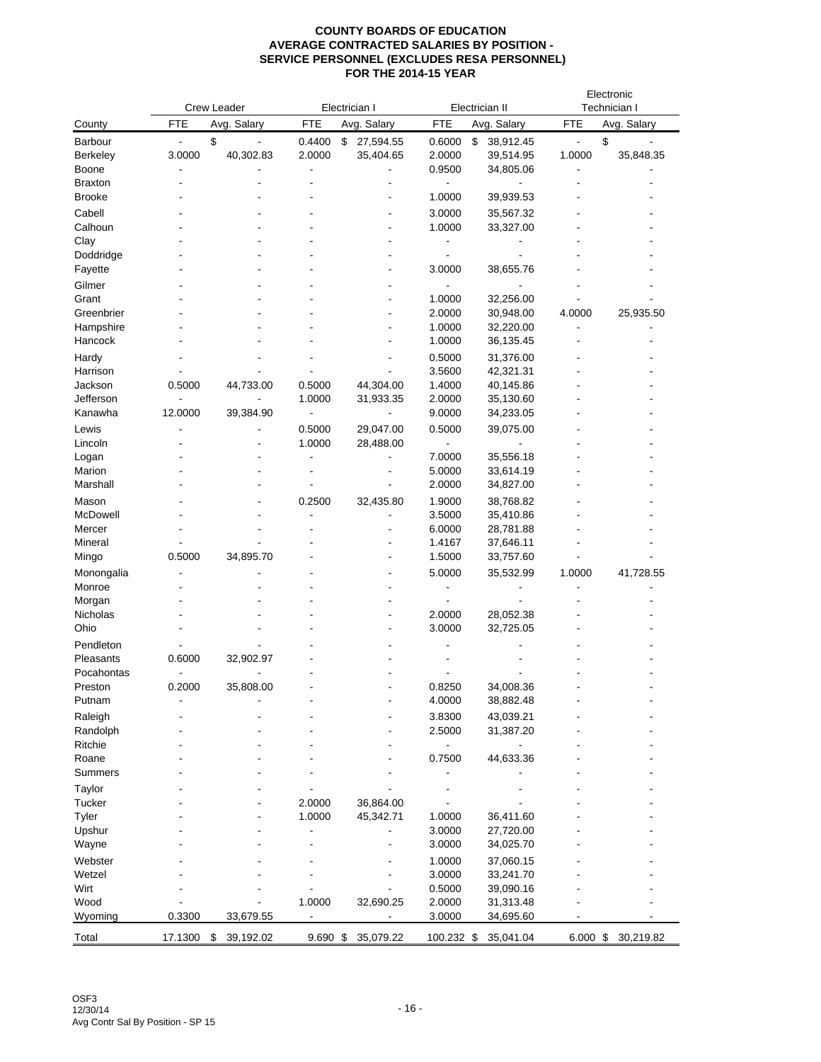**COUNTY BOARDS OF EDUCATION**
**AVERAGE CONTRACTED SALARIES BY POSITION -**
**SERVICE PERSONNEL (EXCLUDES RESA PERSONNEL)**
**FOR THE 2014-15 YEAR**

| | Crew Leader | | Electrician I | | Electrician II | | Electronic Technician I | |
|---|---|---|---|---|---|---|---|---|
| County | FTE | Avg. Salary | FTE | Avg. Salary | FTE | Avg. Salary | FTE | Avg. Salary |
| Barbour | - | $ - | 0.4400 | $ 27,594.55 | 0.6000 | $ 38,912.45 | - | $ - |
| Berkeley | 3.0000 | 40,302.83 | 2.0000 | 35,404.65 | 2.0000 | 39,514.95 | 1.0000 | 35,848.35 |
| Boone | - | - | - | - | 0.9500 | 34,805.06 | - | - |
| Braxton | - | - | - | - | - | - | - | - |
| Brooke | - | - | - | - | 1.0000 | 39,939.53 | - | - |
| Cabell | - | - | - | - | 3.0000 | 35,567.32 | - | - |
| Calhoun | - | - | - | - | 1.0000 | 33,327.00 | - | - |
| Clay | - | - | - | - | - | - | - | - |
| Doddridge | - | - | - | - | - | - | - | - |
| Fayette | - | - | - | - | 3.0000 | 38,655.76 | - | - |
| Gilmer | - | - | - | - | - | - | - | - |
| Grant | - | - | - | - | 1.0000 | 32,256.00 | - | - |
| Greenbrier | - | - | - | - | 2.0000 | 30,948.00 | 4.0000 | 25,935.50 |
| Hampshire | - | - | - | - | 1.0000 | 32,220.00 | - | - |
| Hancock | - | - | - | - | 1.0000 | 36,135.45 | - | - |
| Hardy | - | - | - | - | 0.5000 | 31,376.00 | - | - |
| Harrison | - | - | - | - | 3.5600 | 42,321.31 | - | - |
| Jackson | 0.5000 | 44,733.00 | 0.5000 | 44,304.00 | 1.4000 | 40,145.86 | - | - |
| Jefferson | - | - | 1.0000 | 31,933.35 | 2.0000 | 35,130.60 | - | - |
| Kanawha | 12.0000 | 39,384.90 | - | - | 9.0000 | 34,233.05 | - | - |
| Lewis | - | - | 0.5000 | 29,047.00 | 0.5000 | 39,075.00 | - | - |
| Lincoln | - | - | 1.0000 | 28,488.00 | - | - | - | - |
| Logan | - | - | - | - | 7.0000 | 35,556.18 | - | - |
| Marion | - | - | - | - | 5.0000 | 33,614.19 | - | - |
| Marshall | - | - | - | - | 2.0000 | 34,827.00 | - | - |
| Mason | - | - | 0.2500 | 32,435.80 | 1.9000 | 38,768.82 | - | - |
| McDowell | - | - | - | - | 3.5000 | 35,410.86 | - | - |
| Mercer | - | - | - | - | 6.0000 | 28,781.88 | - | - |
| Mineral | - | - | - | - | 1.4167 | 37,646.11 | - | - |
| Mingo | 0.5000 | 34,895.70 | - | - | 1.5000 | 33,757.60 | - | - |
| Monongalia | - | - | - | - | 5.0000 | 35,532.99 | 1.0000 | 41,728.55 |
| Monroe | - | - | - | - | - | - | - | - |
| Morgan | - | - | - | - | - | - | - | - |
| Nicholas | - | - | - | - | 2.0000 | 28,052.38 | - | - |
| Ohio | - | - | - | - | 3.0000 | 32,725.05 | - | - |
| Pendleton | - | - | - | - | - | - | - | - |
| Pleasants | 0.6000 | 32,902.97 | - | - | - | - | - | - |
| Pocahontas | - | - | - | - | - | - | - | - |
| Preston | 0.2000 | 35,808.00 | - | - | 0.8250 | 34,008.36 | - | - |
| Putnam | - | - | - | - | 4.0000 | 38,882.48 | - | - |
| Raleigh | - | - | - | - | 3.8300 | 43,039.21 | - | - |
| Randolph | - | - | - | - | 2.5000 | 31,387.20 | - | - |
| Ritchie | - | - | - | - | - | - | - | - |
| Roane | - | - | - | - | 0.7500 | 44,633.36 | - | - |
| Summers | - | - | - | - | - | - | - | - |
| Taylor | - | - | - | - | - | - | - | - |
| Tucker | - | - | 2.0000 | 36,864.00 | - | - | - | - |
| Tyler | - | - | 1.0000 | 45,342.71 | 1.0000 | 36,411.60 | - | - |
| Upshur | - | - | - | - | 3.0000 | 27,720.00 | - | - |
| Wayne | - | - | - | - | 3.0000 | 34,025.70 | - | - |
| Webster | - | - | - | - | 1.0000 | 37,060.15 | - | - |
| Wetzel | - | - | - | - | 3.0000 | 33,241.70 | - | - |
| Wirt | - | - | - | - | 0.5000 | 39,090.16 | - | - |
| Wood | - | - | 1.0000 | 32,690.25 | 2.0000 | 31,313.48 | - | - |
| Wyoming | 0.3300 | 33,679.55 | - | - | 3.0000 | 34,695.60 | - | - |
| Total | 17.1300 | $ 39,192.02 | 9.690 | $ 35,079.22 | 100.232 | $ 35,041.04 | 6.000 | $ 30,219.82 |

OSF3
12/30/14
Avg Contr Sal By Position - SP 15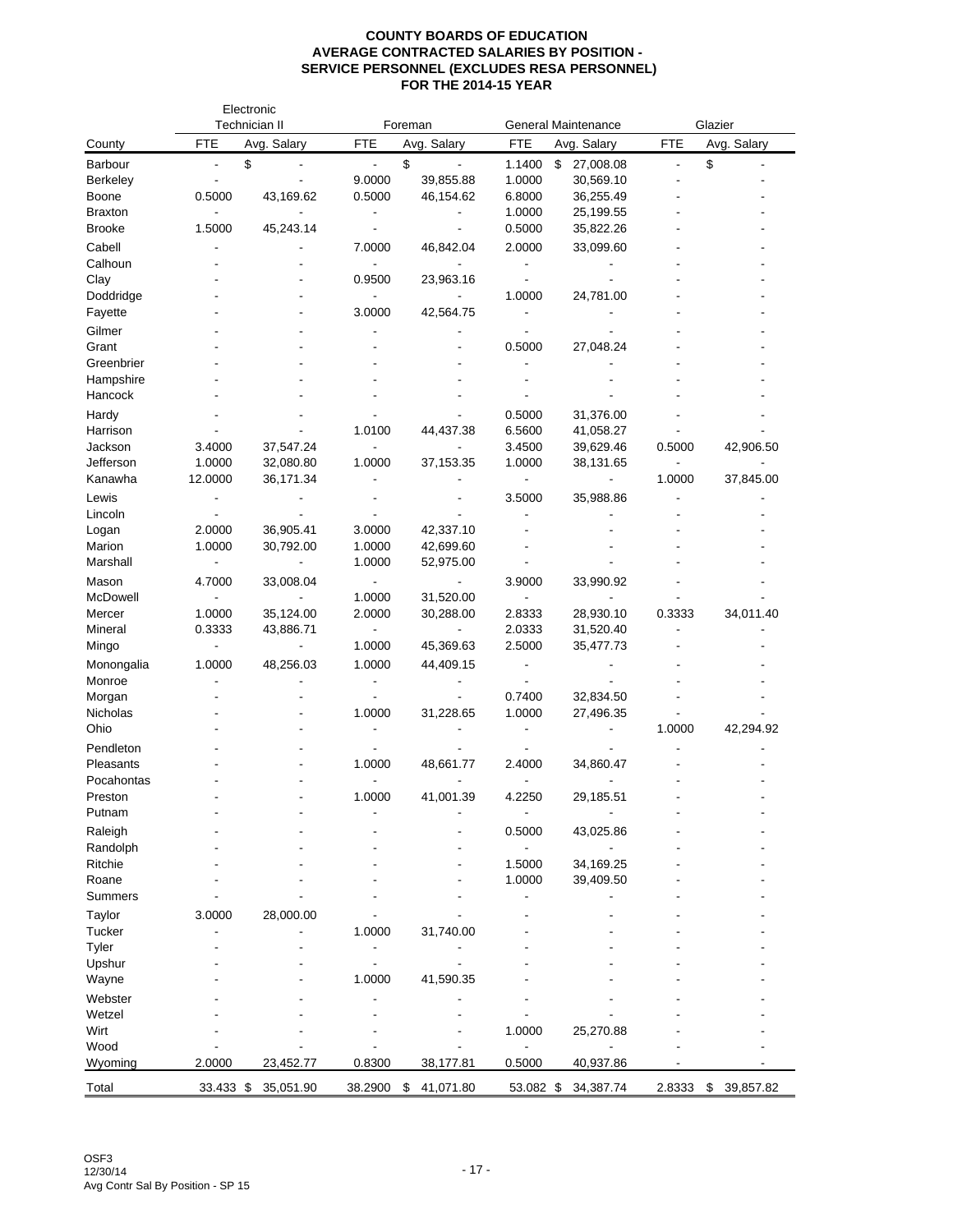# COUNTY BOARDS OF EDUCATION
## AVERAGE CONTRACTED SALARIES BY POSITION - SERVICE PERSONNEL (EXCLUDES RESA PERSONNEL)
## FOR THE 2014-15 YEAR

| | Electronic Technician II | | Foreman | | General Maintenance | | Glazier | |
|---|---|---|---|---|---|---|---|---|
| County | FTE | Avg. Salary | FTE | Avg. Salary | FTE | Avg. Salary | FTE | Avg. Salary |
| Barbour | - | $ - | - | $ - | 1.1400 | $ 27,008.08 | - | $ - |
| Berkeley | - | - | 9.0000 | 39,855.88 | 1.0000 | 30,569.10 | - | - |
| Boone | 0.5000 | 43,169.62 | 0.5000 | 46,154.62 | 6.8000 | 36,255.49 | - | - |
| Braxton | - | - | - | - | 1.0000 | 25,199.55 | - | - |
| Brooke | 1.5000 | 45,243.14 | - | - | 0.5000 | 35,822.26 | - | - |
| Cabell | - | - | 7.0000 | 46,842.04 | 2.0000 | 33,099.60 | - | - |
| Calhoun | - | - | - | - | - | - | - | - |
| Clay | - | - | 0.9500 | 23,963.16 | - | - | - | - |
| Doddridge | - | - | - | - | 1.0000 | 24,781.00 | - | - |
| Fayette | - | - | 3.0000 | 42,564.75 | - | - | - | - |
| Gilmer | - | - | - | - | - | - | - | - |
| Grant | - | - | - | - | 0.5000 | 27,048.24 | - | - |
| Greenbrier | - | - | - | - | - | - | - | - |
| Hampshire | - | - | - | - | - | - | - | - |
| Hancock | - | - | - | - | - | - | - | - |
| Hardy | - | - | - | - | 0.5000 | 31,376.00 | - | - |
| Harrison | - | - | 1.0100 | 44,437.38 | 6.5600 | 41,058.27 | - | - |
| Jackson | 3.4000 | 37,547.24 | - | - | 3.4500 | 39,629.46 | 0.5000 | 42,906.50 |
| Jefferson | 1.0000 | 32,080.80 | 1.0000 | 37,153.35 | 1.0000 | 38,131.65 | - | - |
| Kanawha | 12.0000 | 36,171.34 | - | - | - | - | 1.0000 | 37,845.00 |
| Lewis | - | - | - | - | 3.5000 | 35,988.86 | - | - |
| Lincoln | - | - | - | - | - | - | - | - |
| Logan | 2.0000 | 36,905.41 | 3.0000 | 42,337.10 | - | - | - | - |
| Marion | 1.0000 | 30,792.00 | 1.0000 | 42,699.60 | - | - | - | - |
| Marshall | - | - | 1.0000 | 52,975.00 | - | - | - | - |
| Mason | 4.7000 | 33,008.04 | - | - | 3.9000 | 33,990.92 | - | - |
| McDowell | - | - | 1.0000 | 31,520.00 | - | - | - | - |
| Mercer | 1.0000 | 35,124.00 | 2.0000 | 30,288.00 | 2.8333 | 28,930.10 | 0.3333 | 34,011.40 |
| Mineral | 0.3333 | 43,886.71 | - | - | 2.0333 | 31,520.40 | - | - |
| Mingo | - | - | 1.0000 | 45,369.63 | 2.5000 | 35,477.73 | - | - |
| Monongalia | 1.0000 | 48,256.03 | 1.0000 | 44,409.15 | - | - | - | - |
| Monroe | - | - | - | - | - | - | - | - |
| Morgan | - | - | - | - | 0.7400 | 32,834.50 | - | - |
| Nicholas | - | - | 1.0000 | 31,228.65 | 1.0000 | 27,496.35 | - | - |
| Ohio | - | - | - | - | - | - | 1.0000 | 42,294.92 |
| Pendleton | - | - | - | - | - | - | - | - |
| Pleasants | - | - | 1.0000 | 48,661.77 | 2.4000 | 34,860.47 | - | - |
| Pocahontas | - | - | - | - | - | - | - | - |
| Preston | - | - | 1.0000 | 41,001.39 | 4.2250 | 29,185.51 | - | - |
| Putnam | - | - | - | - | - | - | - | - |
| Raleigh | - | - | - | - | 0.5000 | 43,025.86 | - | - |
| Randolph | - | - | - | - | - | - | - | - |
| Ritchie | - | - | - | - | 1.5000 | 34,169.25 | - | - |
| Roane | - | - | - | - | 1.0000 | 39,409.50 | - | - |
| Summers | - | - | - | - | - | - | - | - |
| Taylor | 3.0000 | 28,000.00 | - | - | - | - | - | - |
| Tucker | - | - | 1.0000 | 31,740.00 | - | - | - | - |
| Tyler | - | - | - | - | - | - | - | - |
| Upshur | - | - | - | - | - | - | - | - |
| Wayne | - | - | 1.0000 | 41,590.35 | - | - | - | - |
| Webster | - | - | - | - | - | - | - | - |
| Wetzel | - | - | - | - | - | - | - | - |
| Wirt | - | - | - | - | 1.0000 | 25,270.88 | - | - |
| Wood | - | - | - | - | - | - | - | - |
| Wyoming | 2.0000 | 23,452.77 | 0.8300 | 38,177.81 | 0.5000 | 40,937.86 | - | - |
| Total | 33.433 | $ 35,051.90 | 38.2900 | $ 41,071.80 | 53.082 | $ 34,387.74 | 2.8333 | $ 39,857.82 |

OSF3
12/30/14
Avg Contr Sal By Position - SP 15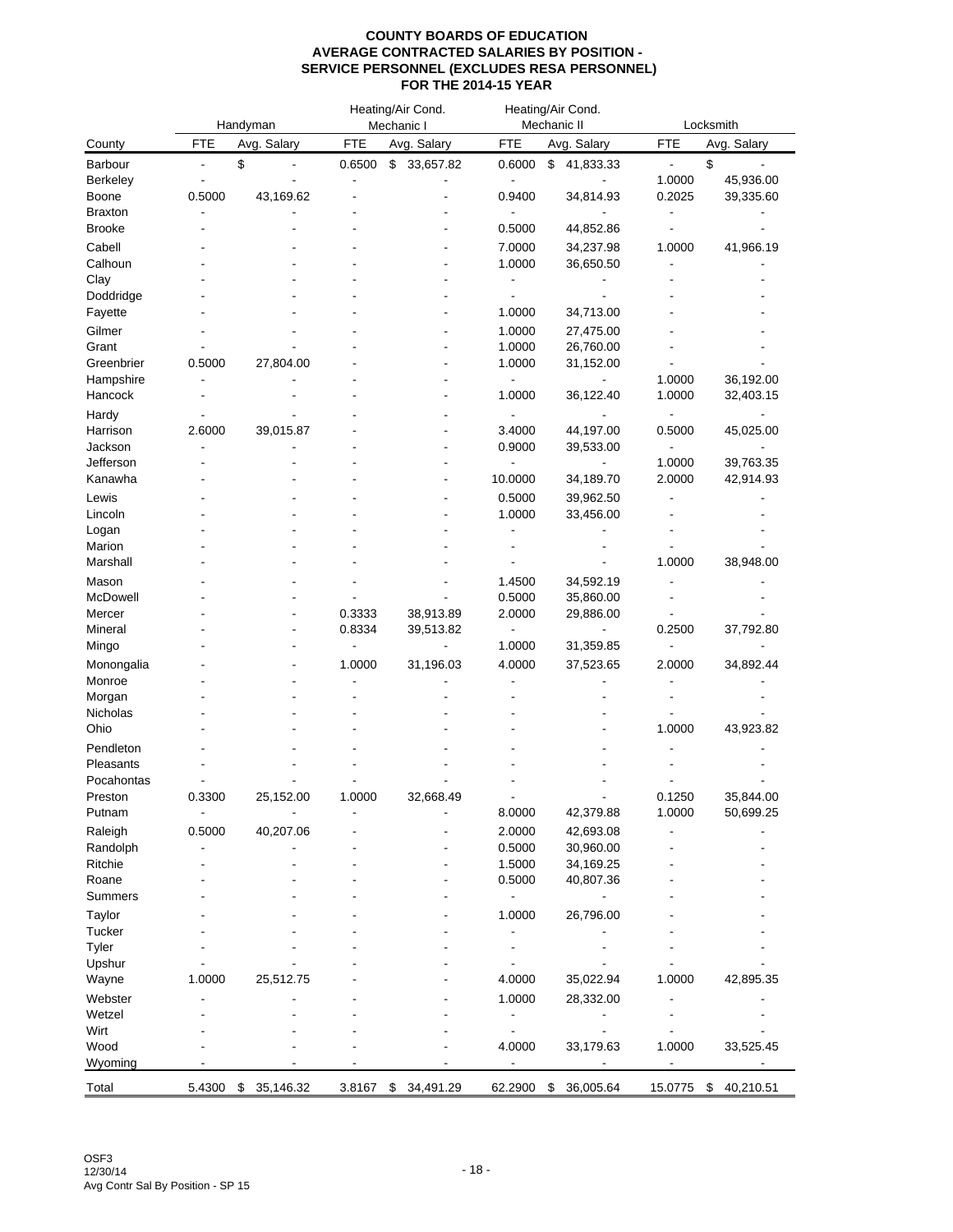**COUNTY BOARDS OF EDUCATION**
**AVERAGE CONTRACTED SALARIES BY POSITION -**
**SERVICE PERSONNEL (EXCLUDES RESA PERSONNEL)**
**FOR THE 2014-15 YEAR**

| | Handyman | | Heating/Air Cond. Mechanic I | | Heating/Air Cond. Mechanic II | | Locksmith | |
|---|---|---|---|---|---|---|---|---|
| County | FTE | Avg. Salary | FTE | Avg. Salary | FTE | Avg. Salary | FTE | Avg. Salary |
| Barbour | - | $ - | 0.6500 | $ 33,657.82 | 0.6000 | $ 41,833.33 | - | $ - |
| Berkeley | - | - | - | - | - | - | 1.0000 | 45,936.00 |
| Boone | 0.5000 | 43,169.62 | - | - | 0.9400 | 34,814.93 | 0.2025 | 39,335.60 |
| Braxton | - | - | - | - | - | - | - | - |
| Brooke | - | - | - | - | 0.5000 | 44,852.86 | - | - |
| Cabell | - | - | - | - | 7.0000 | 34,237.98 | 1.0000 | 41,966.19 |
| Calhoun | - | - | - | - | 1.0000 | 36,650.50 | - | - |
| Clay | - | - | - | - | - | - | - | - |
| Doddridge | - | - | - | - | - | - | - | - |
| Fayette | - | - | - | - | 1.0000 | 34,713.00 | - | - |
| Gilmer | - | - | - | - | 1.0000 | 27,475.00 | - | - |
| Grant | - | - | - | - | 1.0000 | 26,760.00 | - | - |
| Greenbrier | 0.5000 | 27,804.00 | - | - | 1.0000 | 31,152.00 | - | - |
| Hampshire | - | - | - | - | - | - | 1.0000 | 36,192.00 |
| Hancock | - | - | - | - | 1.0000 | 36,122.40 | 1.0000 | 32,403.15 |
| Hardy | - | - | - | - | - | - | - | - |
| Harrison | 2.6000 | 39,015.87 | - | - | 3.4000 | 44,197.00 | 0.5000 | 45,025.00 |
| Jackson | - | - | - | - | 0.9000 | 39,533.00 | - | - |
| Jefferson | - | - | - | - | - | - | 1.0000 | 39,763.35 |
| Kanawha | - | - | - | - | 10.0000 | 34,189.70 | 2.0000 | 42,914.93 |
| Lewis | - | - | - | - | 0.5000 | 39,962.50 | - | - |
| Lincoln | - | - | - | - | 1.0000 | 33,456.00 | - | - |
| Logan | - | - | - | - | - | - | - | - |
| Marion | - | - | - | - | - | - | - | - |
| Marshall | - | - | - | - | - | - | 1.0000 | 38,948.00 |
| Mason | - | - | - | - | 1.4500 | 34,592.19 | - | - |
| McDowell | - | - | - | - | 0.5000 | 35,860.00 | - | - |
| Mercer | - | - | 0.3333 | 38,913.89 | 2.0000 | 29,886.00 | - | - |
| Mineral | - | - | 0.8334 | 39,513.82 | - | - | 0.2500 | 37,792.80 |
| Mingo | - | - | - | - | 1.0000 | 31,359.85 | - | - |
| Monongalia | - | - | 1.0000 | 31,196.03 | 4.0000 | 37,523.65 | 2.0000 | 34,892.44 |
| Monroe | - | - | - | - | - | - | - | - |
| Morgan | - | - | - | - | - | - | - | - |
| Nicholas | - | - | - | - | - | - | - | - |
| Ohio | - | - | - | - | - | - | 1.0000 | 43,923.82 |
| Pendleton | - | - | - | - | - | - | - | - |
| Pleasants | - | - | - | - | - | - | - | - |
| Pocahontas | - | - | - | - | - | - | - | - |
| Preston | 0.3300 | 25,152.00 | 1.0000 | 32,668.49 | - | - | 0.1250 | 35,844.00 |
| Putnam | - | - | - | - | 8.0000 | 42,379.88 | 1.0000 | 50,699.25 |
| Raleigh | 0.5000 | 40,207.06 | - | - | 2.0000 | 42,693.08 | - | - |
| Randolph | - | - | - | - | 0.5000 | 30,960.00 | - | - |
| Ritchie | - | - | - | - | 1.5000 | 34,169.25 | - | - |
| Roane | - | - | - | - | 0.5000 | 40,807.36 | - | - |
| Summers | - | - | - | - | - | - | - | - |
| Taylor | - | - | - | - | 1.0000 | 26,796.00 | - | - |
| Tucker | - | - | - | - | - | - | - | - |
| Tyler | - | - | - | - | - | - | - | - |
| Upshur | - | - | - | - | - | - | - | - |
| Wayne | 1.0000 | 25,512.75 | - | - | 4.0000 | 35,022.94 | 1.0000 | 42,895.35 |
| Webster | - | - | - | - | 1.0000 | 28,332.00 | - | - |
| Wetzel | - | - | - | - | - | - | - | - |
| Wirt | - | - | - | - | - | - | - | - |
| Wood | - | - | - | - | 4.0000 | 33,179.63 | 1.0000 | 33,525.45 |
| Wyoming | - | - | - | - | - | - | - | - |
| Total | 5.4300 | $ 35,146.32 | 3.8167 | $ 34,491.29 | 62.2900 | $ 36,005.64 | 15.0775 | $ 40,210.51 |

OSF3
12/30/14
Avg Contr Sal By Position - SP 15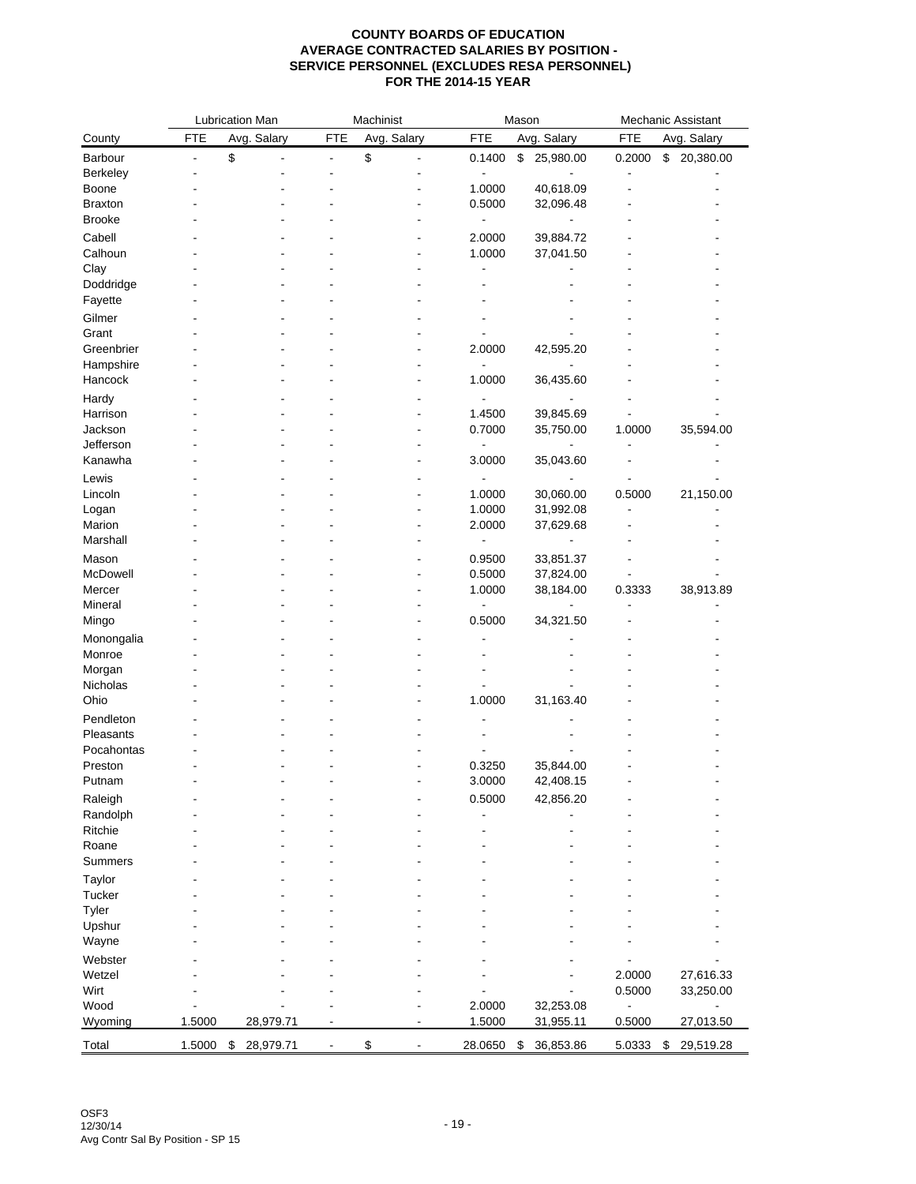**COUNTY BOARDS OF EDUCATION**
**AVERAGE CONTRACTED SALARIES BY POSITION -**
**SERVICE PERSONNEL (EXCLUDES RESA PERSONNEL)**
**FOR THE 2014-15 YEAR**

| | Lubrication Man | | Machinist | | Mason | | Mechanic Assistant | |
|---|---|---|---|---|---|---|---|---|
| County | FTE | Avg. Salary | FTE | Avg. Salary | FTE | Avg. Salary | FTE | Avg. Salary |
| Barbour | - | $ - | - | $ - | 0.1400 | $ 25,980.00 | 0.2000 | $ 20,380.00 |
| Berkeley | - | - | - | - | - | - | - | - |
| Boone | - | - | - | - | 1.0000 | 40,618.09 | - | - |
| Braxton | - | - | - | - | 0.5000 | 32,096.48 | - | - |
| Brooke | - | - | - | - | - | - | - | - |
| Cabell | - | - | - | - | 2.0000 | 39,884.72 | - | - |
| Calhoun | - | - | - | - | 1.0000 | 37,041.50 | - | - |
| Clay | - | - | - | - | - | - | - | - |
| Doddridge | - | - | - | - | - | - | - | - |
| Fayette | - | - | - | - | - | - | - | - |
| Gilmer | - | - | - | - | - | - | - | - |
| Grant | - | - | - | - | - | - | - | - |
| Greenbrier | - | - | - | - | 2.0000 | 42,595.20 | - | - |
| Hampshire | - | - | - | - | - | - | - | - |
| Hancock | - | - | - | - | 1.0000 | 36,435.60 | - | - |
| Hardy | - | - | - | - | - | - | - | - |
| Harrison | - | - | - | - | 1.4500 | 39,845.69 | - | - |
| Jackson | - | - | - | - | 0.7000 | 35,750.00 | 1.0000 | 35,594.00 |
| Jefferson | - | - | - | - | - | - | - | - |
| Kanawha | - | - | - | - | 3.0000 | 35,043.60 | - | - |
| Lewis | - | - | - | - | - | - | - | - |
| Lincoln | - | - | - | - | 1.0000 | 30,060.00 | 0.5000 | 21,150.00 |
| Logan | - | - | - | - | 1.0000 | 31,992.08 | - | - |
| Marion | - | - | - | - | 2.0000 | 37,629.68 | - | - |
| Marshall | - | - | - | - | - | - | - | - |
| Mason | - | - | - | - | 0.9500 | 33,851.37 | - | - |
| McDowell | - | - | - | - | 0.5000 | 37,824.00 | - | - |
| Mercer | - | - | - | - | 1.0000 | 38,184.00 | 0.3333 | 38,913.89 |
| Mineral | - | - | - | - | - | - | - | - |
| Mingo | - | - | - | - | 0.5000 | 34,321.50 | - | - |
| Monongalia | - | - | - | - | - | - | - | - |
| Monroe | - | - | - | - | - | - | - | - |
| Morgan | - | - | - | - | - | - | - | - |
| Nicholas | - | - | - | - | - | - | - | - |
| Ohio | - | - | - | - | 1.0000 | 31,163.40 | - | - |
| Pendleton | - | - | - | - | - | - | - | - |
| Pleasants | - | - | - | - | - | - | - | - |
| Pocahontas | - | - | - | - | - | - | - | - |
| Preston | - | - | - | - | 0.3250 | 35,844.00 | - | - |
| Putnam | - | - | - | - | 3.0000 | 42,408.15 | - | - |
| Raleigh | - | - | - | - | 0.5000 | 42,856.20 | - | - |
| Randolph | - | - | - | - | - | - | - | - |
| Ritchie | - | - | - | - | - | - | - | - |
| Roane | - | - | - | - | - | - | - | - |
| Summers | - | - | - | - | - | - | - | - |
| Taylor | - | - | - | - | - | - | - | - |
| Tucker | - | - | - | - | - | - | - | - |
| Tyler | - | - | - | - | - | - | - | - |
| Upshur | - | - | - | - | - | - | - | - |
| Wayne | - | - | - | - | - | - | - | - |
| Webster | - | - | - | - | - | - | - | - |
| Wetzel | - | - | - | - | - | - | 2.0000 | 27,616.33 |
| Wirt | - | - | - | - | - | - | 0.5000 | 33,250.00 |
| Wood | - | - | - | - | 2.0000 | 32,253.08 | - | - |
| Wyoming | 1.5000 | 28,979.71 | - | - | 1.5000 | 31,955.11 | 0.5000 | 27,013.50 |
| Total | 1.5000 | $ 28,979.71 | - | $ - | 28.0650 | $ 36,853.86 | 5.0333 | $ 29,519.28 |

OSF3
12/30/14
Avg Contr Sal By Position - SP 15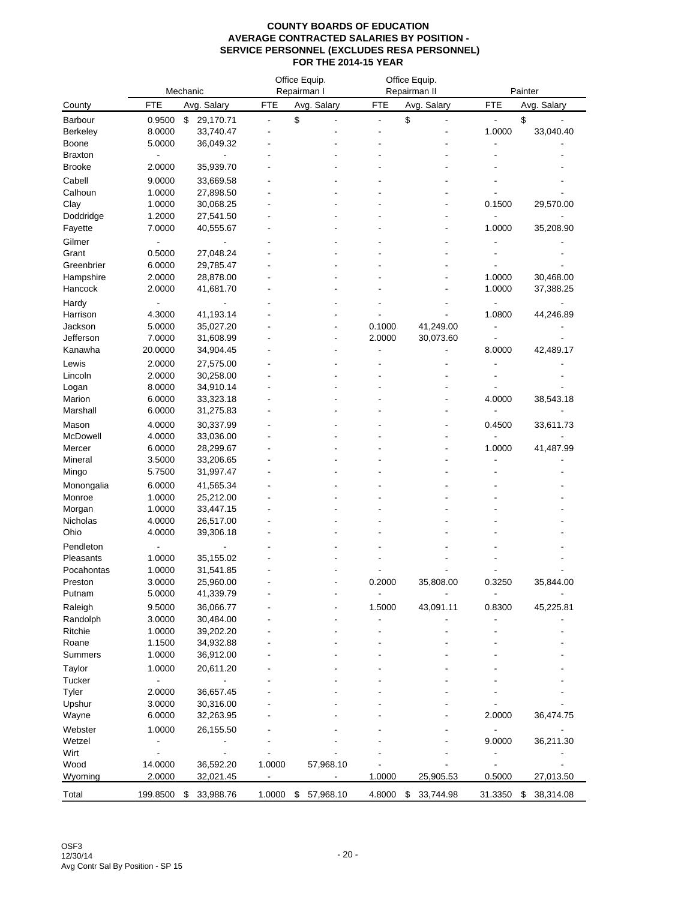**COUNTY BOARDS OF EDUCATION**
**AVERAGE CONTRACTED SALARIES BY POSITION -**
**SERVICE PERSONNEL (EXCLUDES RESA PERSONNEL)**
**FOR THE 2014-15 YEAR**

| County | Mechanic | | Office Equip. Repairman I | | Office Equip. Repairman II | | Painter | |
|---|---|---|---|---|---|---|---|---|
| | FTE | Avg. Salary | FTE | Avg. Salary | FTE | Avg. Salary | FTE | Avg. Salary |
| Barbour | 0.9500 | $ 29,170.71 | - | $ - | - | $ - | - | $ - |
| Berkeley | 8.0000 | 33,740.47 | - | - | - | - | 1.0000 | 33,040.40 |
| Boone | 5.0000 | 36,049.32 | - | - | - | - | - | - |
| Braxton | - | - | - | - | - | - | - | - |
| Brooke | 2.0000 | 35,939.70 | - | - | - | - | - | - |
| Cabell | 9.0000 | 33,669.58 | - | - | - | - | - | - |
| Calhoun | 1.0000 | 27,898.50 | - | - | - | - | - | - |
| Clay | 1.0000 | 30,068.25 | - | - | - | - | 0.1500 | 29,570.00 |
| Doddridge | 1.2000 | 27,541.50 | - | - | - | - | - | - |
| Fayette | 7.0000 | 40,555.67 | - | - | - | - | 1.0000 | 35,208.90 |
| Gilmer | - | - | - | - | - | - | - | - |
| Grant | 0.5000 | 27,048.24 | - | - | - | - | - | - |
| Greenbrier | 6.0000 | 29,785.47 | - | - | - | - | - | - |
| Hampshire | 2.0000 | 28,878.00 | - | - | - | - | 1.0000 | 30,468.00 |
| Hancock | 2.0000 | 41,681.70 | - | - | - | - | 1.0000 | 37,388.25 |
| Hardy | - | - | - | - | - | - | - | - |
| Harrison | 4.3000 | 41,193.14 | - | - | - | - | 1.0800 | 44,246.89 |
| Jackson | 5.0000 | 35,027.20 | - | - | 0.1000 | 41,249.00 | - | - |
| Jefferson | 7.0000 | 31,608.99 | - | - | 2.0000 | 30,073.60 | - | - |
| Kanawha | 20.0000 | 34,904.45 | - | - | - | - | 8.0000 | 42,489.17 |
| Lewis | 2.0000 | 27,575.00 | - | - | - | - | - | - |
| Lincoln | 2.0000 | 30,258.00 | - | - | - | - | - | - |
| Logan | 8.0000 | 34,910.14 | - | - | - | - | - | - |
| Marion | 6.0000 | 33,323.18 | - | - | - | - | 4.0000 | 38,543.18 |
| Marshall | 6.0000 | 31,275.83 | - | - | - | - | - | - |
| Mason | 4.0000 | 30,337.99 | - | - | - | - | 0.4500 | 33,611.73 |
| McDowell | 4.0000 | 33,036.00 | - | - | - | - | - | - |
| Mercer | 6.0000 | 28,299.67 | - | - | - | - | 1.0000 | 41,487.99 |
| Mineral | 3.5000 | 33,206.65 | - | - | - | - | - | - |
| Mingo | 5.7500 | 31,997.47 | - | - | - | - | - | - |
| Monongalia | 6.0000 | 41,565.34 | - | - | - | - | - | - |
| Monroe | 1.0000 | 25,212.00 | - | - | - | - | - | - |
| Morgan | 1.0000 | 33,447.15 | - | - | - | - | - | - |
| Nicholas | 4.0000 | 26,517.00 | - | - | - | - | - | - |
| Ohio | 4.0000 | 39,306.18 | - | - | - | - | - | - |
| Pendleton | - | - | - | - | - | - | - | - |
| Pleasants | 1.0000 | 35,155.02 | - | - | - | - | - | - |
| Pocahontas | 1.0000 | 31,541.85 | - | - | - | - | - | - |
| Preston | 3.0000 | 25,960.00 | - | - | 0.2000 | 35,808.00 | 0.3250 | 35,844.00 |
| Putnam | 5.0000 | 41,339.79 | - | - | - | - | - | - |
| Raleigh | 9.5000 | 36,066.77 | - | - | 1.5000 | 43,091.11 | 0.8300 | 45,225.81 |
| Randolph | 3.0000 | 30,484.00 | - | - | - | - | - | - |
| Ritchie | 1.0000 | 39,202.20 | - | - | - | - | - | - |
| Roane | 1.1500 | 34,932.88 | - | - | - | - | - | - |
| Summers | 1.0000 | 36,912.00 | - | - | - | - | - | - |
| Taylor | 1.0000 | 20,611.20 | - | - | - | - | - | - |
| Tucker | - | - | - | - | - | - | - | - |
| Tyler | 2.0000 | 36,657.45 | - | - | - | - | - | - |
| Upshur | 3.0000 | 30,316.00 | - | - | - | - | - | - |
| Wayne | 6.0000 | 32,263.95 | - | - | - | - | 2.0000 | 36,474.75 |
| Webster | 1.0000 | 26,155.50 | - | - | - | - | - | - |
| Wetzel | - | - | - | - | - | - | 9.0000 | 36,211.30 |
| Wirt | - | - | - | - | - | - | - | - |
| Wood | 14.0000 | 36,592.20 | 1.0000 | 57,968.10 | - | - | - | - |
| Wyoming | 2.0000 | 32,021.45 | - | - | 1.0000 | 25,905.53 | 0.5000 | 27,013.50 |
| Total | 199.8500 | $ 33,988.76 | 1.0000 | $ 57,968.10 | 4.8000 | $ 33,744.98 | 31.3350 | $ 38,314.08 |

OSF3
12/30/14
Avg Contr Sal By Position - SP 15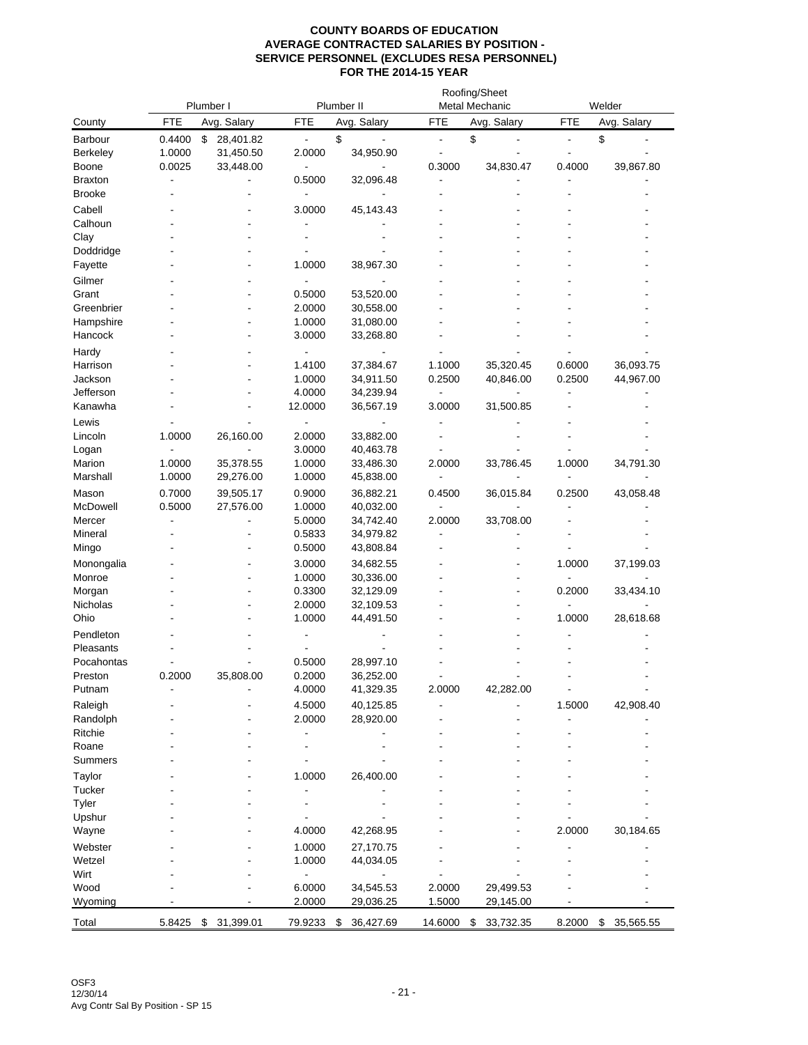**COUNTY BOARDS OF EDUCATION**
**AVERAGE CONTRACTED SALARIES BY POSITION -**
**SERVICE PERSONNEL (EXCLUDES RESA PERSONNEL)**
**FOR THE 2014-15 YEAR**

| County | Plumber I | | Plumber II | | Roofing/Sheet Metal Mechanic | | Welder | |
|---|---|---|---|---|---|---|---|---|
| | FTE | Avg. Salary | FTE | Avg. Salary | FTE | Avg. Salary | FTE | Avg. Salary |
| Barbour | 0.4400 | $ 28,401.82 | - | $ - | - | $ - | - | $ - |
| Berkeley | 1.0000 | 31,450.50 | 2.0000 | 34,950.90 | - | - | - | - |
| Boone | 0.0025 | 33,448.00 | - | - | 0.3000 | 34,830.47 | 0.4000 | 39,867.80 |
| Braxton | - | - | 0.5000 | 32,096.48 | - | - | - | - |
| Brooke | - | - | - | - | - | - | - | - |
| Cabell | - | - | 3.0000 | 45,143.43 | - | - | - | - |
| Calhoun | - | - | - | - | - | - | - | - |
| Clay | - | - | - | - | - | - | - | - |
| Doddridge | - | - | - | - | - | - | - | - |
| Fayette | - | - | 1.0000 | 38,967.30 | - | - | - | - |
| Gilmer | - | - | - | - | - | - | - | - |
| Grant | - | - | 0.5000 | 53,520.00 | - | - | - | - |
| Greenbrier | - | - | 2.0000 | 30,558.00 | - | - | - | - |
| Hampshire | - | - | 1.0000 | 31,080.00 | - | - | - | - |
| Hancock | - | - | 3.0000 | 33,268.80 | - | - | - | - |
| Hardy | - | - | - | - | - | - | - | - |
| Harrison | - | - | 1.4100 | 37,384.67 | 1.1000 | 35,320.45 | 0.6000 | 36,093.75 |
| Jackson | - | - | 1.0000 | 34,911.50 | 0.2500 | 40,846.00 | 0.2500 | 44,967.00 |
| Jefferson | - | - | 4.0000 | 34,239.94 | - | - | - | - |
| Kanawha | - | - | 12.0000 | 36,567.19 | 3.0000 | 31,500.85 | - | - |
| Lewis | - | - | - | - | - | - | - | - |
| Lincoln | 1.0000 | 26,160.00 | 2.0000 | 33,882.00 | - | - | - | - |
| Logan | - | - | 3.0000 | 40,463.78 | - | - | - | - |
| Marion | 1.0000 | 35,378.55 | 1.0000 | 33,486.30 | 2.0000 | 33,786.45 | 1.0000 | 34,791.30 |
| Marshall | 1.0000 | 29,276.00 | 1.0000 | 45,838.00 | - | - | - | - |
| Mason | 0.7000 | 39,505.17 | 0.9000 | 36,882.21 | 0.4500 | 36,015.84 | 0.2500 | 43,058.48 |
| McDowell | 0.5000 | 27,576.00 | 1.0000 | 40,032.00 | - | - | - | - |
| Mercer | - | - | 5.0000 | 34,742.40 | 2.0000 | 33,708.00 | - | - |
| Mineral | - | - | 0.5833 | 34,979.82 | - | - | - | - |
| Mingo | - | - | 0.5000 | 43,808.84 | - | - | - | - |
| Monongalia | - | - | 3.0000 | 34,682.55 | - | - | 1.0000 | 37,199.03 |
| Monroe | - | - | 1.0000 | 30,336.00 | - | - | - | - |
| Morgan | - | - | 0.3300 | 32,129.09 | - | - | 0.2000 | 33,434.10 |
| Nicholas | - | - | 2.0000 | 32,109.53 | - | - | - | - |
| Ohio | - | - | 1.0000 | 44,491.50 | - | - | 1.0000 | 28,618.68 |
| Pendleton | - | - | - | - | - | - | - | - |
| Pleasants | - | - | - | - | - | - | - | - |
| Pocahontas | - | - | 0.5000 | 28,997.10 | - | - | - | - |
| Preston | 0.2000 | 35,808.00 | 0.2000 | 36,252.00 | - | - | - | - |
| Putnam | - | - | 4.0000 | 41,329.35 | 2.0000 | 42,282.00 | - | - |
| Raleigh | - | - | 4.5000 | 40,125.85 | - | - | 1.5000 | 42,908.40 |
| Randolph | - | - | 2.0000 | 28,920.00 | - | - | - | - |
| Ritchie | - | - | - | - | - | - | - | - |
| Roane | - | - | - | - | - | - | - | - |
| Summers | - | - | - | - | - | - | - | - |
| Taylor | - | - | 1.0000 | 26,400.00 | - | - | - | - |
| Tucker | - | - | - | - | - | - | - | - |
| Tyler | - | - | - | - | - | - | - | - |
| Upshur | - | - | - | - | - | - | - | - |
| Wayne | - | - | 4.0000 | 42,268.95 | - | - | 2.0000 | 30,184.65 |
| Webster | - | - | 1.0000 | 27,170.75 | - | - | - | - |
| Wetzel | - | - | 1.0000 | 44,034.05 | - | - | - | - |
| Wirt | - | - | - | - | - | - | - | - |
| Wood | - | - | 6.0000 | 34,545.53 | 2.0000 | 29,499.53 | - | - |
| Wyoming | - | - | 2.0000 | 29,036.25 | 1.5000 | 29,145.00 | - | - |
| Total | 5.8425 | $ 31,399.01 | 79.9233 | $ 36,427.69 | 14.6000 | $ 33,732.35 | 8.2000 | $ 35,565.55 |

OSF3
12/30/14
Avg Contr Sal By Position - SP 15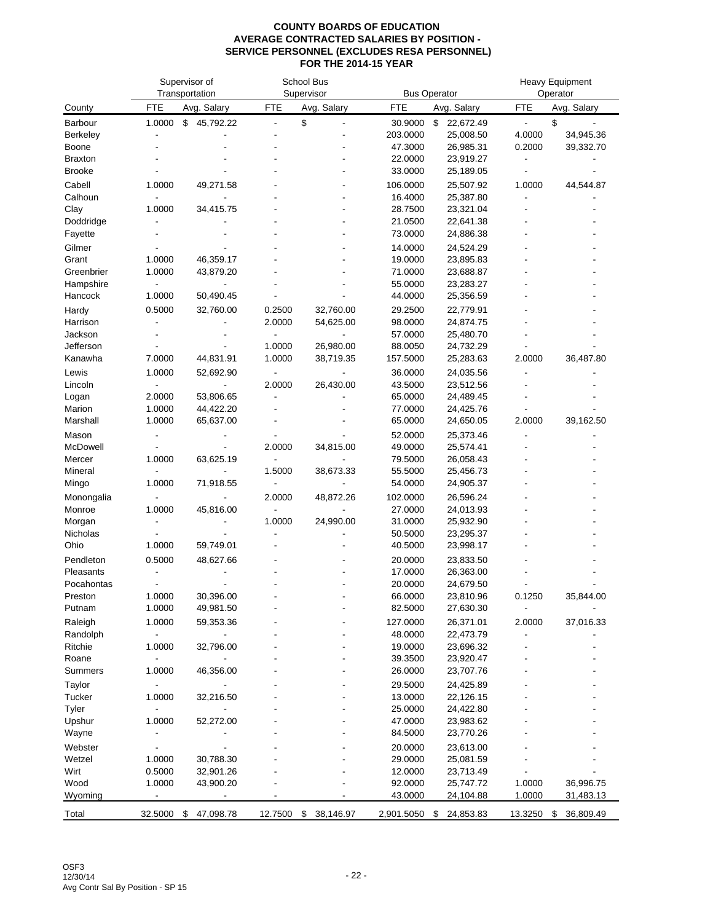**COUNTY BOARDS OF EDUCATION**
**AVERAGE CONTRACTED SALARIES BY POSITION -**
**SERVICE PERSONNEL (EXCLUDES RESA PERSONNEL)**
**FOR THE 2014-15 YEAR**

| | Supervisor of Transportation | | School Bus Supervisor | | Bus Operator | | Heavy Equipment Operator | |
|---|---|---|---|---|---|---|---|---|
| County | FTE | Avg. Salary | FTE | Avg. Salary | FTE | Avg. Salary | FTE | Avg. Salary |
| Barbour | 1.0000 | $ 45,792.22 | - | $ - | 30.9000 | $ 22,672.49 | - | $ - |
| Berkeley | - | - | - | - | 203.0000 | 25,008.50 | 4.0000 | 34,945.36 |
| Boone | - | - | - | - | 47.3000 | 26,985.31 | 0.2000 | 39,332.70 |
| Braxton | - | - | - | - | 22.0000 | 23,919.27 | - | - |
| Brooke | - | - | - | - | 33.0000 | 25,189.05 | - | - |
| Cabell | 1.0000 | 49,271.58 | - | - | 106.0000 | 25,507.92 | 1.0000 | 44,544.87 |
| Calhoun | - | - | - | - | 16.4000 | 25,387.80 | - | - |
| Clay | 1.0000 | 34,415.75 | - | - | 28.7500 | 23,321.04 | - | - |
| Doddridge | - | - | - | - | 21.0500 | 22,641.38 | - | - |
| Fayette | - | - | - | - | 73.0000 | 24,886.38 | - | - |
| Gilmer | - | - | - | - | 14.0000 | 24,524.29 | - | - |
| Grant | 1.0000 | 46,359.17 | - | - | 19.0000 | 23,895.83 | - | - |
| Greenbrier | 1.0000 | 43,879.20 | - | - | 71.0000 | 23,688.87 | - | - |
| Hampshire | - | - | - | - | 55.0000 | 23,283.27 | - | - |
| Hancock | 1.0000 | 50,490.45 | - | - | 44.0000 | 25,356.59 | - | - |
| Hardy | 0.5000 | 32,760.00 | 0.2500 | 32,760.00 | 29.2500 | 22,779.91 | - | - |
| Harrison | - | - | 2.0000 | 54,625.00 | 98.0000 | 24,874.75 | - | - |
| Jackson | - | - | - | - | 57.0000 | 25,480.70 | - | - |
| Jefferson | - | - | 1.0000 | 26,980.00 | 88.0050 | 24,732.29 | - | - |
| Kanawha | 7.0000 | 44,831.91 | 1.0000 | 38,719.35 | 157.5000 | 25,283.63 | 2.0000 | 36,487.80 |
| Lewis | 1.0000 | 52,692.90 | - | - | 36.0000 | 24,035.56 | - | - |
| Lincoln | - | - | 2.0000 | 26,430.00 | 43.5000 | 23,512.56 | - | - |
| Logan | 2.0000 | 53,806.65 | - | - | 65.0000 | 24,489.45 | - | - |
| Marion | 1.0000 | 44,422.20 | - | - | 77.0000 | 24,425.76 | - | - |
| Marshall | 1.0000 | 65,637.00 | - | - | 65.0000 | 24,650.05 | 2.0000 | 39,162.50 |
| Mason | - | - | - | - | 52.0000 | 25,373.46 | - | - |
| McDowell | - | - | 2.0000 | 34,815.00 | 49.0000 | 25,574.41 | - | - |
| Mercer | 1.0000 | 63,625.19 | - | - | 79.5000 | 26,058.43 | - | - |
| Mineral | - | - | 1.5000 | 38,673.33 | 55.5000 | 25,456.73 | - | - |
| Mingo | 1.0000 | 71,918.55 | - | - | 54.0000 | 24,905.37 | - | - |
| Monongalia | - | - | 2.0000 | 48,872.26 | 102.0000 | 26,596.24 | - | - |
| Monroe | 1.0000 | 45,816.00 | - | - | 27.0000 | 24,013.93 | - | - |
| Morgan | - | - | 1.0000 | 24,990.00 | 31.0000 | 25,932.90 | - | - |
| Nicholas | - | - | - | - | 50.5000 | 23,295.37 | - | - |
| Ohio | 1.0000 | 59,749.01 | - | - | 40.5000 | 23,998.17 | - | - |
| Pendleton | 0.5000 | 48,627.66 | - | - | 20.0000 | 23,833.50 | - | - |
| Pleasants | - | - | - | - | 17.0000 | 26,363.00 | - | - |
| Pocahontas | - | - | - | - | 20.0000 | 24,679.50 | - | - |
| Preston | 1.0000 | 30,396.00 | - | - | 66.0000 | 23,810.96 | 0.1250 | 35,844.00 |
| Putnam | 1.0000 | 49,981.50 | - | - | 82.5000 | 27,630.30 | - | - |
| Raleigh | 1.0000 | 59,353.36 | - | - | 127.0000 | 26,371.01 | 2.0000 | 37,016.33 |
| Randolph | - | - | - | - | 48.0000 | 22,473.79 | - | - |
| Ritchie | 1.0000 | 32,796.00 | - | - | 19.0000 | 23,696.32 | - | - |
| Roane | - | - | - | - | 39.3500 | 23,920.47 | - | - |
| Summers | 1.0000 | 46,356.00 | - | - | 26.0000 | 23,707.76 | - | - |
| Taylor | - | - | - | - | 29.5000 | 24,425.89 | - | - |
| Tucker | 1.0000 | 32,216.50 | - | - | 13.0000 | 22,126.15 | - | - |
| Tyler | - | - | - | - | 25.0000 | 24,422.80 | - | - |
| Upshur | 1.0000 | 52,272.00 | - | - | 47.0000 | 23,983.62 | - | - |
| Wayne | - | - | - | - | 84.5000 | 23,770.26 | - | - |
| Webster | - | - | - | - | 20.0000 | 23,613.00 | - | - |
| Wetzel | 1.0000 | 30,788.30 | - | - | 29.0000 | 25,081.59 | - | - |
| Wirt | 0.5000 | 32,901.26 | - | - | 12.0000 | 23,713.49 | - | - |
| Wood | 1.0000 | 43,900.20 | - | - | 92.0000 | 25,747.72 | 1.0000 | 36,996.75 |
| Wyoming | - | - | - | - | 43.0000 | 24,104.88 | 1.0000 | 31,483.13 |
| Total | 32.5000 | $ 47,098.78 | 12.7500 | $ 38,146.97 | 2,901.5050 | $ 24,853.83 | 13.3250 | $ 36,809.49 |

OSF3
12/30/14
Avg Contr Sal By Position - SP 15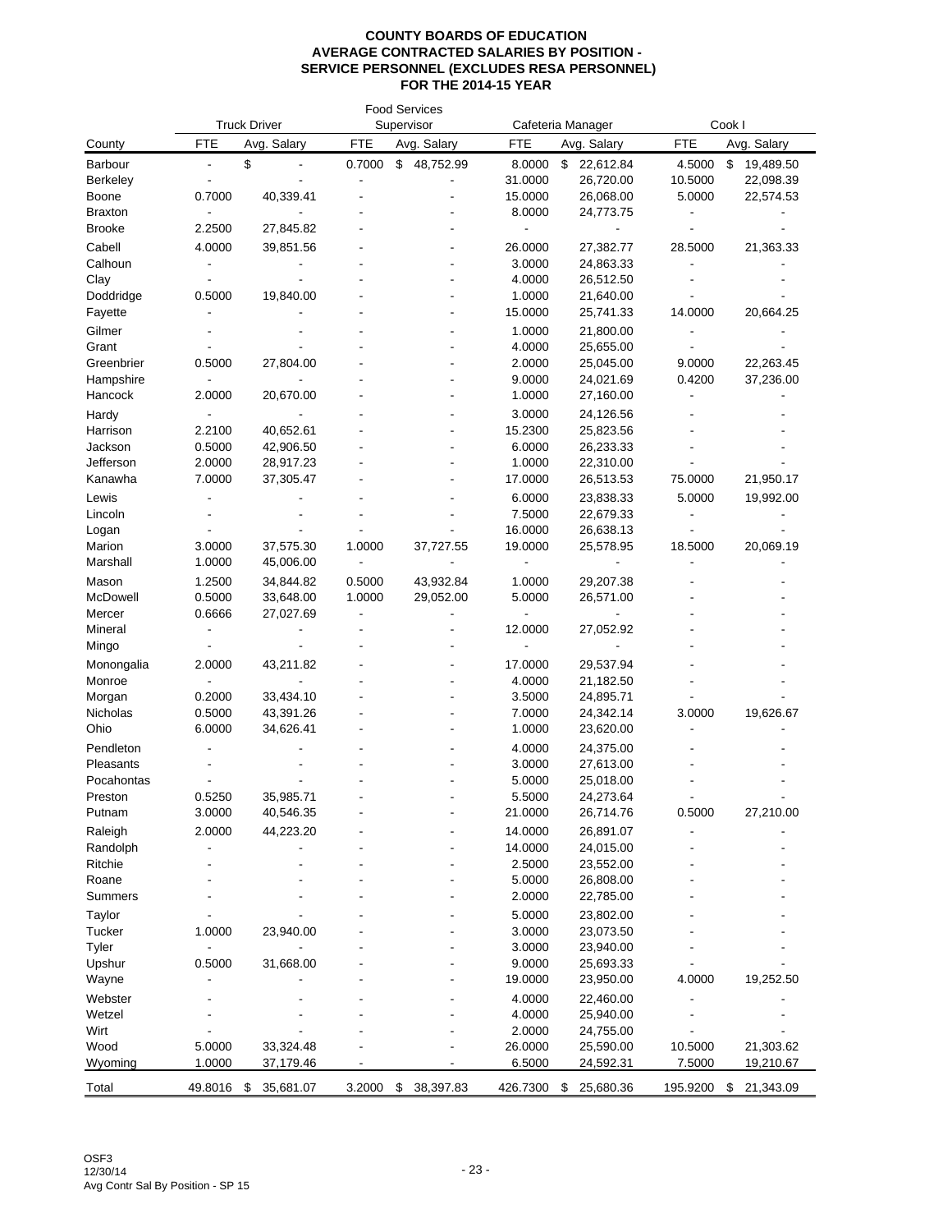**COUNTY BOARDS OF EDUCATION**
**AVERAGE CONTRACTED SALARIES BY POSITION -**
**SERVICE PERSONNEL (EXCLUDES RESA PERSONNEL)**
**FOR THE 2014-15 YEAR**

| | Truck Driver | | Food Services Supervisor | | Cafeteria Manager | | Cook I | |
|---|---|---|---|---|---|---|---|---|
| County | FTE | Avg. Salary | FTE | Avg. Salary | FTE | Avg. Salary | FTE | Avg. Salary |
| Barbour | - | $ - | 0.7000 | $ 48,752.99 | 8.0000 | $ 22,612.84 | 4.5000 | $ 19,489.50 |
| Berkeley | - | - | - | - | 31.0000 | 26,720.00 | 10.5000 | 22,098.39 |
| Boone | 0.7000 | 40,339.41 | - | - | 15.0000 | 26,068.00 | 5.0000 | 22,574.53 |
| Braxton | - | - | - | - | 8.0000 | 24,773.75 | - | - |
| Brooke | 2.2500 | 27,845.82 | - | - | - | - | - | - |
| Cabell | 4.0000 | 39,851.56 | - | - | 26.0000 | 27,382.77 | 28.5000 | 21,363.33 |
| Calhoun | - | - | - | - | 3.0000 | 24,863.33 | - | - |
| Clay | - | - | - | - | 4.0000 | 26,512.50 | - | - |
| Doddridge | 0.5000 | 19,840.00 | - | - | 1.0000 | 21,640.00 | - | - |
| Fayette | - | - | - | - | 15.0000 | 25,741.33 | 14.0000 | 20,664.25 |
| Gilmer | - | - | - | - | 1.0000 | 21,800.00 | - | - |
| Grant | - | - | - | - | 4.0000 | 25,655.00 | - | - |
| Greenbrier | 0.5000 | 27,804.00 | - | - | 2.0000 | 25,045.00 | 9.0000 | 22,263.45 |
| Hampshire | - | - | - | - | 9.0000 | 24,021.69 | 0.4200 | 37,236.00 |
| Hancock | 2.0000 | 20,670.00 | - | - | 1.0000 | 27,160.00 | - | - |
| Hardy | - | - | - | - | 3.0000 | 24,126.56 | - | - |
| Harrison | 2.2100 | 40,652.61 | - | - | 15.2300 | 25,823.56 | - | - |
| Jackson | 0.5000 | 42,906.50 | - | - | 6.0000 | 26,233.33 | - | - |
| Jefferson | 2.0000 | 28,917.23 | - | - | 1.0000 | 22,310.00 | - | - |
| Kanawha | 7.0000 | 37,305.47 | - | - | 17.0000 | 26,513.53 | 75.0000 | 21,950.17 |
| Lewis | - | - | - | - | 6.0000 | 23,838.33 | 5.0000 | 19,992.00 |
| Lincoln | - | - | - | - | 7.5000 | 22,679.33 | - | - |
| Logan | - | - | - | - | 16.0000 | 26,638.13 | - | - |
| Marion | 3.0000 | 37,575.30 | 1.0000 | 37,727.55 | 19.0000 | 25,578.95 | 18.5000 | 20,069.19 |
| Marshall | 1.0000 | 45,006.00 | - | - | - | - | - | - |
| Mason | 1.2500 | 34,844.82 | 0.5000 | 43,932.84 | 1.0000 | 29,207.38 | - | - |
| McDowell | 0.5000 | 33,648.00 | 1.0000 | 29,052.00 | 5.0000 | 26,571.00 | - | - |
| Mercer | 0.6666 | 27,027.69 | - | - | - | - | - | - |
| Mineral | - | - | - | - | 12.0000 | 27,052.92 | - | - |
| Mingo | - | - | - | - | - | - | - | - |
| Monongalia | 2.0000 | 43,211.82 | - | - | 17.0000 | 29,537.94 | - | - |
| Monroe | - | - | - | - | 4.0000 | 21,182.50 | - | - |
| Morgan | 0.2000 | 33,434.10 | - | - | 3.5000 | 24,895.71 | - | - |
| Nicholas | 0.5000 | 43,391.26 | - | - | 7.0000 | 24,342.14 | 3.0000 | 19,626.67 |
| Ohio | 6.0000 | 34,626.41 | - | - | 1.0000 | 23,620.00 | - | - |
| Pendleton | - | - | - | - | 4.0000 | 24,375.00 | - | - |
| Pleasants | - | - | - | - | 3.0000 | 27,613.00 | - | - |
| Pocahontas | - | - | - | - | 5.0000 | 25,018.00 | - | - |
| Preston | 0.5250 | 35,985.71 | - | - | 5.5000 | 24,273.64 | - | - |
| Putnam | 3.0000 | 40,546.35 | - | - | 21.0000 | 26,714.76 | 0.5000 | 27,210.00 |
| Raleigh | 2.0000 | 44,223.20 | - | - | 14.0000 | 26,891.07 | - | - |
| Randolph | - | - | - | - | 14.0000 | 24,015.00 | - | - |
| Ritchie | - | - | - | - | 2.5000 | 23,552.00 | - | - |
| Roane | - | - | - | - | 5.0000 | 26,808.00 | - | - |
| Summers | - | - | - | - | 2.0000 | 22,785.00 | - | - |
| Taylor | - | - | - | - | 5.0000 | 23,802.00 | - | - |
| Tucker | 1.0000 | 23,940.00 | - | - | 3.0000 | 23,073.50 | - | - |
| Tyler | - | - | - | - | 3.0000 | 23,940.00 | - | - |
| Upshur | 0.5000 | 31,668.00 | - | - | 9.0000 | 25,693.33 | - | - |
| Wayne | - | - | - | - | 19.0000 | 23,950.00 | 4.0000 | 19,252.50 |
| Webster | - | - | - | - | 4.0000 | 22,460.00 | - | - |
| Wetzel | - | - | - | - | 4.0000 | 25,940.00 | - | - |
| Wirt | - | - | - | - | 2.0000 | 24,755.00 | - | - |
| Wood | 5.0000 | 33,324.48 | - | - | 26.0000 | 25,590.00 | 10.5000 | 21,303.62 |
| Wyoming | 1.0000 | 37,179.46 | - | - | 6.5000 | 24,592.31 | 7.5000 | 19,210.67 |
| Total | 49.8016 | $ 35,681.07 | 3.2000 | $ 38,397.83 | 426.7300 | $ 25,680.36 | 195.9200 | $ 21,343.09 |

OSF3
12/30/14
Avg Contr Sal By Position - SP 15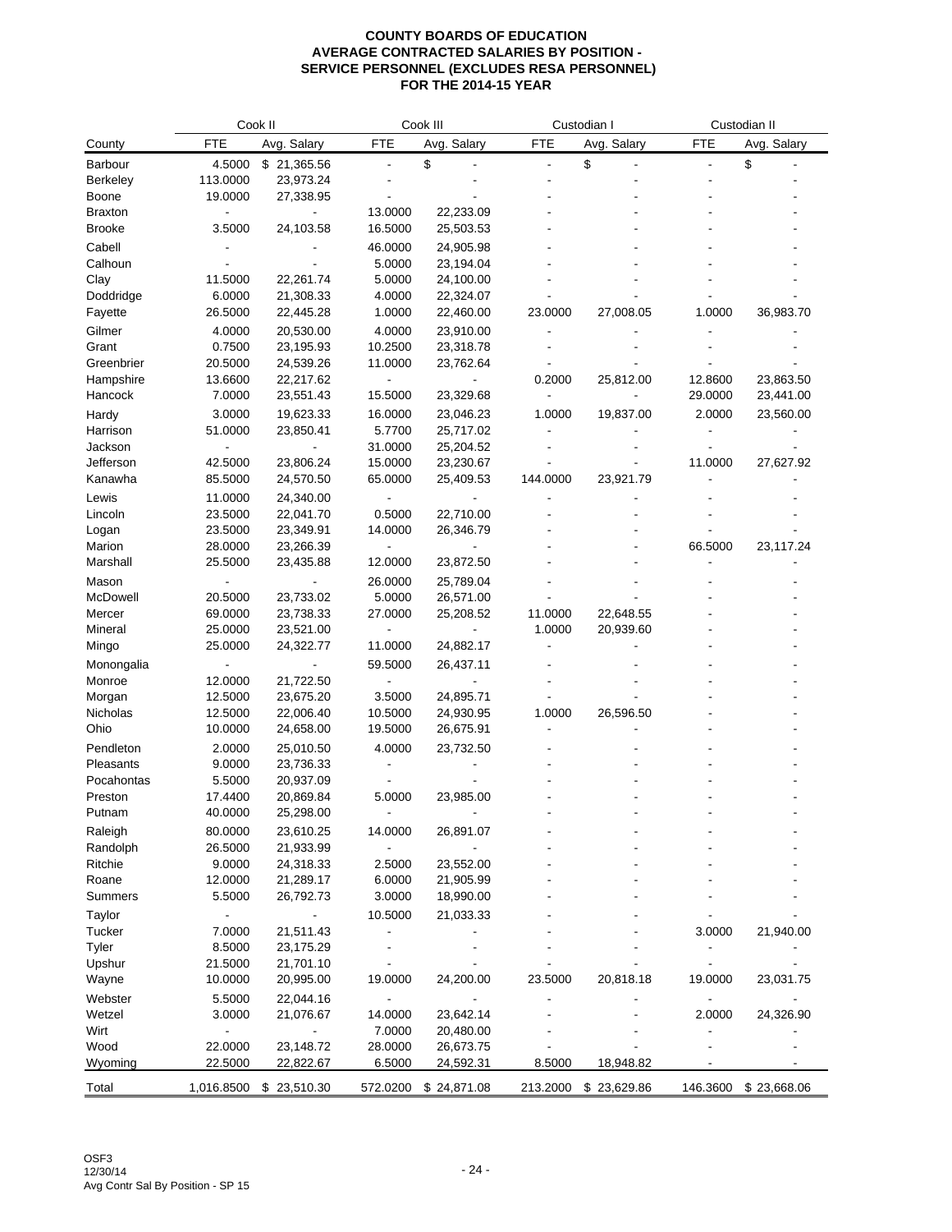**COUNTY BOARDS OF EDUCATION**
**AVERAGE CONTRACTED SALARIES BY POSITION -**
**SERVICE PERSONNEL (EXCLUDES RESA PERSONNEL)**
**FOR THE 2014-15 YEAR**

| | Cook II | | Cook III | | Custodian I | | Custodian II | |
|---|---|---|---|---|---|---|---|---|
| County | FTE | Avg. Salary | FTE | Avg. Salary | FTE | Avg. Salary | FTE | Avg. Salary |
| Barbour | 4.5000 | $ 21,365.56 | - | $ - | - | $ - | - | $ - |
| Berkeley | 113.0000 | 23,973.24 | - | - | - | - | - | - |
| Boone | 19.0000 | 27,338.95 | - | - | - | - | - | - |
| Braxton | - | - | 13.0000 | 22,233.09 | - | - | - | - |
| Brooke | 3.5000 | 24,103.58 | 16.5000 | 25,503.53 | - | - | - | - |
| Cabell | - | - | 46.0000 | 24,905.98 | - | - | - | - |
| Calhoun | - | - | 5.0000 | 23,194.04 | - | - | - | - |
| Clay | 11.5000 | 22,261.74 | 5.0000 | 24,100.00 | - | - | - | - |
| Doddridge | 6.0000 | 21,308.33 | 4.0000 | 22,324.07 | - | - | - | - |
| Fayette | 26.5000 | 22,445.28 | 1.0000 | 22,460.00 | 23.0000 | 27,008.05 | 1.0000 | 36,983.70 |
| Gilmer | 4.0000 | 20,530.00 | 4.0000 | 23,910.00 | - | - | - | - |
| Grant | 0.7500 | 23,195.93 | 10.2500 | 23,318.78 | - | - | - | - |
| Greenbrier | 20.5000 | 24,539.26 | 11.0000 | 23,762.64 | - | - | - | - |
| Hampshire | 13.6600 | 22,217.62 | - | - | 0.2000 | 25,812.00 | 12.8600 | 23,863.50 |
| Hancock | 7.0000 | 23,551.43 | 15.5000 | 23,329.68 | - | - | 29.0000 | 23,441.00 |
| Hardy | 3.0000 | 19,623.33 | 16.0000 | 23,046.23 | 1.0000 | 19,837.00 | 2.0000 | 23,560.00 |
| Harrison | 51.0000 | 23,850.41 | 5.7700 | 25,717.02 | - | - | - | - |
| Jackson | - | - | 31.0000 | 25,204.52 | - | - | - | - |
| Jefferson | 42.5000 | 23,806.24 | 15.0000 | 23,230.67 | - | - | 11.0000 | 27,627.92 |
| Kanawha | 85.5000 | 24,570.50 | 65.0000 | 25,409.53 | 144.0000 | 23,921.79 | - | - |
| Lewis | 11.0000 | 24,340.00 | - | - | - | - | - | - |
| Lincoln | 23.5000 | 22,041.70 | 0.5000 | 22,710.00 | - | - | - | - |
| Logan | 23.5000 | 23,349.91 | 14.0000 | 26,346.79 | - | - | - | - |
| Marion | 28.0000 | 23,266.39 | - | - | - | - | 66.5000 | 23,117.24 |
| Marshall | 25.5000 | 23,435.88 | 12.0000 | 23,872.50 | - | - | - | - |
| Mason | - | - | 26.0000 | 25,789.04 | - | - | - | - |
| McDowell | 20.5000 | 23,733.02 | 5.0000 | 26,571.00 | - | - | - | - |
| Mercer | 69.0000 | 23,738.33 | 27.0000 | 25,208.52 | 11.0000 | 22,648.55 | - | - |
| Mineral | 25.0000 | 23,521.00 | - | - | 1.0000 | 20,939.60 | - | - |
| Mingo | 25.0000 | 24,322.77 | 11.0000 | 24,882.17 | - | - | - | - |
| Monongalia | - | - | 59.5000 | 26,437.11 | - | - | - | - |
| Monroe | 12.0000 | 21,722.50 | - | - | - | - | - | - |
| Morgan | 12.5000 | 23,675.20 | 3.5000 | 24,895.71 | - | - | - | - |
| Nicholas | 12.5000 | 22,006.40 | 10.5000 | 24,930.95 | 1.0000 | 26,596.50 | - | - |
| Ohio | 10.0000 | 24,658.00 | 19.5000 | 26,675.91 | - | - | - | - |
| Pendleton | 2.0000 | 25,010.50 | 4.0000 | 23,732.50 | - | - | - | - |
| Pleasants | 9.0000 | 23,736.33 | - | - | - | - | - | - |
| Pocahontas | 5.5000 | 20,937.09 | - | - | - | - | - | - |
| Preston | 17.4400 | 20,869.84 | 5.0000 | 23,985.00 | - | - | - | - |
| Putnam | 40.0000 | 25,298.00 | - | - | - | - | - | - |
| Raleigh | 80.0000 | 23,610.25 | 14.0000 | 26,891.07 | - | - | - | - |
| Randolph | 26.5000 | 21,933.99 | - | - | - | - | - | - |
| Ritchie | 9.0000 | 24,318.33 | 2.5000 | 23,552.00 | - | - | - | - |
| Roane | 12.0000 | 21,289.17 | 6.0000 | 21,905.99 | - | - | - | - |
| Summers | 5.5000 | 26,792.73 | 3.0000 | 18,990.00 | - | - | - | - |
| Taylor | - | - | 10.5000 | 21,033.33 | - | - | - | - |
| Tucker | 7.0000 | 21,511.43 | - | - | - | - | 3.0000 | 21,940.00 |
| Tyler | 8.5000 | 23,175.29 | - | - | - | - | - | - |
| Upshur | 21.5000 | 21,701.10 | - | - | - | - | - | - |
| Wayne | 10.0000 | 20,995.00 | 19.0000 | 24,200.00 | 23.5000 | 20,818.18 | 19.0000 | 23,031.75 |
| Webster | 5.5000 | 22,044.16 | - | - | - | - | - | - |
| Wetzel | 3.0000 | 21,076.67 | 14.0000 | 23,642.14 | - | - | 2.0000 | 24,326.90 |
| Wirt | - | - | 7.0000 | 20,480.00 | - | - | - | - |
| Wood | 22.0000 | 23,148.72 | 28.0000 | 26,673.75 | - | - | - | - |
| Wyoming | 22.5000 | 22,822.67 | 6.5000 | 24,592.31 | 8.5000 | 18,948.82 | - | - |
| Total | 1,016.8500 | $ 23,510.30 | 572.0200 | $ 24,871.08 | 213.2000 | $ 23,629.86 | 146.3600 | $ 23,668.06 |

OSF3
12/30/14
Avg Contr Sal By Position - SP 15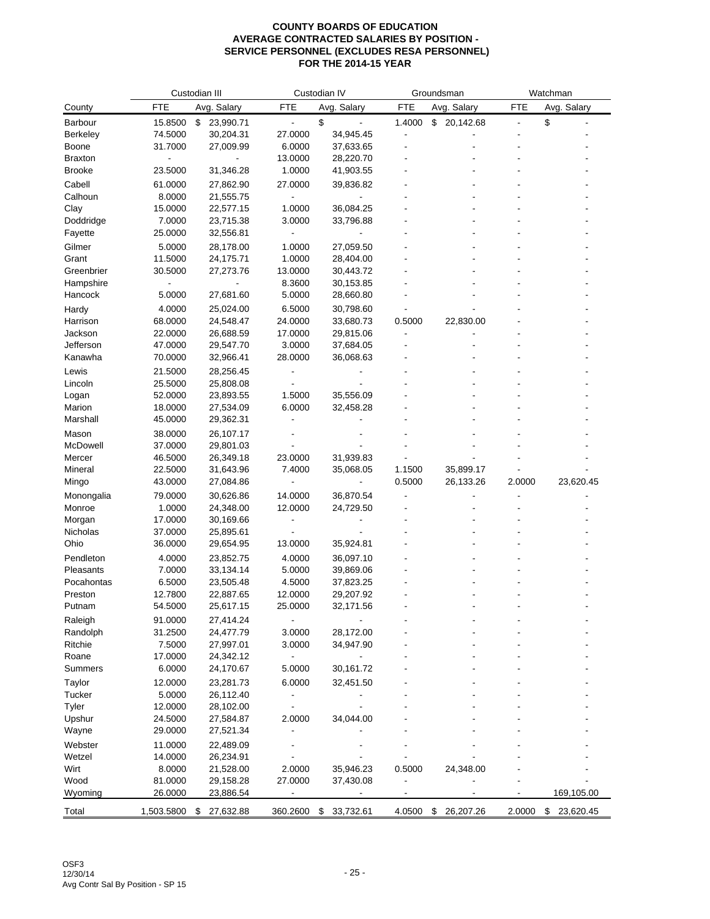# COUNTY BOARDS OF EDUCATION
## AVERAGE CONTRACTED SALARIES BY POSITION - SERVICE PERSONNEL (EXCLUDES RESA PERSONNEL)
## FOR THE 2014-15 YEAR

| | Custodian III | | Custodian IV | | Groundsman | | Watchman | |
|---|---|---|---|---|---|---|---|---|
| County | FTE | Avg. Salary | FTE | Avg. Salary | FTE | Avg. Salary | FTE | Avg. Salary |
| Barbour | 15.8500 | $ 23,990.71 | - | $ - | 1.4000 | $ 20,142.68 | - | $ - |
| Berkeley | 74.5000 | 30,204.31 | 27.0000 | 34,945.45 | - | - | - | - |
| Boone | 31.7000 | 27,009.99 | 6.0000 | 37,633.65 | - | - | - | - |
| Braxton | - | - | 13.0000 | 28,220.70 | - | - | - | - |
| Brooke | 23.5000 | 31,346.28 | 1.0000 | 41,903.55 | - | - | - | - |
| Cabell | 61.0000 | 27,862.90 | 27.0000 | 39,836.82 | - | - | - | - |
| Calhoun | 8.0000 | 21,555.75 | - | - | - | - | - | - |
| Clay | 15.0000 | 22,577.15 | 1.0000 | 36,084.25 | - | - | - | - |
| Doddridge | 7.0000 | 23,715.38 | 3.0000 | 33,796.88 | - | - | - | - |
| Fayette | 25.0000 | 32,556.81 | - | - | - | - | - | - |
| Gilmer | 5.0000 | 28,178.00 | 1.0000 | 27,059.50 | - | - | - | - |
| Grant | 11.5000 | 24,175.71 | 1.0000 | 28,404.00 | - | - | - | - |
| Greenbrier | 30.5000 | 27,273.76 | 13.0000 | 30,443.72 | - | - | - | - |
| Hampshire | - | - | 8.3600 | 30,153.85 | - | - | - | - |
| Hancock | 5.0000 | 27,681.60 | 5.0000 | 28,660.80 | - | - | - | - |
| Hardy | 4.0000 | 25,024.00 | 6.5000 | 30,798.60 | - | - | - | - |
| Harrison | 68.0000 | 24,548.47 | 24.0000 | 33,680.73 | 0.5000 | 22,830.00 | - | - |
| Jackson | 22.0000 | 26,688.59 | 17.0000 | 29,815.06 | - | - | - | - |
| Jefferson | 47.0000 | 29,547.70 | 3.0000 | 37,684.05 | - | - | - | - |
| Kanawha | 70.0000 | 32,966.41 | 28.0000 | 36,068.63 | - | - | - | - |
| Lewis | 21.5000 | 28,256.45 | - | - | - | - | - | - |
| Lincoln | 25.5000 | 25,808.08 | - | - | - | - | - | - |
| Logan | 52.0000 | 23,893.55 | 1.5000 | 35,556.09 | - | - | - | - |
| Marion | 18.0000 | 27,534.09 | 6.0000 | 32,458.28 | - | - | - | - |
| Marshall | 45.0000 | 29,362.31 | - | - | - | - | - | - |
| Mason | 38.0000 | 26,107.17 | - | - | - | - | - | - |
| McDowell | 37.0000 | 29,801.03 | - | - | - | - | - | - |
| Mercer | 46.5000 | 26,349.18 | 23.0000 | 31,939.83 | - | - | - | - |
| Mineral | 22.5000 | 31,643.96 | 7.4000 | 35,068.05 | 1.1500 | 35,899.17 | - | - |
| Mingo | 43.0000 | 27,084.86 | - | - | 0.5000 | 26,133.26 | 2.0000 | 23,620.45 |
| Monongalia | 79.0000 | 30,626.86 | 14.0000 | 36,870.54 | - | - | - | - |
| Monroe | 1.0000 | 24,348.00 | 12.0000 | 24,729.50 | - | - | - | - |
| Morgan | 17.0000 | 30,169.66 | - | - | - | - | - | - |
| Nicholas | 37.0000 | 25,895.61 | - | - | - | - | - | - |
| Ohio | 36.0000 | 29,654.95 | 13.0000 | 35,924.81 | - | - | - | - |
| Pendleton | 4.0000 | 23,852.75 | 4.0000 | 36,097.10 | - | - | - | - |
| Pleasants | 7.0000 | 33,134.14 | 5.0000 | 39,869.06 | - | - | - | - |
| Pocahontas | 6.5000 | 23,505.48 | 4.5000 | 37,823.25 | - | - | - | - |
| Preston | 12.7800 | 22,887.65 | 12.0000 | 29,207.92 | - | - | - | - |
| Putnam | 54.5000 | 25,617.15 | 25.0000 | 32,171.56 | - | - | - | - |
| Raleigh | 91.0000 | 27,414.24 | - | - | - | - | - | - |
| Randolph | 31.2500 | 24,477.79 | 3.0000 | 28,172.00 | - | - | - | - |
| Ritchie | 7.5000 | 27,997.01 | 3.0000 | 34,947.90 | - | - | - | - |
| Roane | 17.0000 | 24,342.12 | - | - | - | - | - | - |
| Summers | 6.0000 | 24,170.67 | 5.0000 | 30,161.72 | - | - | - | - |
| Taylor | 12.0000 | 23,281.73 | 6.0000 | 32,451.50 | - | - | - | - |
| Tucker | 5.0000 | 26,112.40 | - | - | - | - | - | - |
| Tyler | 12.0000 | 28,102.00 | - | - | - | - | - | - |
| Upshur | 24.5000 | 27,584.87 | 2.0000 | 34,044.00 | - | - | - | - |
| Wayne | 29.0000 | 27,521.34 | - | - | - | - | - | - |
| Webster | 11.0000 | 22,489.09 | - | - | - | - | - | - |
| Wetzel | 14.0000 | 26,234.91 | - | - | - | - | - | - |
| Wirt | 8.0000 | 21,528.00 | 2.0000 | 35,946.23 | 0.5000 | 24,348.00 | - | - |
| Wood | 81.0000 | 29,158.28 | 27.0000 | 37,430.08 | - | - | - | - |
| Wyoming | 26.0000 | 23,886.54 | - | - | - | - | - | 169,105.00 |
| Total | 1,503.5800 | $ 27,632.88 | 360.2600 | $ 33,732.61 | 4.0500 | $ 26,207.26 | 2.0000 | $ 23,620.45 |

OSF3
12/30/14
Avg Contr Sal By Position - SP 15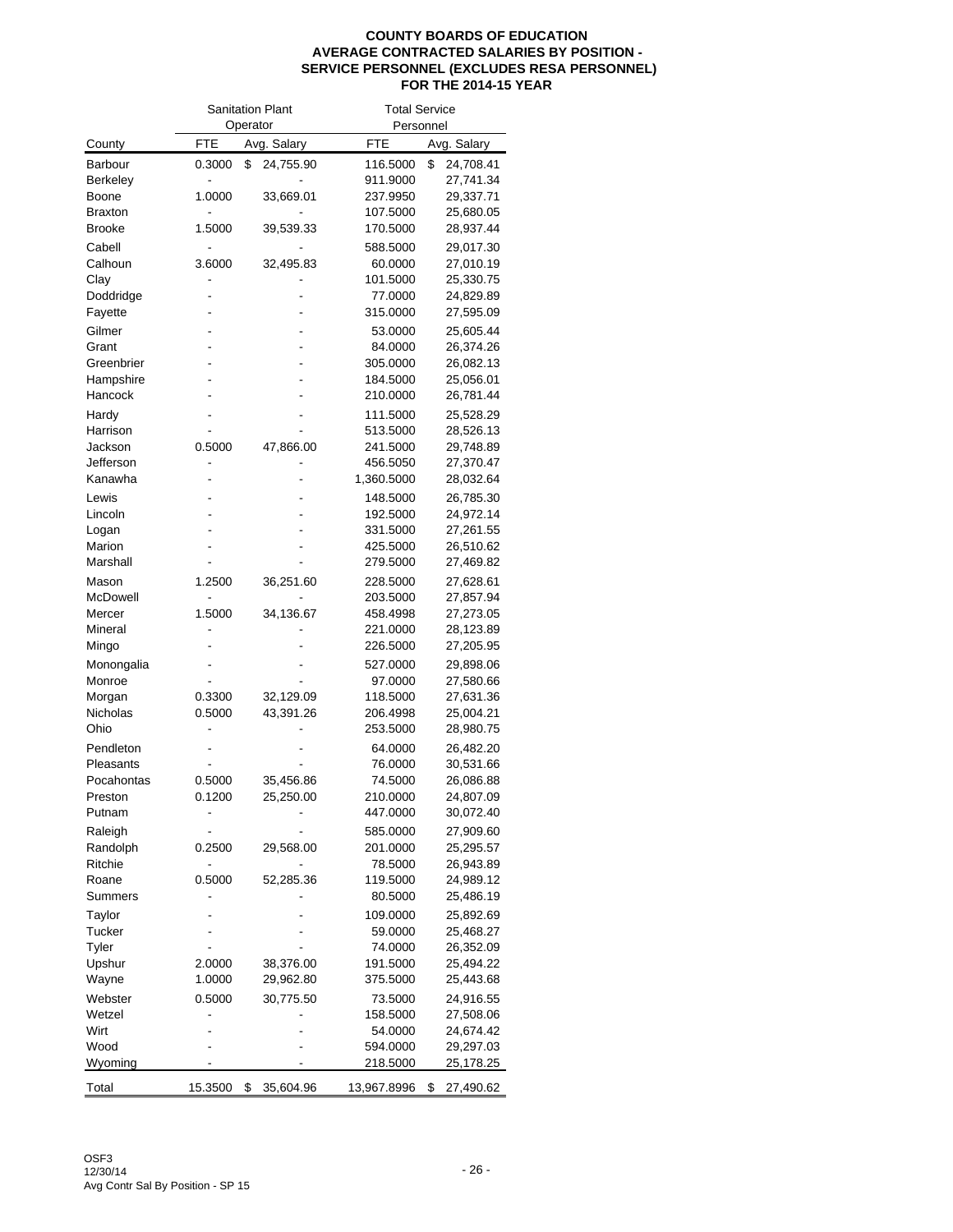**COUNTY BOARDS OF EDUCATION**
**AVERAGE CONTRACTED SALARIES BY POSITION -**
**SERVICE PERSONNEL (EXCLUDES RESA PERSONNEL)**
**FOR THE 2014-15 YEAR**

| | Sanitation Plant Operator | | Total Service Personnel | |
|---|---|---|---|---|
| County | FTE | Avg. Salary | FTE | Avg. Salary |
| Barbour | 0.3000 | $ 24,755.90 | 116.5000 | $ 24,708.41 |
| Berkeley | - | - | 911.9000 | 27,741.34 |
| Boone | 1.0000 | 33,669.01 | 237.9950 | 29,337.71 |
| Braxton | - | - | 107.5000 | 25,680.05 |
| Brooke | 1.5000 | 39,539.33 | 170.5000 | 28,937.44 |
| Cabell | - | - | 588.5000 | 29,017.30 |
| Calhoun | 3.6000 | 32,495.83 | 60.0000 | 27,010.19 |
| Clay | - | - | 101.5000 | 25,330.75 |
| Doddridge | - | - | 77.0000 | 24,829.89 |
| Fayette | - | - | 315.0000 | 27,595.09 |
| Gilmer | - | - | 53.0000 | 25,605.44 |
| Grant | - | - | 84.0000 | 26,374.26 |
| Greenbrier | - | - | 305.0000 | 26,082.13 |
| Hampshire | - | - | 184.5000 | 25,056.01 |
| Hancock | - | - | 210.0000 | 26,781.44 |
| Hardy | - | - | 111.5000 | 25,528.29 |
| Harrison | - | - | 513.5000 | 28,526.13 |
| Jackson | 0.5000 | 47,866.00 | 241.5000 | 29,748.89 |
| Jefferson | - | - | 456.5050 | 27,370.47 |
| Kanawha | - | - | 1,360.5000 | 28,032.64 |
| Lewis | - | - | 148.5000 | 26,785.30 |
| Lincoln | - | - | 192.5000 | 24,972.14 |
| Logan | - | - | 331.5000 | 27,261.55 |
| Marion | - | - | 425.5000 | 26,510.62 |
| Marshall | - | - | 279.5000 | 27,469.82 |
| Mason | 1.2500 | 36,251.60 | 228.5000 | 27,628.61 |
| McDowell | - | - | 203.5000 | 27,857.94 |
| Mercer | 1.5000 | 34,136.67 | 458.4998 | 27,273.05 |
| Mineral | - | - | 221.0000 | 28,123.89 |
| Mingo | - | - | 226.5000 | 27,205.95 |
| Monongalia | - | - | 527.0000 | 29,898.06 |
| Monroe | - | - | 97.0000 | 27,580.66 |
| Morgan | 0.3300 | 32,129.09 | 118.5000 | 27,631.36 |
| Nicholas | 0.5000 | 43,391.26 | 206.4998 | 25,004.21 |
| Ohio | - | - | 253.5000 | 28,980.75 |
| Pendleton | - | - | 64.0000 | 26,482.20 |
| Pleasants | - | - | 76.0000 | 30,531.66 |
| Pocahontas | 0.5000 | 35,456.86 | 74.5000 | 26,086.88 |
| Preston | 0.1200 | 25,250.00 | 210.0000 | 24,807.09 |
| Putnam | - | - | 447.0000 | 30,072.40 |
| Raleigh | - | - | 585.0000 | 27,909.60 |
| Randolph | 0.2500 | 29,568.00 | 201.0000 | 25,295.57 |
| Ritchie | - | - | 78.5000 | 26,943.89 |
| Roane | 0.5000 | 52,285.36 | 119.5000 | 24,989.12 |
| Summers | - | - | 80.5000 | 25,486.19 |
| Taylor | - | - | 109.0000 | 25,892.69 |
| Tucker | - | - | 59.0000 | 25,468.27 |
| Tyler | - | - | 74.0000 | 26,352.09 |
| Upshur | 2.0000 | 38,376.00 | 191.5000 | 25,494.22 |
| Wayne | 1.0000 | 29,962.80 | 375.5000 | 25,443.68 |
| Webster | 0.5000 | 30,775.50 | 73.5000 | 24,916.55 |
| Wetzel | - | - | 158.5000 | 27,508.06 |
| Wirt | - | - | 54.0000 | 24,674.42 |
| Wood | - | - | 594.0000 | 29,297.03 |
| Wyoming | - | - | 218.5000 | 25,178.25 |
| Total | 15.3500 | $ 35,604.96 | 13,967.8996 | $ 27,490.62 |

OSF3
12/30/14
Avg Contr Sal By Position - SP 15